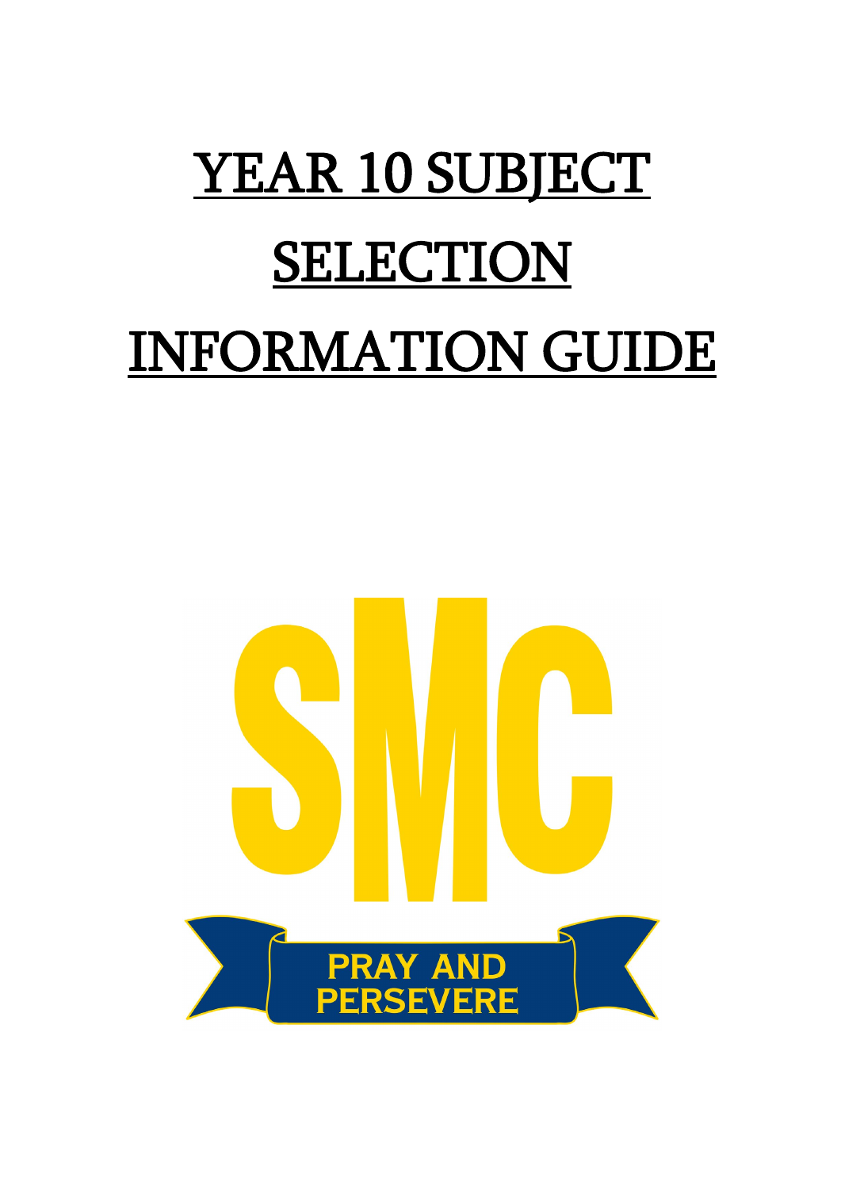# YEAR 10 SUBJECT SELECTION INFORMATION GUIDE

SMC

PRAY AND PERSEVERE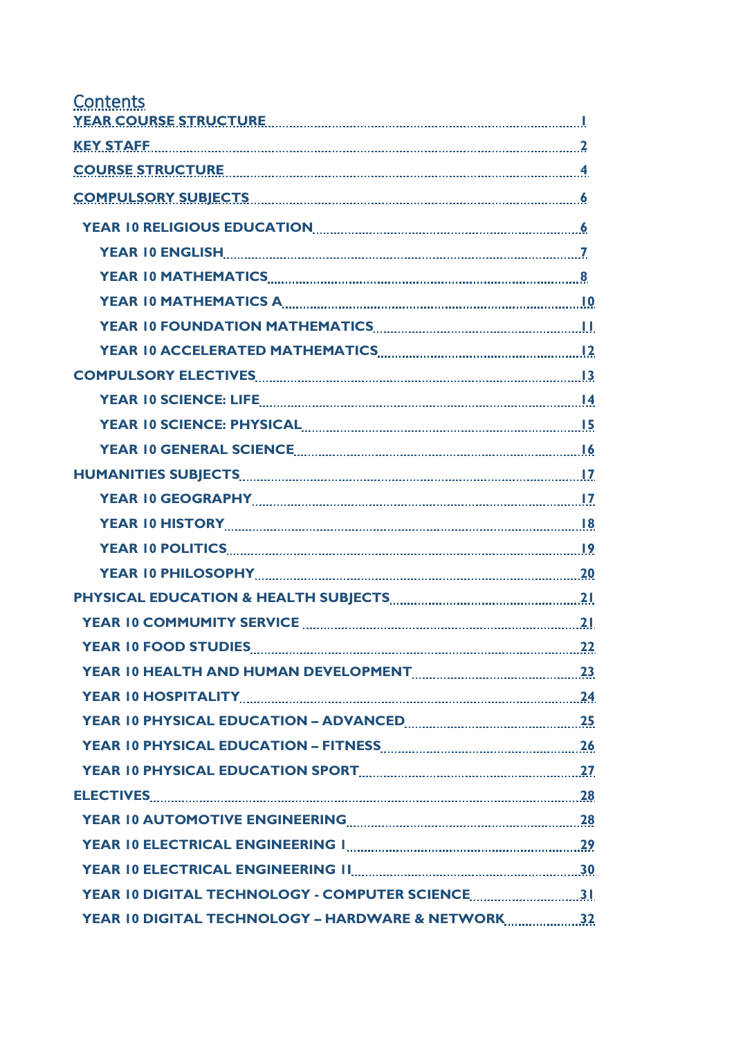# Contents

- YEAR COURSE STRUCTURE ..... 1
- KEY STAFF ..... 2
- COURSE STRUCTURE ..... 4
- COMPULSORY SUBJECTS ..... 6
  - YEAR 10 RELIGIOUS EDUCATION ..... 6
    - YEAR 10 ENGLISH ..... 7
    - YEAR 10 MATHEMATICS ..... 8
    - YEAR 10 MATHEMATICS A ..... 10
    - YEAR 10 FOUNDATION MATHEMATICS ..... 11
    - YEAR 10 ACCELERATED MATHEMATICS ..... 12
- COMPULSORY ELECTIVES ..... 13
  - YEAR 10 SCIENCE: LIFE ..... 14
  - YEAR 10 SCIENCE: PHYSICAL ..... 15
  - YEAR 10 GENERAL SCIENCE ..... 16
- HUMANITIES SUBJECTS ..... 17
  - YEAR 10 GEOGRAPHY ..... 17
  - YEAR 10 HISTORY ..... 18
  - YEAR 10 POLITICS ..... 19
  - YEAR 10 PHILOSOPHY ..... 20
- PHYSICAL EDUCATION & HEALTH SUBJECTS ..... 21
  - YEAR 10 COMMUMITY SERVICE ..... 21
  - YEAR 10 FOOD STUDIES ..... 22
  - YEAR 10 HEALTH AND HUMAN DEVELOPMENT ..... 23
  - YEAR 10 HOSPITALITY ..... 24
  - YEAR 10 PHYSICAL EDUCATION – ADVANCED ..... 25
  - YEAR 10 PHYSICAL EDUCATION – FITNESS ..... 26
  - YEAR 10 PHYSICAL EDUCATION SPORT ..... 27
- ELECTIVES ..... 28
  - YEAR 10 AUTOMOTIVE ENGINEERING ..... 28
  - YEAR 10 ELECTRICAL ENGINEERING I ..... 29
  - YEAR 10 ELECTRICAL ENGINEERING II ..... 30
  - YEAR 10 DIGITAL TECHNOLOGY - COMPUTER SCIENCE ..... 31
  - YEAR 10 DIGITAL TECHNOLOGY – HARDWARE & NETWORK ..... 32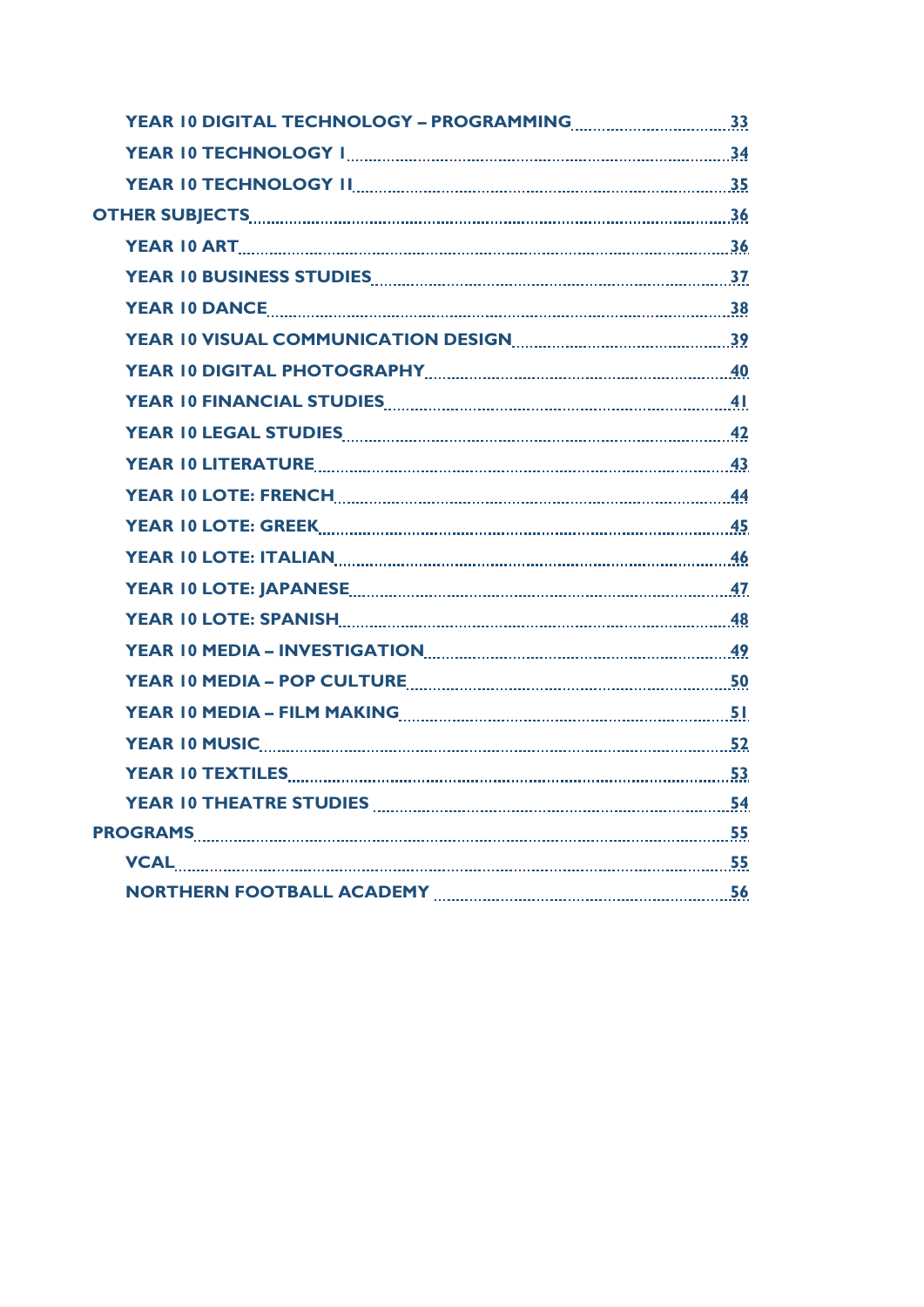- YEAR 10 DIGITAL TECHNOLOGY – PROGRAMMING ........ 33
- YEAR 10 TECHNOLOGY I ........ 34
- YEAR 10 TECHNOLOGY II ........ 35

OTHER SUBJECTS ........ 36

- YEAR 10 ART ........ 36
- YEAR 10 BUSINESS STUDIES ........ 37
- YEAR 10 DANCE ........ 38
- YEAR 10 VISUAL COMMUNICATION DESIGN ........ 39
- YEAR 10 DIGITAL PHOTOGRAPHY ........ 40
- YEAR 10 FINANCIAL STUDIES ........ 41
- YEAR 10 LEGAL STUDIES ........ 42
- YEAR 10 LITERATURE ........ 43
- YEAR 10 LOTE: FRENCH ........ 44
- YEAR 10 LOTE: GREEK ........ 45
- YEAR 10 LOTE: ITALIAN ........ 46
- YEAR 10 LOTE: JAPANESE ........ 47
- YEAR 10 LOTE: SPANISH ........ 48
- YEAR 10 MEDIA – INVESTIGATION ........ 49
- YEAR 10 MEDIA – POP CULTURE ........ 50
- YEAR 10 MEDIA – FILM MAKING ........ 51
- YEAR 10 MUSIC ........ 52
- YEAR 10 TEXTILES ........ 53
- YEAR 10 THEATRE STUDIES ........ 54

PROGRAMS ........ 55

- VCAL ........ 55
- NORTHERN FOOTBALL ACADEMY ........ 56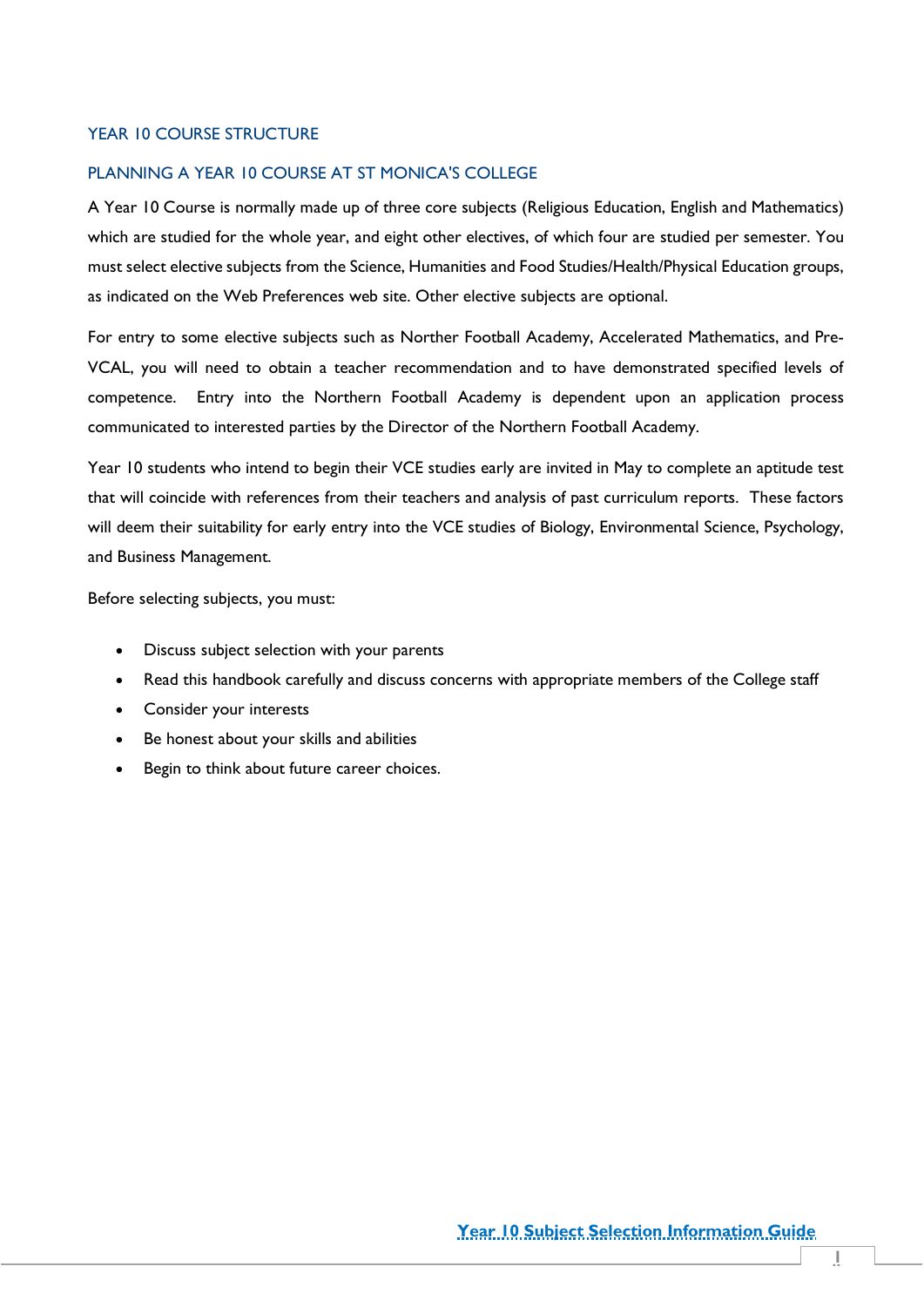## YEAR 10 COURSE STRUCTURE

### PLANNING A YEAR 10 COURSE AT ST MONICA'S COLLEGE

A Year 10 Course is normally made up of three core subjects (Religious Education, English and Mathematics) which are studied for the whole year, and eight other electives, of which four are studied per semester. You must select elective subjects from the Science, Humanities and Food Studies/Health/Physical Education groups, as indicated on the Web Preferences web site. Other elective subjects are optional.

For entry to some elective subjects such as Norther Football Academy, Accelerated Mathematics, and Pre-VCAL, you will need to obtain a teacher recommendation and to have demonstrated specified levels of competence. Entry into the Northern Football Academy is dependent upon an application process communicated to interested parties by the Director of the Northern Football Academy.

Year 10 students who intend to begin their VCE studies early are invited in May to complete an aptitude test that will coincide with references from their teachers and analysis of past curriculum reports. These factors will deem their suitability for early entry into the VCE studies of Biology, Environmental Science, Psychology, and Business Management.

Before selecting subjects, you must:

- Discuss subject selection with your parents
- Read this handbook carefully and discuss concerns with appropriate members of the College staff
- Consider your interests
- Be honest about your skills and abilities
- Begin to think about future career choices.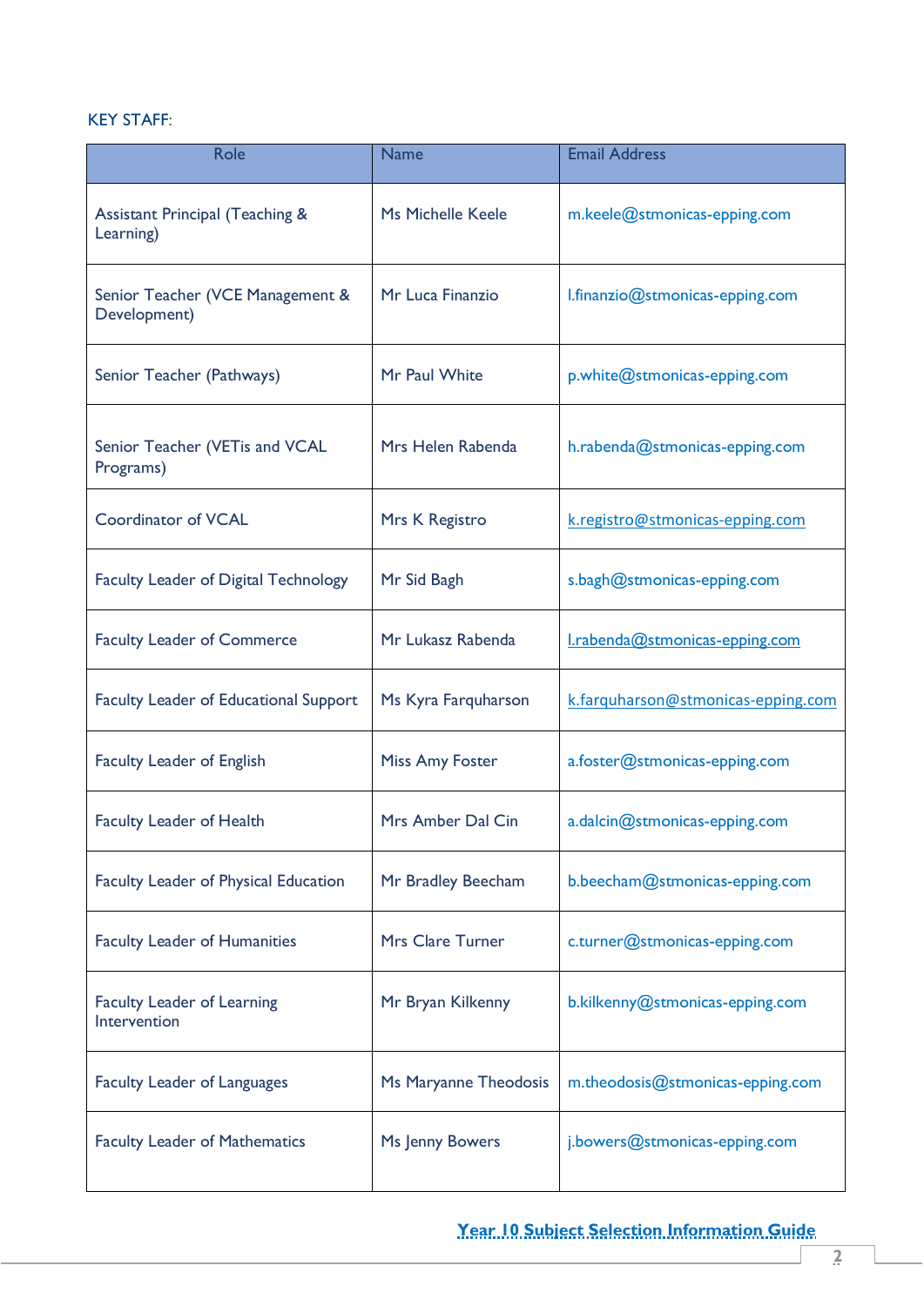KEY STAFF:

| Role | Name | Email Address |
| --- | --- | --- |
| Assistant Principal (Teaching & Learning) | Ms Michelle Keele | m.keele@stmonicas-epping.com |
| Senior Teacher (VCE Management & Development) | Mr Luca Finanzio | l.finanzio@stmonicas-epping.com |
| Senior Teacher (Pathways) | Mr Paul White | p.white@stmonicas-epping.com |
| Senior Teacher (VETis and VCAL Programs) | Mrs Helen Rabenda | h.rabenda@stmonicas-epping.com |
| Coordinator of VCAL | Mrs K Registro | k.registro@stmonicas-epping.com |
| Faculty Leader of Digital Technology | Mr Sid Bagh | s.bagh@stmonicas-epping.com |
| Faculty Leader of Commerce | Mr Lukasz Rabenda | l.rabenda@stmonicas-epping.com |
| Faculty Leader of Educational Support | Ms Kyra Farquharson | k.farquharson@stmonicas-epping.com |
| Faculty Leader of English | Miss Amy Foster | a.foster@stmonicas-epping.com |
| Faculty Leader of Health | Mrs Amber Dal Cin | a.dalcin@stmonicas-epping.com |
| Faculty Leader of Physical Education | Mr Bradley Beecham | b.beecham@stmonicas-epping.com |
| Faculty Leader of Humanities | Mrs Clare Turner | c.turner@stmonicas-epping.com |
| Faculty Leader of Learning Intervention | Mr Bryan Kilkenny | b.kilkenny@stmonicas-epping.com |
| Faculty Leader of Languages | Ms Maryanne Theodosis | m.theodosis@stmonicas-epping.com |
| Faculty Leader of Mathematics | Ms Jenny Bowers | j.bowers@stmonicas-epping.com |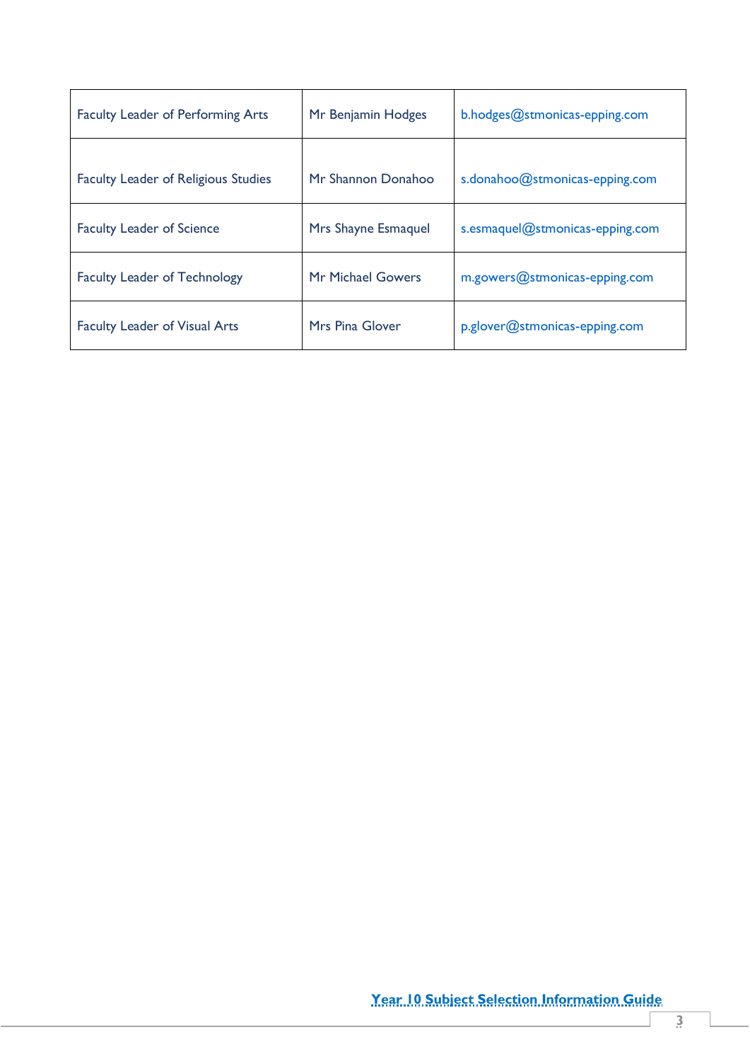| | | |
|---|---|---|
| Faculty Leader of Performing Arts | Mr Benjamin Hodges | b.hodges@stmonicas-epping.com |
| Faculty Leader of Religious Studies | Mr Shannon Donahoo | s.donahoo@stmonicas-epping.com |
| Faculty Leader of Science | Mrs Shayne Esmaquel | s.esmaquel@stmonicas-epping.com |
| Faculty Leader of Technology | Mr Michael Gowers | m.gowers@stmonicas-epping.com |
| Faculty Leader of Visual Arts | Mrs Pina Glover | p.glover@stmonicas-epping.com |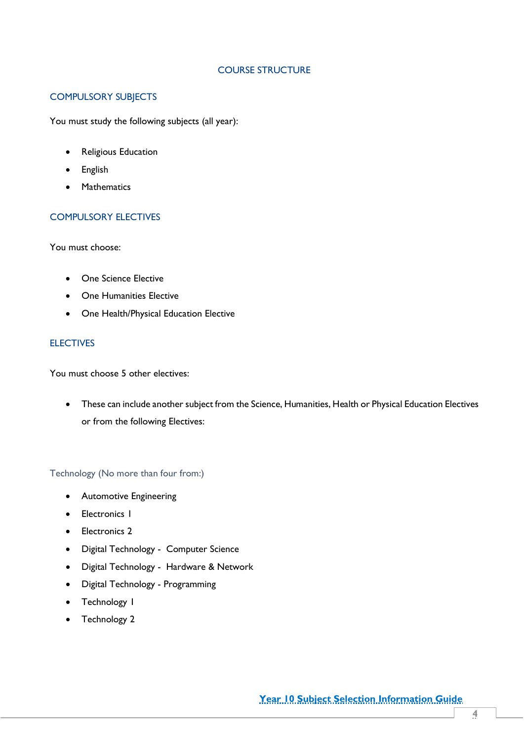# COURSE STRUCTURE

## COMPULSORY SUBJECTS

You must study the following subjects (all year):

- Religious Education
- English
- Mathematics

## COMPULSORY ELECTIVES

You must choose:

- One Science Elective
- One Humanities Elective
- One Health/Physical Education Elective

## ELECTIVES

You must choose 5 other electives:

- These can include another subject from the Science, Humanities, Health or Physical Education Electives or from the following Electives:

### Technology (No more than four from:)

- Automotive Engineering
- Electronics 1
- Electronics 2
- Digital Technology - Computer Science
- Digital Technology - Hardware & Network
- Digital Technology - Programming
- Technology 1
- Technology 2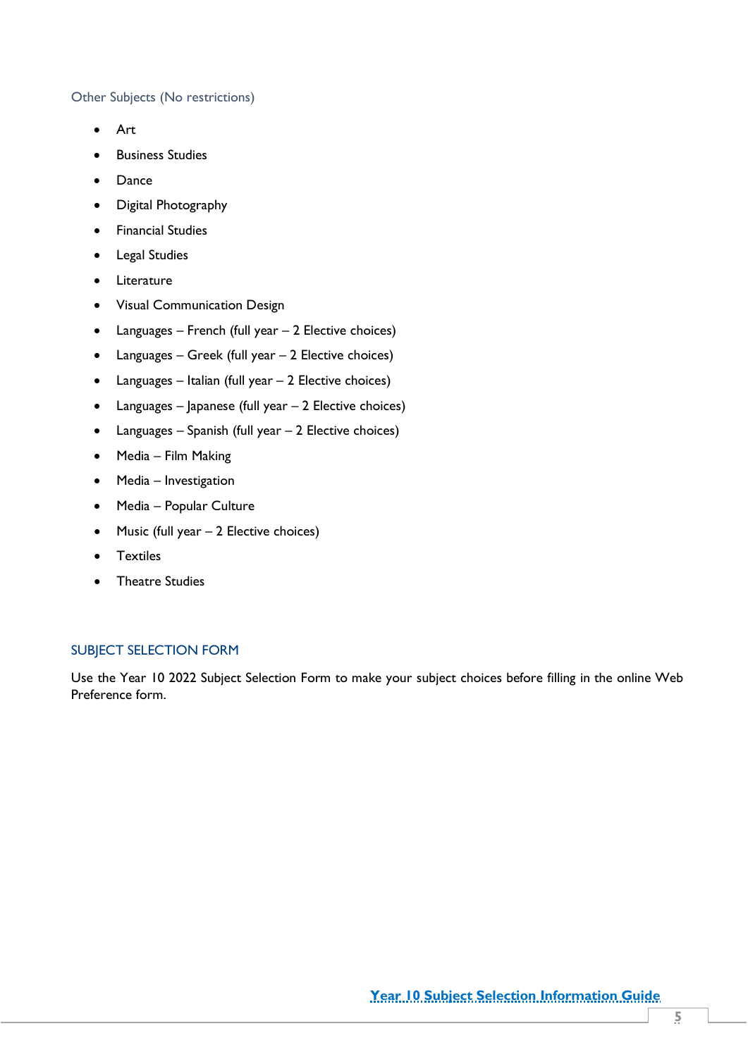### Other Subjects (No restrictions)

- Art
- Business Studies
- Dance
- Digital Photography
- Financial Studies
- Legal Studies
- Literature
- Visual Communication Design
- Languages – French (full year – 2 Elective choices)
- Languages – Greek (full year – 2 Elective choices)
- Languages – Italian (full year – 2 Elective choices)
- Languages – Japanese (full year – 2 Elective choices)
- Languages – Spanish (full year – 2 Elective choices)
- Media – Film Making
- Media – Investigation
- Media – Popular Culture
- Music (full year – 2 Elective choices)
- Textiles
- Theatre Studies

## SUBJECT SELECTION FORM

Use the Year 10 2022 Subject Selection Form to make your subject choices before filling in the online Web Preference form.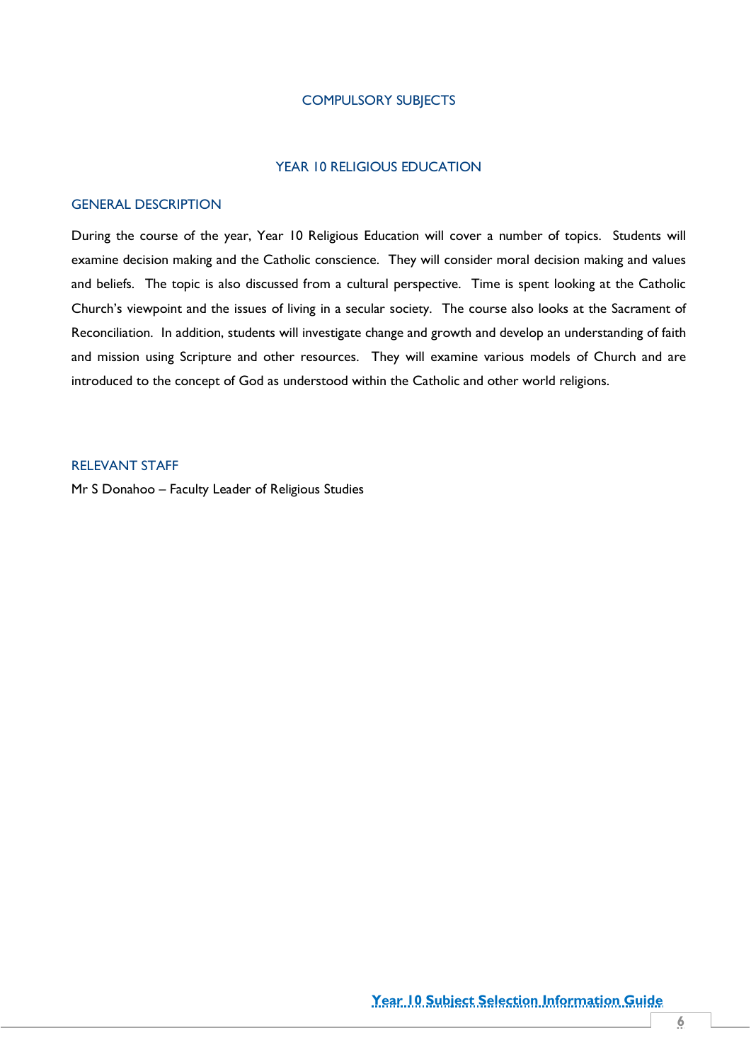# COMPULSORY SUBJECTS

## YEAR 10 RELIGIOUS EDUCATION

### GENERAL DESCRIPTION

During the course of the year, Year 10 Religious Education will cover a number of topics. Students will examine decision making and the Catholic conscience. They will consider moral decision making and values and beliefs. The topic is also discussed from a cultural perspective. Time is spent looking at the Catholic Church's viewpoint and the issues of living in a secular society. The course also looks at the Sacrament of Reconciliation. In addition, students will investigate change and growth and develop an understanding of faith and mission using Scripture and other resources. They will examine various models of Church and are introduced to the concept of God as understood within the Catholic and other world religions.

### RELEVANT STAFF

Mr S Donahoo – Faculty Leader of Religious Studies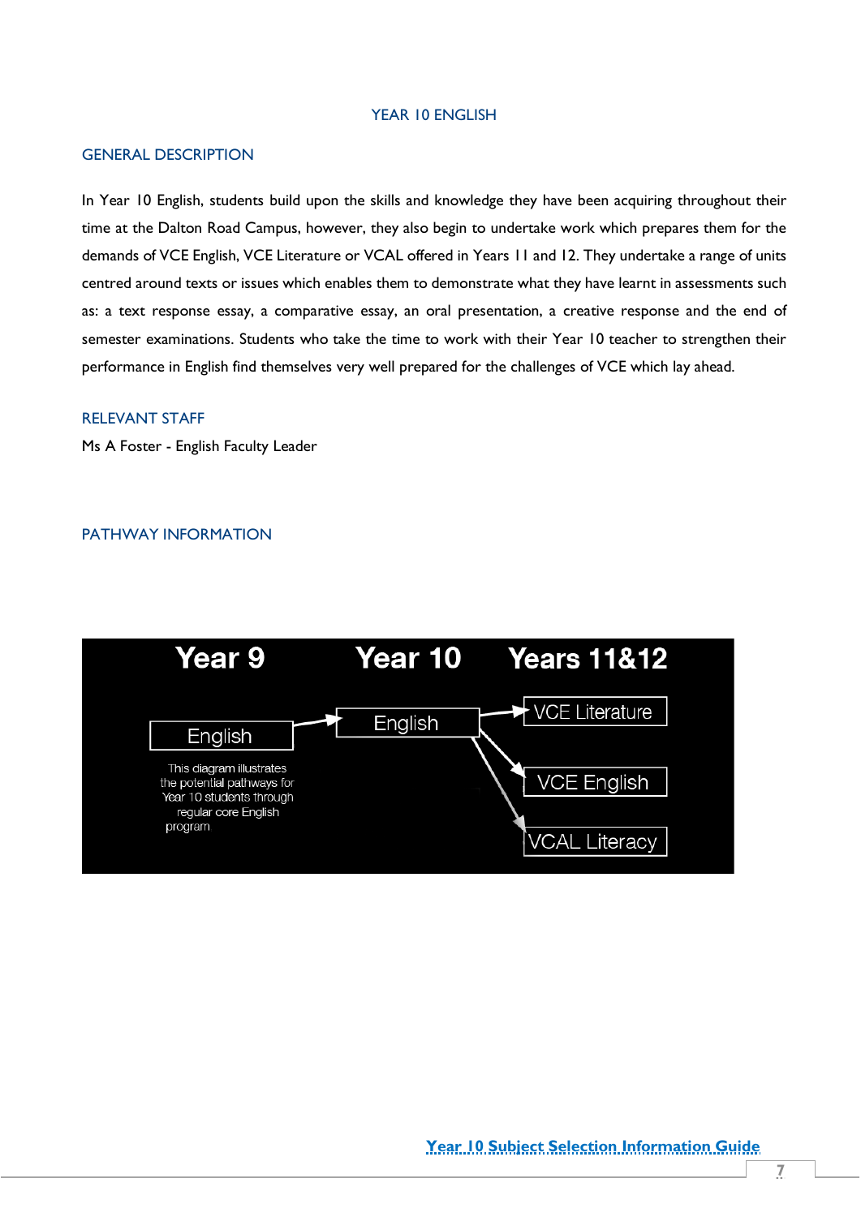# YEAR 10 ENGLISH

## GENERAL DESCRIPTION

In Year 10 English, students build upon the skills and knowledge they have been acquiring throughout their time at the Dalton Road Campus, however, they also begin to undertake work which prepares them for the demands of VCE English, VCE Literature or VCAL offered in Years 11 and 12. They undertake a range of units centred around texts or issues which enables them to demonstrate what they have learnt in assessments such as: a text response essay, a comparative essay, an oral presentation, a creative response and the end of semester examinations. Students who take the time to work with their Year 10 teacher to strengthen their performance in English find themselves very well prepared for the challenges of VCE which lay ahead.

## RELEVANT STAFF

Ms A Foster - English Faculty Leader

## PATHWAY INFORMATION

| Year 9 | Year 10 | Years 11&12 |
|---|---|---|
| English | English | VCE Literature |
| | | VCE English |
| | | VCAL Literacy |

This diagram illustrates the potential pathways for Year 10 students through regular core English program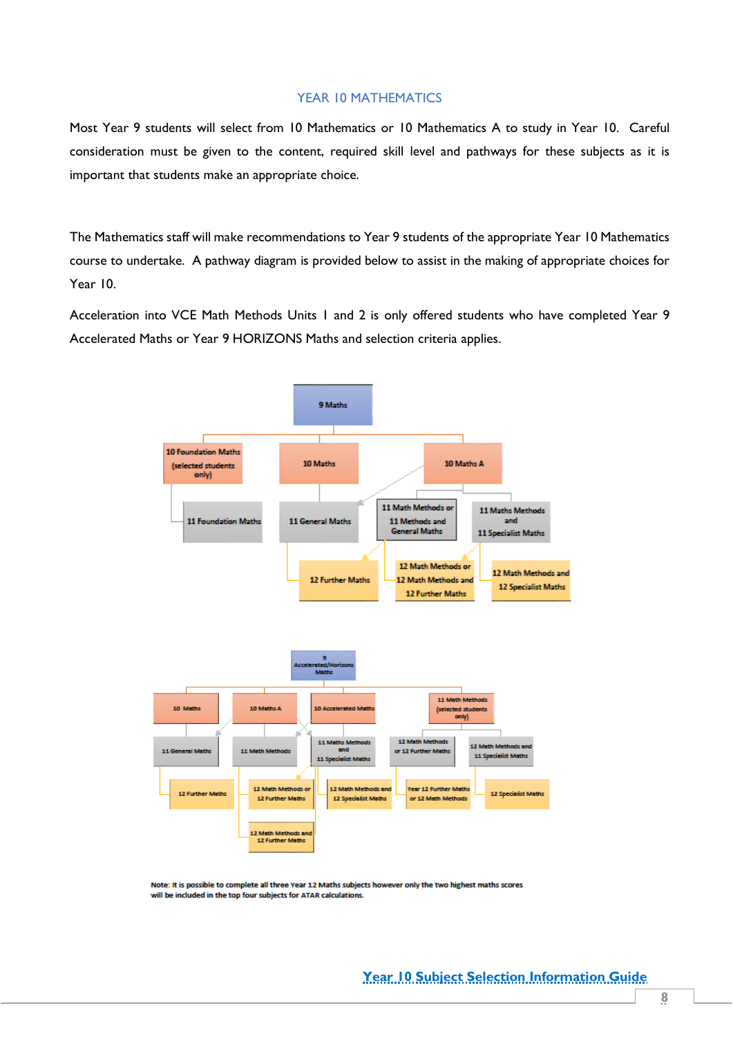## YEAR 10 MATHEMATICS

Most Year 9 students will select from 10 Mathematics or 10 Mathematics A to study in Year 10. Careful consideration must be given to the content, required skill level and pathways for these subjects as it is important that students make an appropriate choice.

The Mathematics staff will make recommendations to Year 9 students of the appropriate Year 10 Mathematics course to undertake. A pathway diagram is provided below to assist in the making of appropriate choices for Year 10.

Acceleration into VCE Math Methods Units 1 and 2 is only offered students who have completed Year 9 Accelerated Maths or Year 9 HORIZONS Maths and selection criteria applies.

9 Maths

10 Foundation Maths (selected students only)

10 Maths

10 Maths A

11 Foundation Maths

11 General Maths

11 Math Methods or 11 Methods and General Maths

11 Maths Methods and 11 Specialist Maths

12 Further Maths

12 Math Methods or 12 Math Methods and 12 Further Maths

12 Math Methods and 12 Specialist Maths

9 Accelerated/Horizons Maths

10 Maths

10 Maths A

10 Accelerated Maths

11 Math Methods (selected students only)

11 General Maths

11 Math Methods

11 Maths Methods and 11 Specialist Maths

12 Math Methods or 12 Further Maths

12 Math Methods and 11 Specialist Maths

12 Further Maths

12 Math Methods or 12 Further Maths

12 Math Methods and 12 Specialist Maths

Year 12 Further Maths or 12 Math Methods

12 Specialist Maths

12 Math Methods and 12 Further Maths

Note: It is possible to complete all three Year 12 Maths subjects however only the two highest maths scores will be included in the top four subjects for ATAR calculations.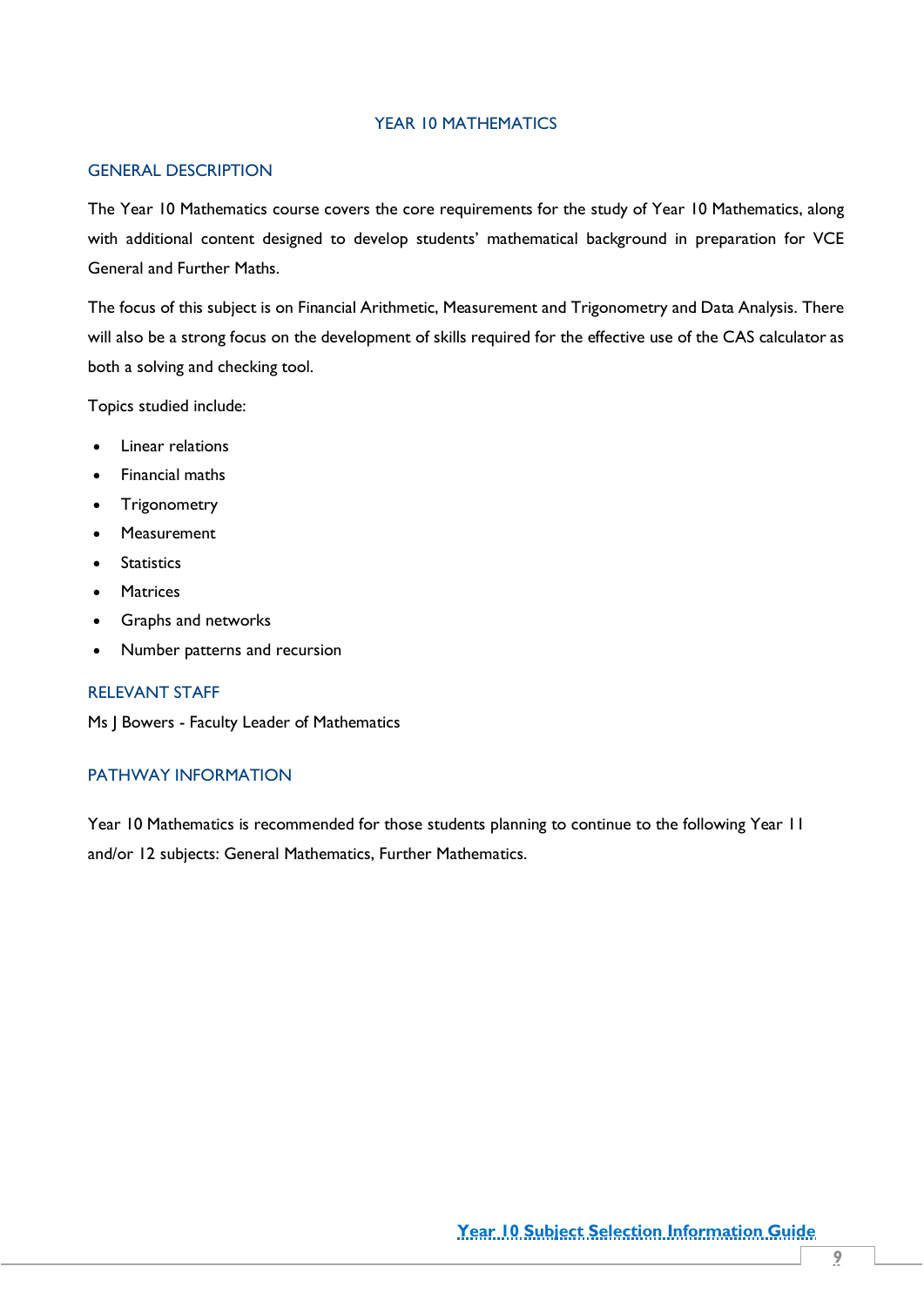# YEAR 10 MATHEMATICS

## GENERAL DESCRIPTION

The Year 10 Mathematics course covers the core requirements for the study of Year 10 Mathematics, along with additional content designed to develop students' mathematical background in preparation for VCE General and Further Maths.

The focus of this subject is on Financial Arithmetic, Measurement and Trigonometry and Data Analysis. There will also be a strong focus on the development of skills required for the effective use of the CAS calculator as both a solving and checking tool.

Topics studied include:

- Linear relations
- Financial maths
- Trigonometry
- Measurement
- Statistics
- Matrices
- Graphs and networks
- Number patterns and recursion

## RELEVANT STAFF

Ms J Bowers - Faculty Leader of Mathematics

## PATHWAY INFORMATION

Year 10 Mathematics is recommended for those students planning to continue to the following Year 11 and/or 12 subjects: General Mathematics, Further Mathematics.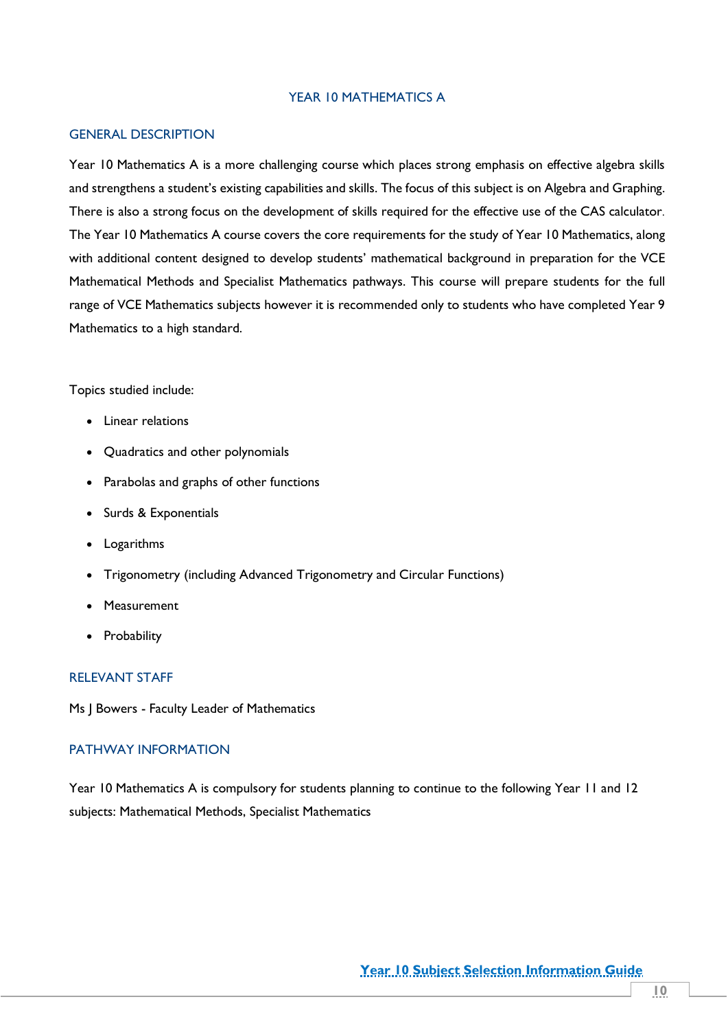# YEAR 10 MATHEMATICS A

## GENERAL DESCRIPTION

Year 10 Mathematics A is a more challenging course which places strong emphasis on effective algebra skills and strengthens a student's existing capabilities and skills. The focus of this subject is on Algebra and Graphing. There is also a strong focus on the development of skills required for the effective use of the CAS calculator. The Year 10 Mathematics A course covers the core requirements for the study of Year 10 Mathematics, along with additional content designed to develop students' mathematical background in preparation for the VCE Mathematical Methods and Specialist Mathematics pathways. This course will prepare students for the full range of VCE Mathematics subjects however it is recommended only to students who have completed Year 9 Mathematics to a high standard.

Topics studied include:

- Linear relations
- Quadratics and other polynomials
- Parabolas and graphs of other functions
- Surds & Exponentials
- Logarithms
- Trigonometry (including Advanced Trigonometry and Circular Functions)
- Measurement
- Probability

## RELEVANT STAFF

Ms J Bowers - Faculty Leader of Mathematics

## PATHWAY INFORMATION

Year 10 Mathematics A is compulsory for students planning to continue to the following Year 11 and 12 subjects: Mathematical Methods, Specialist Mathematics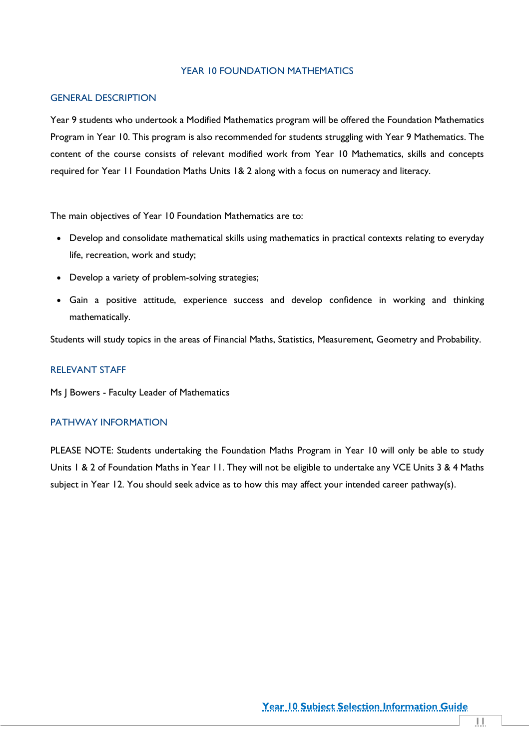# YEAR 10 FOUNDATION MATHEMATICS

## GENERAL DESCRIPTION

Year 9 students who undertook a Modified Mathematics program will be offered the Foundation Mathematics Program in Year 10. This program is also recommended for students struggling with Year 9 Mathematics. The content of the course consists of relevant modified work from Year 10 Mathematics, skills and concepts required for Year 11 Foundation Maths Units 1& 2 along with a focus on numeracy and literacy.

The main objectives of Year 10 Foundation Mathematics are to:

- Develop and consolidate mathematical skills using mathematics in practical contexts relating to everyday life, recreation, work and study;
- Develop a variety of problem-solving strategies;
- Gain a positive attitude, experience success and develop confidence in working and thinking mathematically.

Students will study topics in the areas of Financial Maths, Statistics, Measurement, Geometry and Probability.

## RELEVANT STAFF

Ms J Bowers - Faculty Leader of Mathematics

## PATHWAY INFORMATION

PLEASE NOTE: Students undertaking the Foundation Maths Program in Year 10 will only be able to study Units 1 & 2 of Foundation Maths in Year 11. They will not be eligible to undertake any VCE Units 3 & 4 Maths subject in Year 12. You should seek advice as to how this may affect your intended career pathway(s).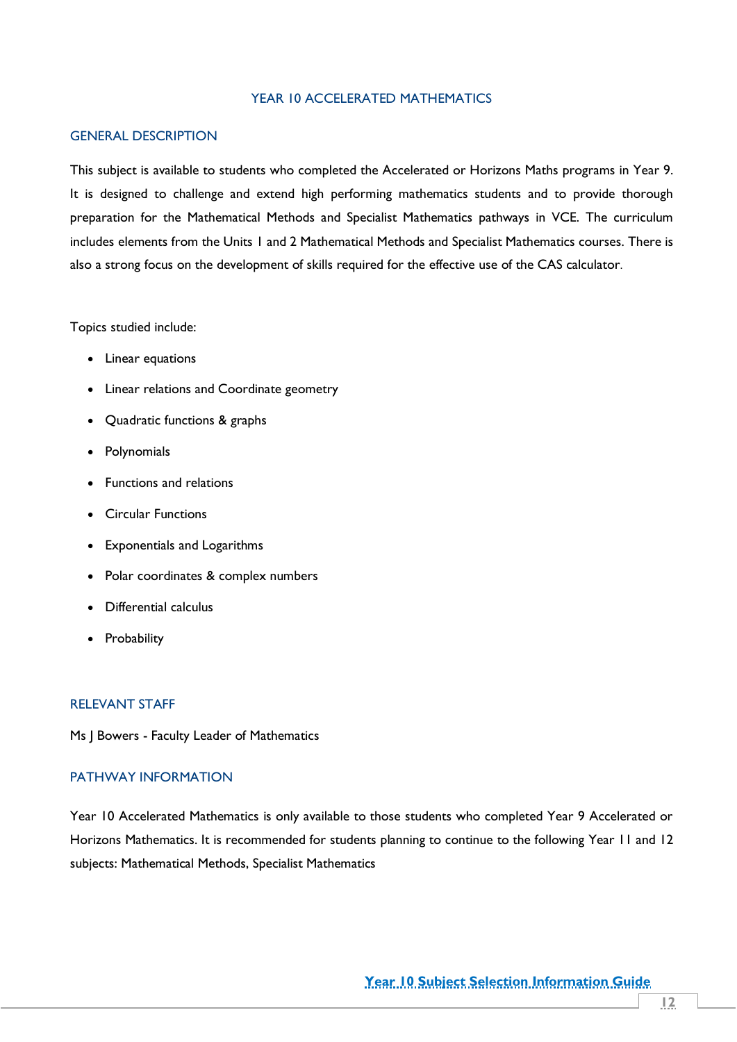# YEAR 10 ACCELERATED MATHEMATICS

## GENERAL DESCRIPTION

This subject is available to students who completed the Accelerated or Horizons Maths programs in Year 9. It is designed to challenge and extend high performing mathematics students and to provide thorough preparation for the Mathematical Methods and Specialist Mathematics pathways in VCE. The curriculum includes elements from the Units 1 and 2 Mathematical Methods and Specialist Mathematics courses. There is also a strong focus on the development of skills required for the effective use of the CAS calculator.

Topics studied include:

- Linear equations
- Linear relations and Coordinate geometry
- Quadratic functions & graphs
- Polynomials
- Functions and relations
- Circular Functions
- Exponentials and Logarithms
- Polar coordinates & complex numbers
- Differential calculus
- Probability

## RELEVANT STAFF

Ms J Bowers - Faculty Leader of Mathematics

## PATHWAY INFORMATION

Year 10 Accelerated Mathematics is only available to those students who completed Year 9 Accelerated or Horizons Mathematics. It is recommended for students planning to continue to the following Year 11 and 12 subjects: Mathematical Methods, Specialist Mathematics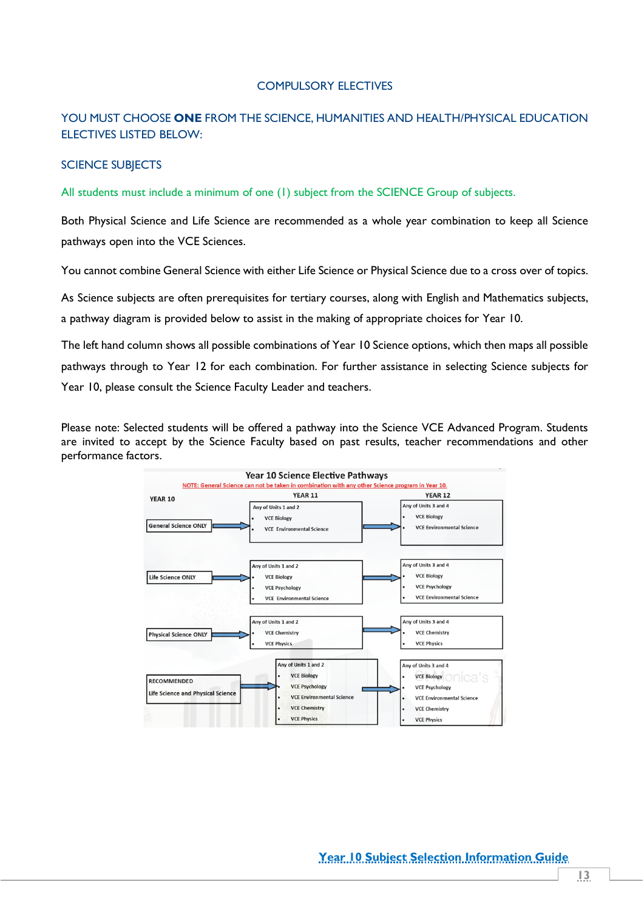## COMPULSORY ELECTIVES

### YOU MUST CHOOSE **ONE** FROM THE SCIENCE, HUMANITIES AND HEALTH/PHYSICAL EDUCATION ELECTIVES LISTED BELOW:

### SCIENCE SUBJECTS

All students must include a minimum of one (1) subject from the SCIENCE Group of subjects.

Both Physical Science and Life Science are recommended as a whole year combination to keep all Science pathways open into the VCE Sciences.

You cannot combine General Science with either Life Science or Physical Science due to a cross over of topics.

As Science subjects are often prerequisites for tertiary courses, along with English and Mathematics subjects, a pathway diagram is provided below to assist in the making of appropriate choices for Year 10.

The left hand column shows all possible combinations of Year 10 Science options, which then maps all possible pathways through to Year 12 for each combination. For further assistance in selecting Science subjects for Year 10, please consult the Science Faculty Leader and teachers.

Please note: Selected students will be offered a pathway into the Science VCE Advanced Program. Students are invited to accept by the Science Faculty based on past results, teacher recommendations and other performance factors.

**Year 10 Science Elective Pathways**

NOTE: General Science can not be taken in combination with any other Science program in Year 10.

| YEAR 10 | YEAR 11 | YEAR 12 |
|---|---|---|
| General Science ONLY | Any of Units 1 and 2: • VCE Biology • VCE Environmental Science | Any of Units 3 and 4: • VCE Biology • VCE Environmental Science |
| Life Science ONLY | Any of Units 1 and 2: • VCE Biology • VCE Psychology • VCE Environmental Science | Any of Units 3 and 4: • VCE Biology • VCE Psychology • VCE Environmental Science |
| Physical Science ONLY | Any of Units 1 and 2: • VCE Chemistry • VCE Physics | Any of Units 3 and 4: • VCE Chemistry • VCE Physics |
| RECOMMENDED Life Science and Physical Science | Any of Units 1 and 2: • VCE Biology • VCE Psychology • VCE Environmental Science • VCE Chemistry • VCE Physics | Any of Units 3 and 4: • VCE Biology • VCE Psychology • VCE Environmental Science • VCE Chemistry • VCE Physics |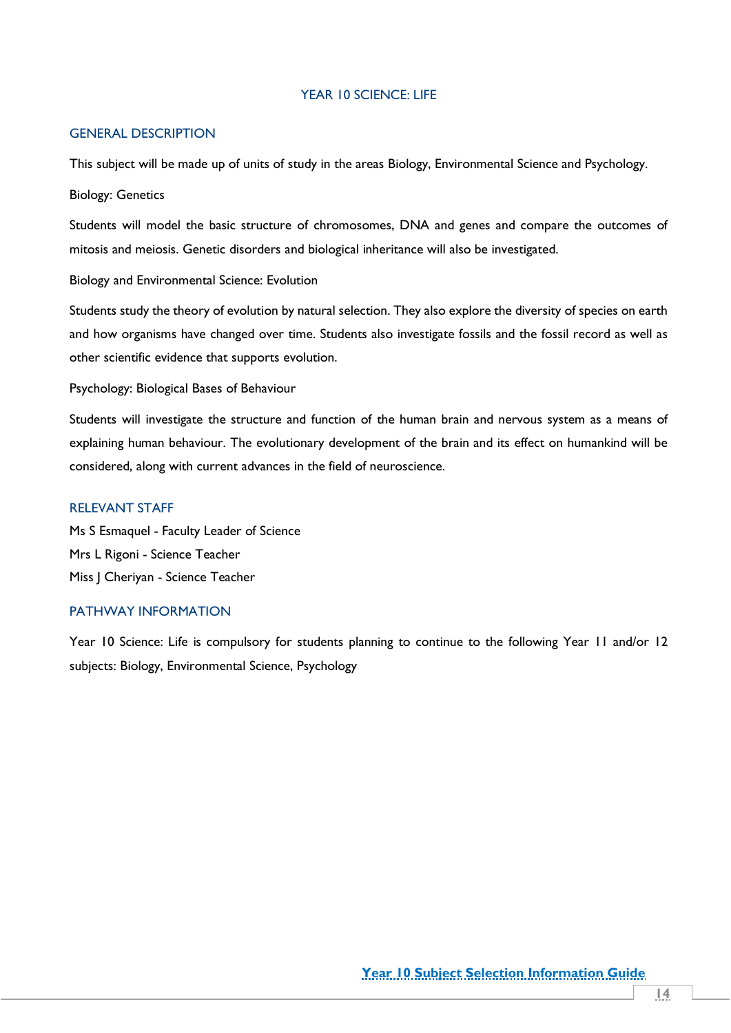# YEAR 10 SCIENCE: LIFE

## GENERAL DESCRIPTION

This subject will be made up of units of study in the areas Biology, Environmental Science and Psychology.

Biology: Genetics

Students will model the basic structure of chromosomes, DNA and genes and compare the outcomes of mitosis and meiosis. Genetic disorders and biological inheritance will also be investigated.

Biology and Environmental Science: Evolution

Students study the theory of evolution by natural selection. They also explore the diversity of species on earth and how organisms have changed over time. Students also investigate fossils and the fossil record as well as other scientific evidence that supports evolution.

Psychology: Biological Bases of Behaviour

Students will investigate the structure and function of the human brain and nervous system as a means of explaining human behaviour. The evolutionary development of the brain and its effect on humankind will be considered, along with current advances in the field of neuroscience.

## RELEVANT STAFF

Ms S Esmaquel - Faculty Leader of Science  
Mrs L Rigoni - Science Teacher  
Miss J Cheriyan - Science Teacher

## PATHWAY INFORMATION

Year 10 Science: Life is compulsory for students planning to continue to the following Year 11 and/or 12 subjects: Biology, Environmental Science, Psychology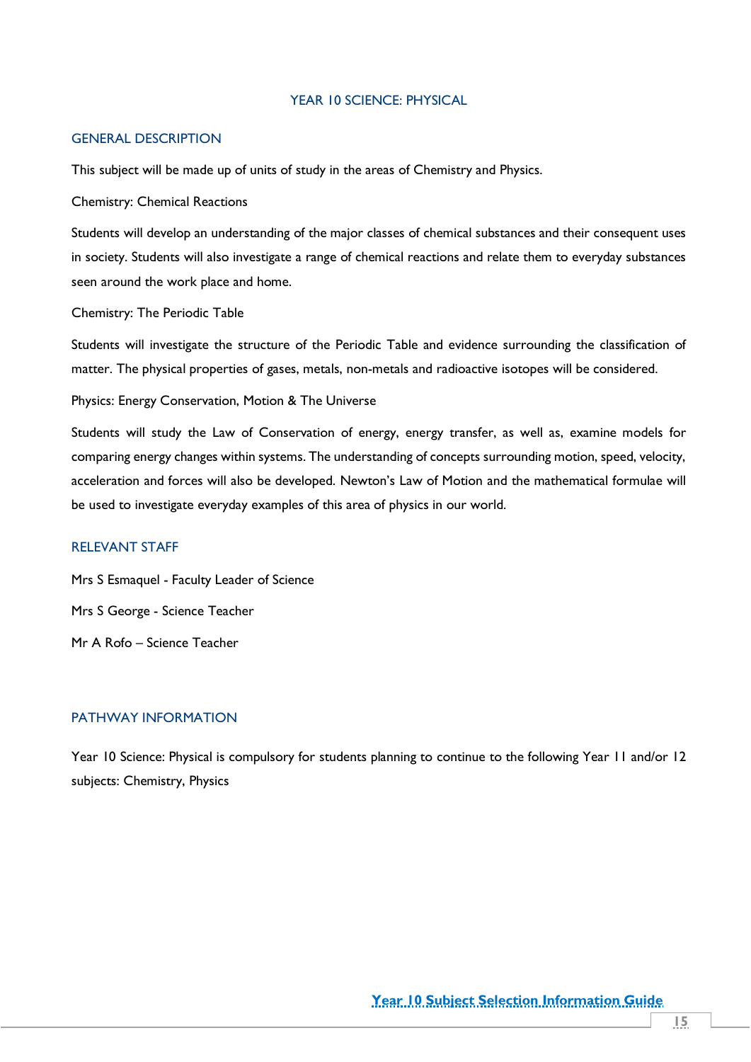# YEAR 10 SCIENCE: PHYSICAL

## GENERAL DESCRIPTION

This subject will be made up of units of study in the areas of Chemistry and Physics.

Chemistry: Chemical Reactions

Students will develop an understanding of the major classes of chemical substances and their consequent uses in society. Students will also investigate a range of chemical reactions and relate them to everyday substances seen around the work place and home.

Chemistry: The Periodic Table

Students will investigate the structure of the Periodic Table and evidence surrounding the classification of matter. The physical properties of gases, metals, non-metals and radioactive isotopes will be considered.

Physics: Energy Conservation, Motion & The Universe

Students will study the Law of Conservation of energy, energy transfer, as well as, examine models for comparing energy changes within systems. The understanding of concepts surrounding motion, speed, velocity, acceleration and forces will also be developed. Newton's Law of Motion and the mathematical formulae will be used to investigate everyday examples of this area of physics in our world.

## RELEVANT STAFF

Mrs S Esmaquel - Faculty Leader of Science

Mrs S George - Science Teacher

Mr A Rofo – Science Teacher

## PATHWAY INFORMATION

Year 10 Science: Physical is compulsory for students planning to continue to the following Year 11 and/or 12 subjects: Chemistry, Physics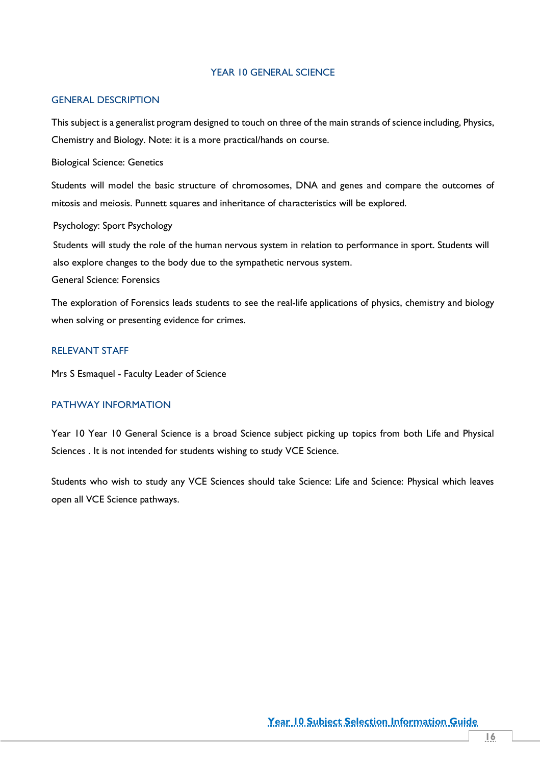# YEAR 10 GENERAL SCIENCE

## GENERAL DESCRIPTION

This subject is a generalist program designed to touch on three of the main strands of science including, Physics, Chemistry and Biology. Note: it is a more practical/hands on course.

Biological Science: Genetics

Students will model the basic structure of chromosomes, DNA and genes and compare the outcomes of mitosis and meiosis. Punnett squares and inheritance of characteristics will be explored.

Psychology: Sport Psychology

Students will study the role of the human nervous system in relation to performance in sport. Students will also explore changes to the body due to the sympathetic nervous system.

General Science: Forensics

The exploration of Forensics leads students to see the real-life applications of physics, chemistry and biology when solving or presenting evidence for crimes.

## RELEVANT STAFF

Mrs S Esmaquel - Faculty Leader of Science

## PATHWAY INFORMATION

Year 10 Year 10 General Science is a broad Science subject picking up topics from both Life and Physical Sciences . It is not intended for students wishing to study VCE Science.

Students who wish to study any VCE Sciences should take Science: Life and Science: Physical which leaves open all VCE Science pathways.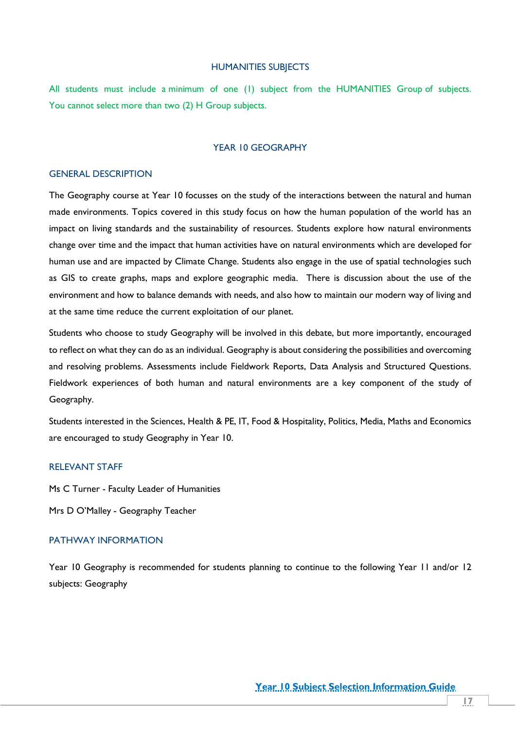# HUMANITIES SUBJECTS

All students must include a minimum of one (1) subject from the HUMANITIES Group of subjects. You cannot select more than two (2) H Group subjects.

## YEAR 10 GEOGRAPHY

### GENERAL DESCRIPTION

The Geography course at Year 10 focusses on the study of the interactions between the natural and human made environments. Topics covered in this study focus on how the human population of the world has an impact on living standards and the sustainability of resources. Students explore how natural environments change over time and the impact that human activities have on natural environments which are developed for human use and are impacted by Climate Change. Students also engage in the use of spatial technologies such as GIS to create graphs, maps and explore geographic media. There is discussion about the use of the environment and how to balance demands with needs, and also how to maintain our modern way of living and at the same time reduce the current exploitation of our planet.

Students who choose to study Geography will be involved in this debate, but more importantly, encouraged to reflect on what they can do as an individual. Geography is about considering the possibilities and overcoming and resolving problems. Assessments include Fieldwork Reports, Data Analysis and Structured Questions. Fieldwork experiences of both human and natural environments are a key component of the study of Geography.

Students interested in the Sciences, Health & PE, IT, Food & Hospitality, Politics, Media, Maths and Economics are encouraged to study Geography in Year 10.

### RELEVANT STAFF

Ms C Turner - Faculty Leader of Humanities

Mrs D O'Malley - Geography Teacher

### PATHWAY INFORMATION

Year 10 Geography is recommended for students planning to continue to the following Year 11 and/or 12 subjects: Geography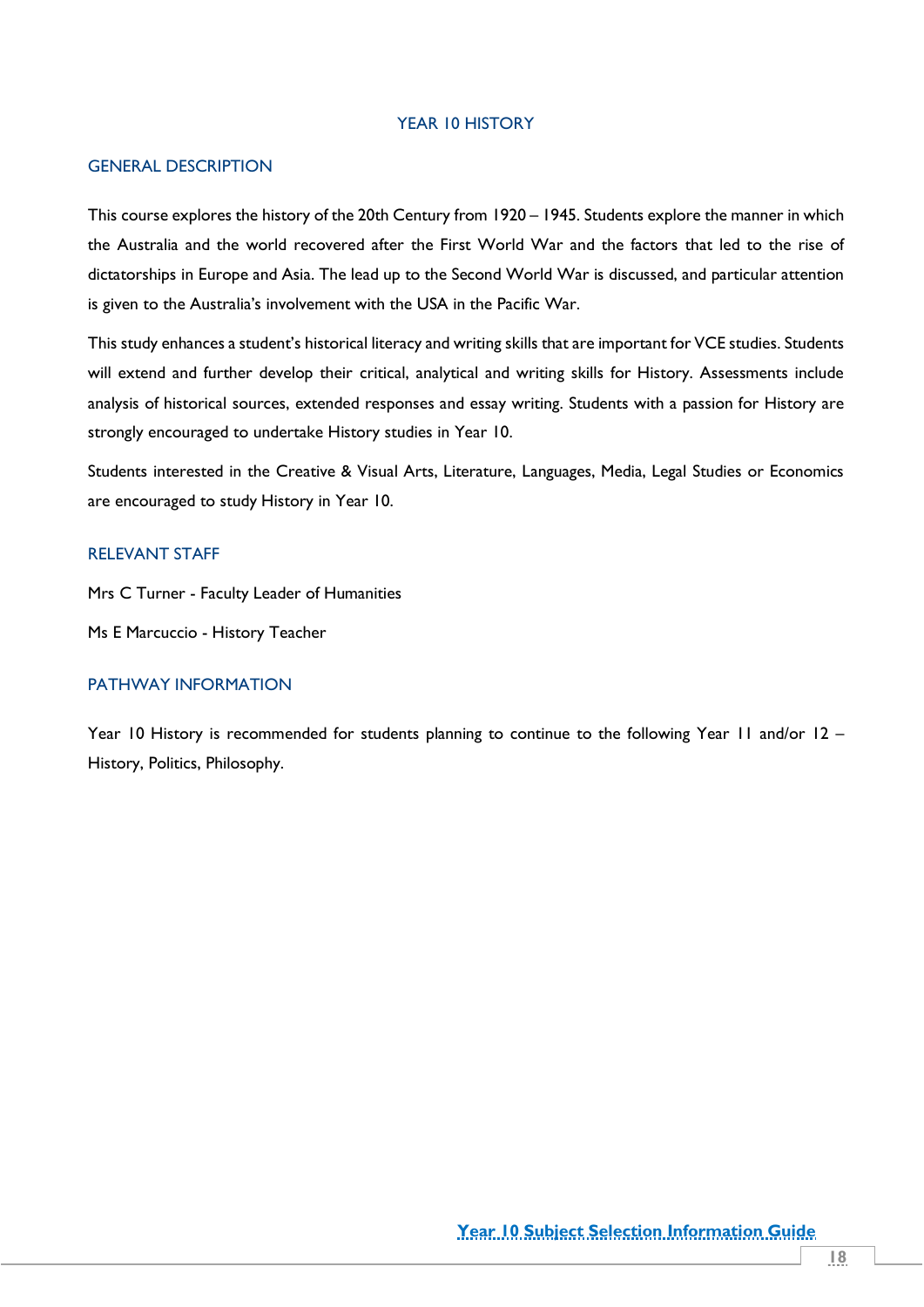# YEAR 10 HISTORY

## GENERAL DESCRIPTION

This course explores the history of the 20th Century from 1920 – 1945. Students explore the manner in which the Australia and the world recovered after the First World War and the factors that led to the rise of dictatorships in Europe and Asia. The lead up to the Second World War is discussed, and particular attention is given to the Australia's involvement with the USA in the Pacific War.

This study enhances a student's historical literacy and writing skills that are important for VCE studies. Students will extend and further develop their critical, analytical and writing skills for History. Assessments include analysis of historical sources, extended responses and essay writing. Students with a passion for History are strongly encouraged to undertake History studies in Year 10.

Students interested in the Creative & Visual Arts, Literature, Languages, Media, Legal Studies or Economics are encouraged to study History in Year 10.

## RELEVANT STAFF

Mrs C Turner - Faculty Leader of Humanities

Ms E Marcuccio - History Teacher

## PATHWAY INFORMATION

Year 10 History is recommended for students planning to continue to the following Year 11 and/or 12 – History, Politics, Philosophy.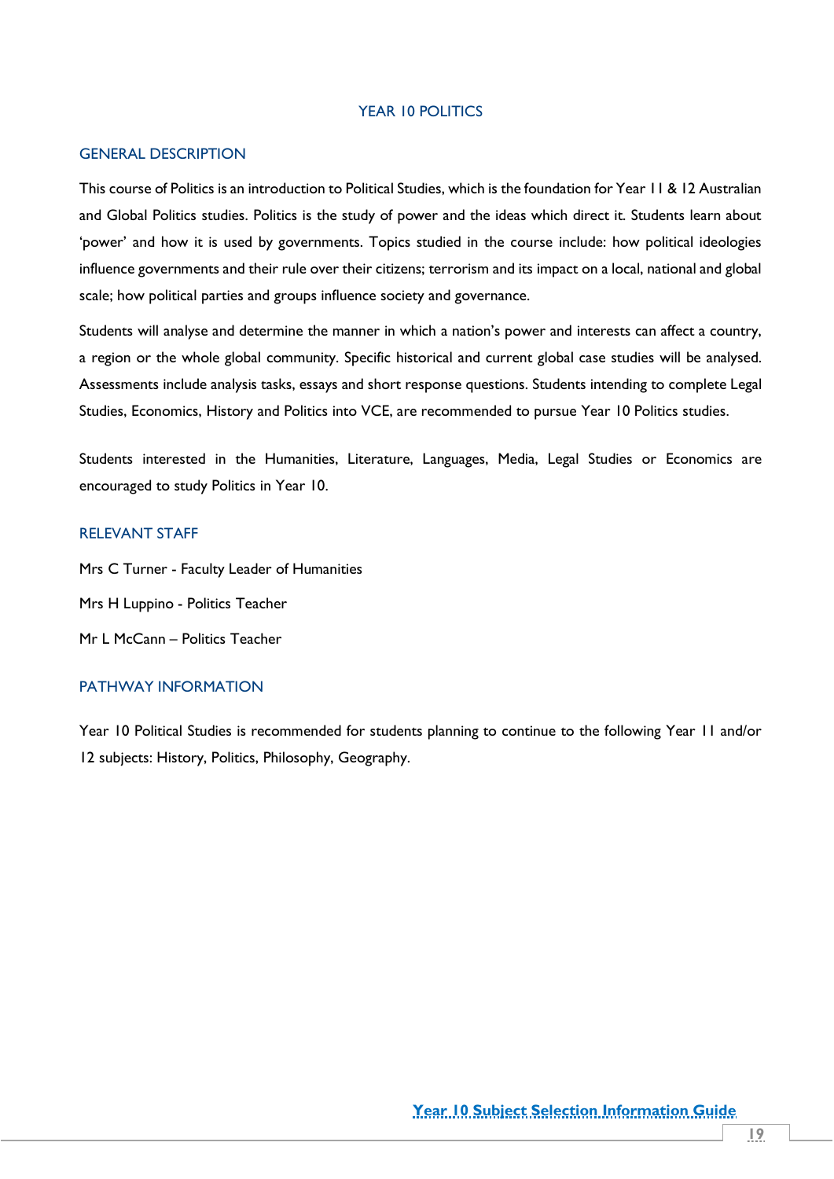# YEAR 10 POLITICS

## GENERAL DESCRIPTION

This course of Politics is an introduction to Political Studies, which is the foundation for Year 11 & 12 Australian and Global Politics studies. Politics is the study of power and the ideas which direct it. Students learn about 'power' and how it is used by governments. Topics studied in the course include: how political ideologies influence governments and their rule over their citizens; terrorism and its impact on a local, national and global scale; how political parties and groups influence society and governance.

Students will analyse and determine the manner in which a nation's power and interests can affect a country, a region or the whole global community. Specific historical and current global case studies will be analysed. Assessments include analysis tasks, essays and short response questions. Students intending to complete Legal Studies, Economics, History and Politics into VCE, are recommended to pursue Year 10 Politics studies.

Students interested in the Humanities, Literature, Languages, Media, Legal Studies or Economics are encouraged to study Politics in Year 10.

## RELEVANT STAFF

Mrs C Turner - Faculty Leader of Humanities

Mrs H Luppino - Politics Teacher

Mr L McCann – Politics Teacher

## PATHWAY INFORMATION

Year 10 Political Studies is recommended for students planning to continue to the following Year 11 and/or 12 subjects: History, Politics, Philosophy, Geography.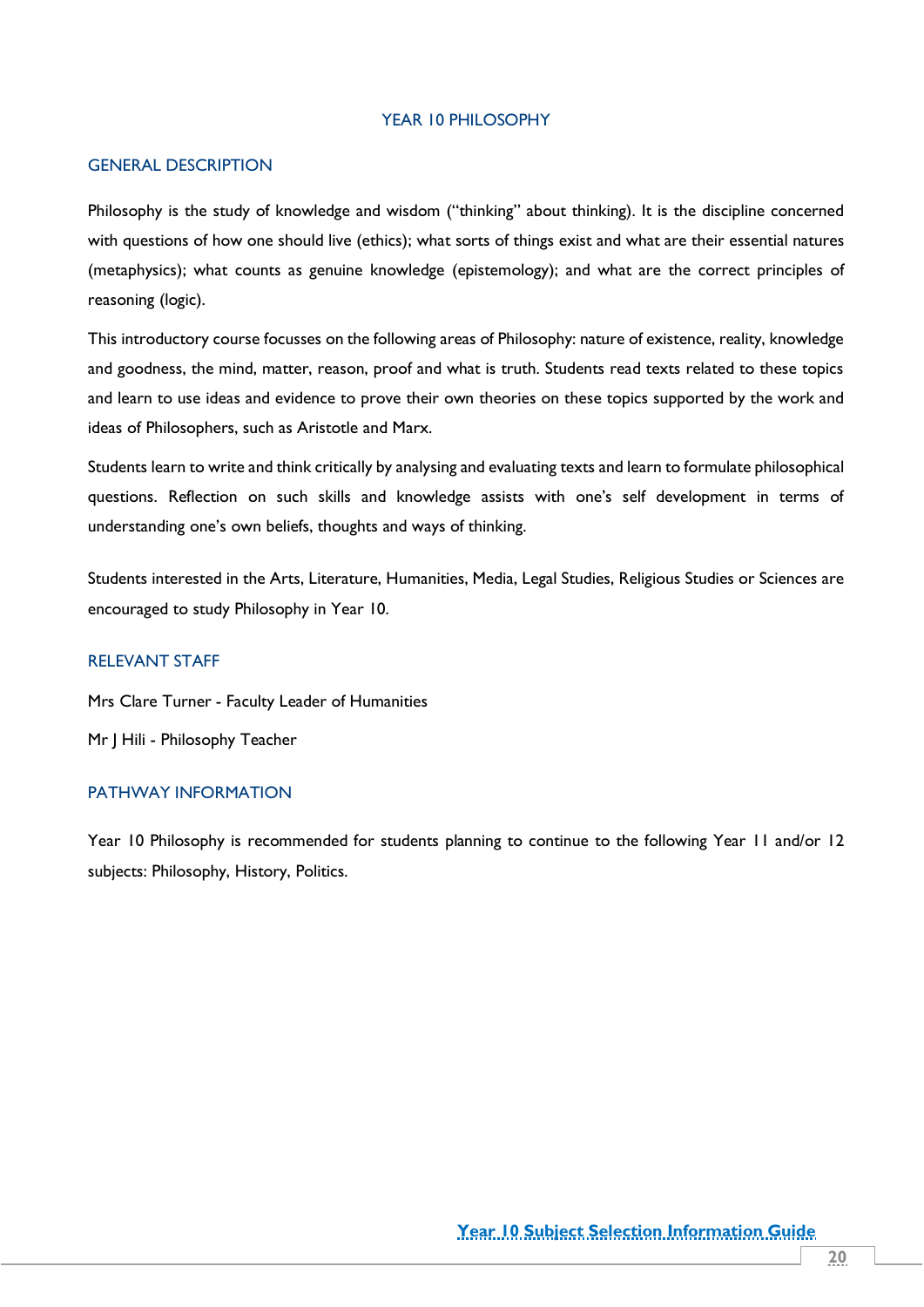# YEAR 10 PHILOSOPHY

## GENERAL DESCRIPTION

Philosophy is the study of knowledge and wisdom ("thinking" about thinking). It is the discipline concerned with questions of how one should live (ethics); what sorts of things exist and what are their essential natures (metaphysics); what counts as genuine knowledge (epistemology); and what are the correct principles of reasoning (logic).

This introductory course focusses on the following areas of Philosophy: nature of existence, reality, knowledge and goodness, the mind, matter, reason, proof and what is truth. Students read texts related to these topics and learn to use ideas and evidence to prove their own theories on these topics supported by the work and ideas of Philosophers, such as Aristotle and Marx.

Students learn to write and think critically by analysing and evaluating texts and learn to formulate philosophical questions. Reflection on such skills and knowledge assists with one's self development in terms of understanding one's own beliefs, thoughts and ways of thinking.

Students interested in the Arts, Literature, Humanities, Media, Legal Studies, Religious Studies or Sciences are encouraged to study Philosophy in Year 10.

## RELEVANT STAFF

Mrs Clare Turner - Faculty Leader of Humanities

Mr J Hili - Philosophy Teacher

## PATHWAY INFORMATION

Year 10 Philosophy is recommended for students planning to continue to the following Year 11 and/or 12 subjects: Philosophy, History, Politics.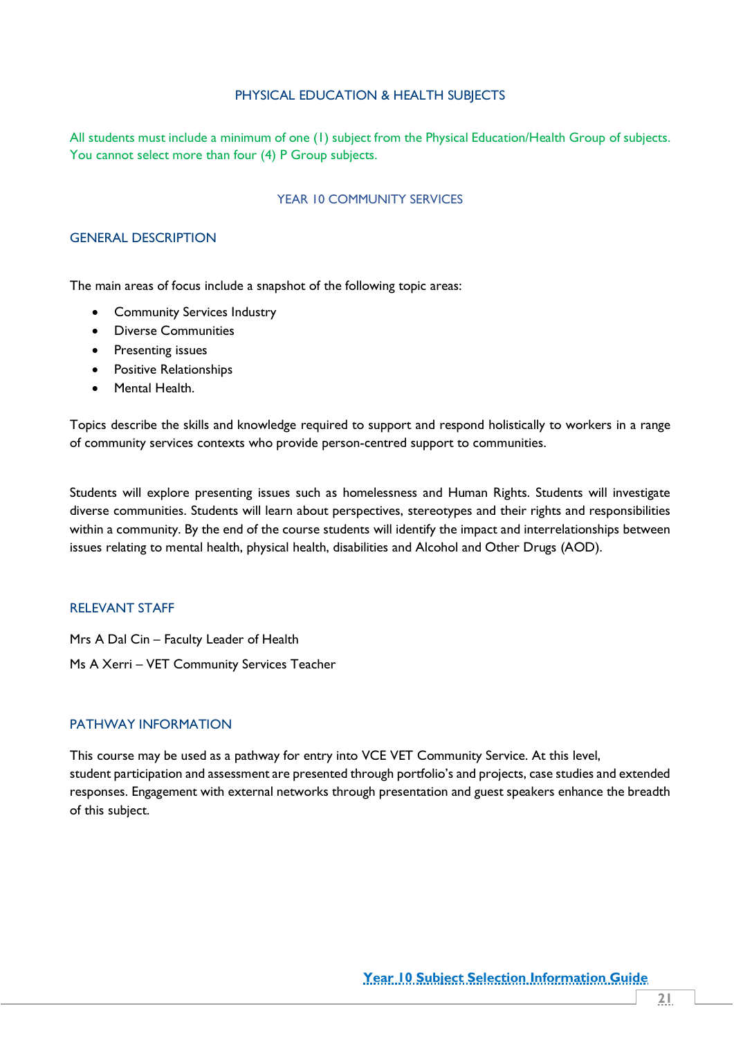# PHYSICAL EDUCATION & HEALTH SUBJECTS

All students must include a minimum of one (1) subject from the Physical Education/Health Group of subjects. You cannot select more than four (4) P Group subjects.

## YEAR 10 COMMUNITY SERVICES

### GENERAL DESCRIPTION

The main areas of focus include a snapshot of the following topic areas:

- Community Services Industry
- Diverse Communities
- Presenting issues
- Positive Relationships
- Mental Health.

Topics describe the skills and knowledge required to support and respond holistically to workers in a range of community services contexts who provide person-centred support to communities.

Students will explore presenting issues such as homelessness and Human Rights. Students will investigate diverse communities. Students will learn about perspectives, stereotypes and their rights and responsibilities within a community. By the end of the course students will identify the impact and interrelationships between issues relating to mental health, physical health, disabilities and Alcohol and Other Drugs (AOD).

### RELEVANT STAFF

Mrs A Dal Cin – Faculty Leader of Health

Ms A Xerri – VET Community Services Teacher

### PATHWAY INFORMATION

This course may be used as a pathway for entry into VCE VET Community Service. At this level, student participation and assessment are presented through portfolio's and projects, case studies and extended responses. Engagement with external networks through presentation and guest speakers enhance the breadth of this subject.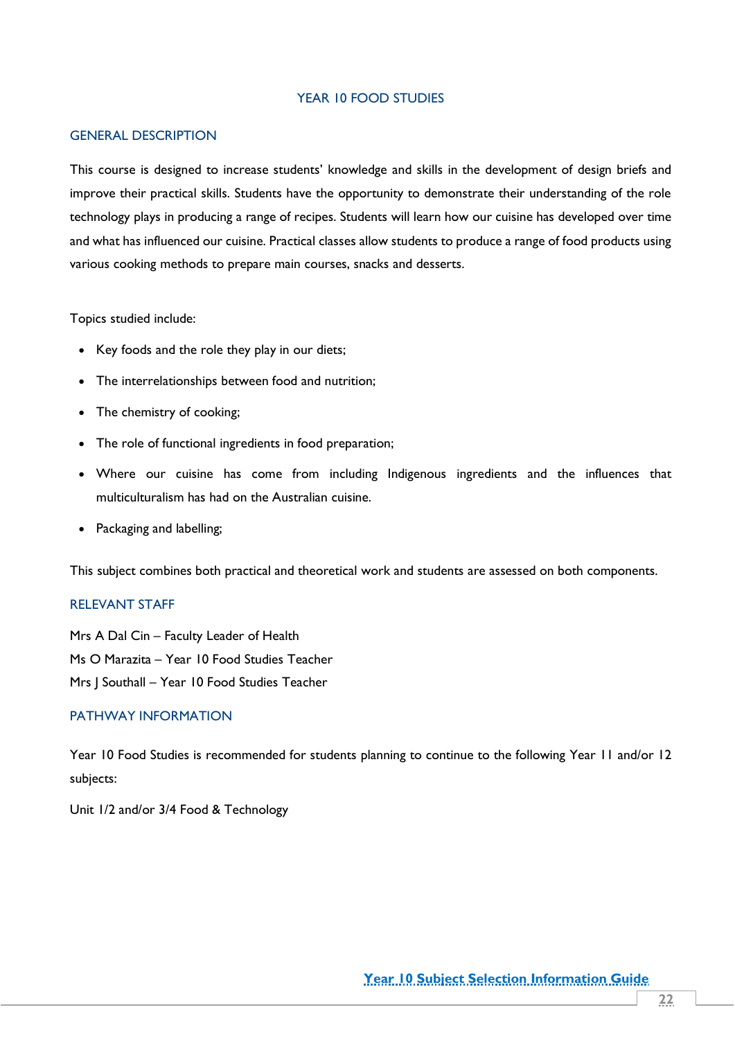# YEAR 10 FOOD STUDIES

## GENERAL DESCRIPTION

This course is designed to increase students' knowledge and skills in the development of design briefs and improve their practical skills. Students have the opportunity to demonstrate their understanding of the role technology plays in producing a range of recipes. Students will learn how our cuisine has developed over time and what has influenced our cuisine. Practical classes allow students to produce a range of food products using various cooking methods to prepare main courses, snacks and desserts.

Topics studied include:

- Key foods and the role they play in our diets;
- The interrelationships between food and nutrition;
- The chemistry of cooking;
- The role of functional ingredients in food preparation;
- Where our cuisine has come from including Indigenous ingredients and the influences that multiculturalism has had on the Australian cuisine.
- Packaging and labelling;

This subject combines both practical and theoretical work and students are assessed on both components.

## RELEVANT STAFF

Mrs A Dal Cin – Faculty Leader of Health
Ms O Marazita – Year 10 Food Studies Teacher
Mrs J Southall – Year 10 Food Studies Teacher

## PATHWAY INFORMATION

Year 10 Food Studies is recommended for students planning to continue to the following Year 11 and/or 12 subjects:

Unit 1/2 and/or 3/4 Food & Technology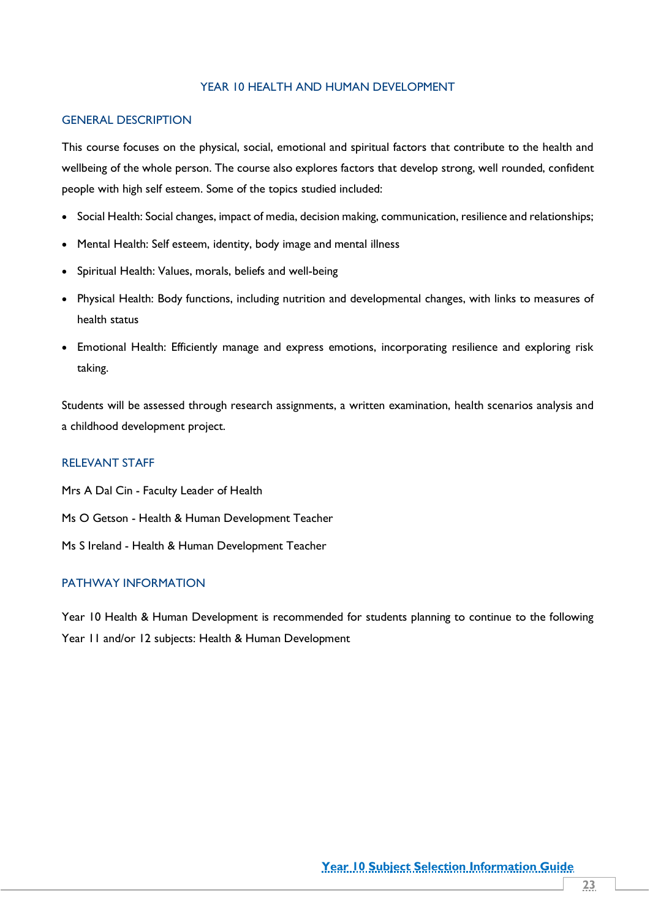# YEAR 10 HEALTH AND HUMAN DEVELOPMENT

## GENERAL DESCRIPTION

This course focuses on the physical, social, emotional and spiritual factors that contribute to the health and wellbeing of the whole person. The course also explores factors that develop strong, well rounded, confident people with high self esteem. Some of the topics studied included:

- Social Health: Social changes, impact of media, decision making, communication, resilience and relationships;
- Mental Health: Self esteem, identity, body image and mental illness
- Spiritual Health: Values, morals, beliefs and well-being
- Physical Health: Body functions, including nutrition and developmental changes, with links to measures of health status
- Emotional Health: Efficiently manage and express emotions, incorporating resilience and exploring risk taking.

Students will be assessed through research assignments, a written examination, health scenarios analysis and a childhood development project.

## RELEVANT STAFF

Mrs A Dal Cin - Faculty Leader of Health

Ms O Getson - Health & Human Development Teacher

Ms S Ireland - Health & Human Development Teacher

## PATHWAY INFORMATION

Year 10 Health & Human Development is recommended for students planning to continue to the following Year 11 and/or 12 subjects: Health & Human Development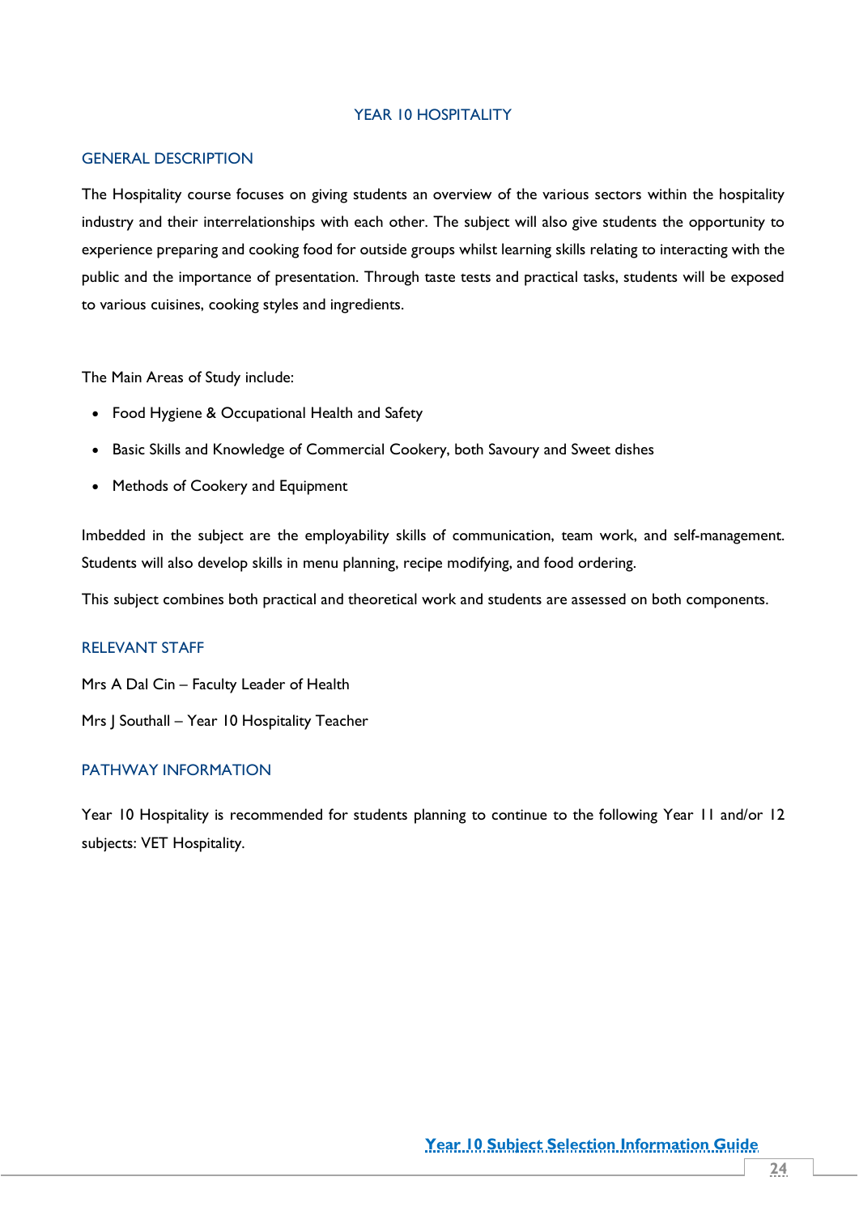# YEAR 10 HOSPITALITY

## GENERAL DESCRIPTION

The Hospitality course focuses on giving students an overview of the various sectors within the hospitality industry and their interrelationships with each other. The subject will also give students the opportunity to experience preparing and cooking food for outside groups whilst learning skills relating to interacting with the public and the importance of presentation. Through taste tests and practical tasks, students will be exposed to various cuisines, cooking styles and ingredients.

The Main Areas of Study include:

- Food Hygiene & Occupational Health and Safety
- Basic Skills and Knowledge of Commercial Cookery, both Savoury and Sweet dishes
- Methods of Cookery and Equipment

Imbedded in the subject are the employability skills of communication, team work, and self-management. Students will also develop skills in menu planning, recipe modifying, and food ordering.

This subject combines both practical and theoretical work and students are assessed on both components.

## RELEVANT STAFF

Mrs A Dal Cin – Faculty Leader of Health

Mrs J Southall – Year 10 Hospitality Teacher

## PATHWAY INFORMATION

Year 10 Hospitality is recommended for students planning to continue to the following Year 11 and/or 12 subjects: VET Hospitality.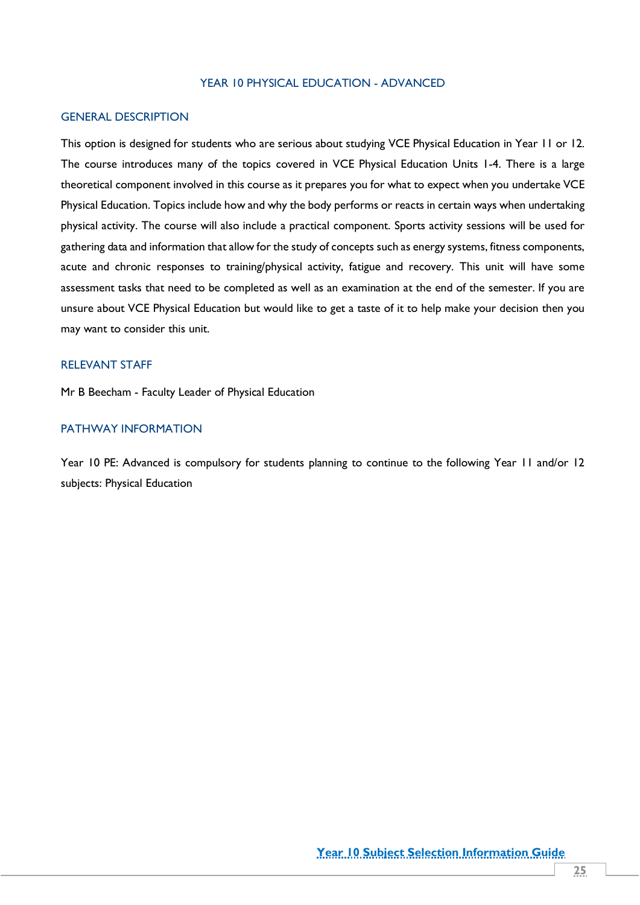# YEAR 10 PHYSICAL EDUCATION - ADVANCED

## GENERAL DESCRIPTION

This option is designed for students who are serious about studying VCE Physical Education in Year 11 or 12. The course introduces many of the topics covered in VCE Physical Education Units 1-4. There is a large theoretical component involved in this course as it prepares you for what to expect when you undertake VCE Physical Education. Topics include how and why the body performs or reacts in certain ways when undertaking physical activity. The course will also include a practical component. Sports activity sessions will be used for gathering data and information that allow for the study of concepts such as energy systems, fitness components, acute and chronic responses to training/physical activity, fatigue and recovery. This unit will have some assessment tasks that need to be completed as well as an examination at the end of the semester. If you are unsure about VCE Physical Education but would like to get a taste of it to help make your decision then you may want to consider this unit.

## RELEVANT STAFF

Mr B Beecham - Faculty Leader of Physical Education

## PATHWAY INFORMATION

Year 10 PE: Advanced is compulsory for students planning to continue to the following Year 11 and/or 12 subjects: Physical Education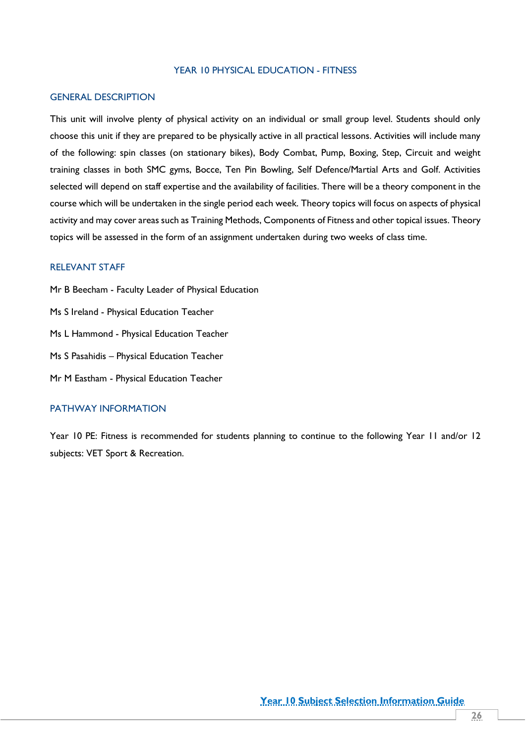# YEAR 10 PHYSICAL EDUCATION - FITNESS

## GENERAL DESCRIPTION

This unit will involve plenty of physical activity on an individual or small group level. Students should only choose this unit if they are prepared to be physically active in all practical lessons. Activities will include many of the following: spin classes (on stationary bikes), Body Combat, Pump, Boxing, Step, Circuit and weight training classes in both SMC gyms, Bocce, Ten Pin Bowling, Self Defence/Martial Arts and Golf. Activities selected will depend on staff expertise and the availability of facilities. There will be a theory component in the course which will be undertaken in the single period each week. Theory topics will focus on aspects of physical activity and may cover areas such as Training Methods, Components of Fitness and other topical issues. Theory topics will be assessed in the form of an assignment undertaken during two weeks of class time.

## RELEVANT STAFF

Mr B Beecham - Faculty Leader of Physical Education

Ms S Ireland - Physical Education Teacher

Ms L Hammond - Physical Education Teacher

Ms S Pasahidis – Physical Education Teacher

Mr M Eastham - Physical Education Teacher

## PATHWAY INFORMATION

Year 10 PE: Fitness is recommended for students planning to continue to the following Year 11 and/or 12 subjects: VET Sport & Recreation.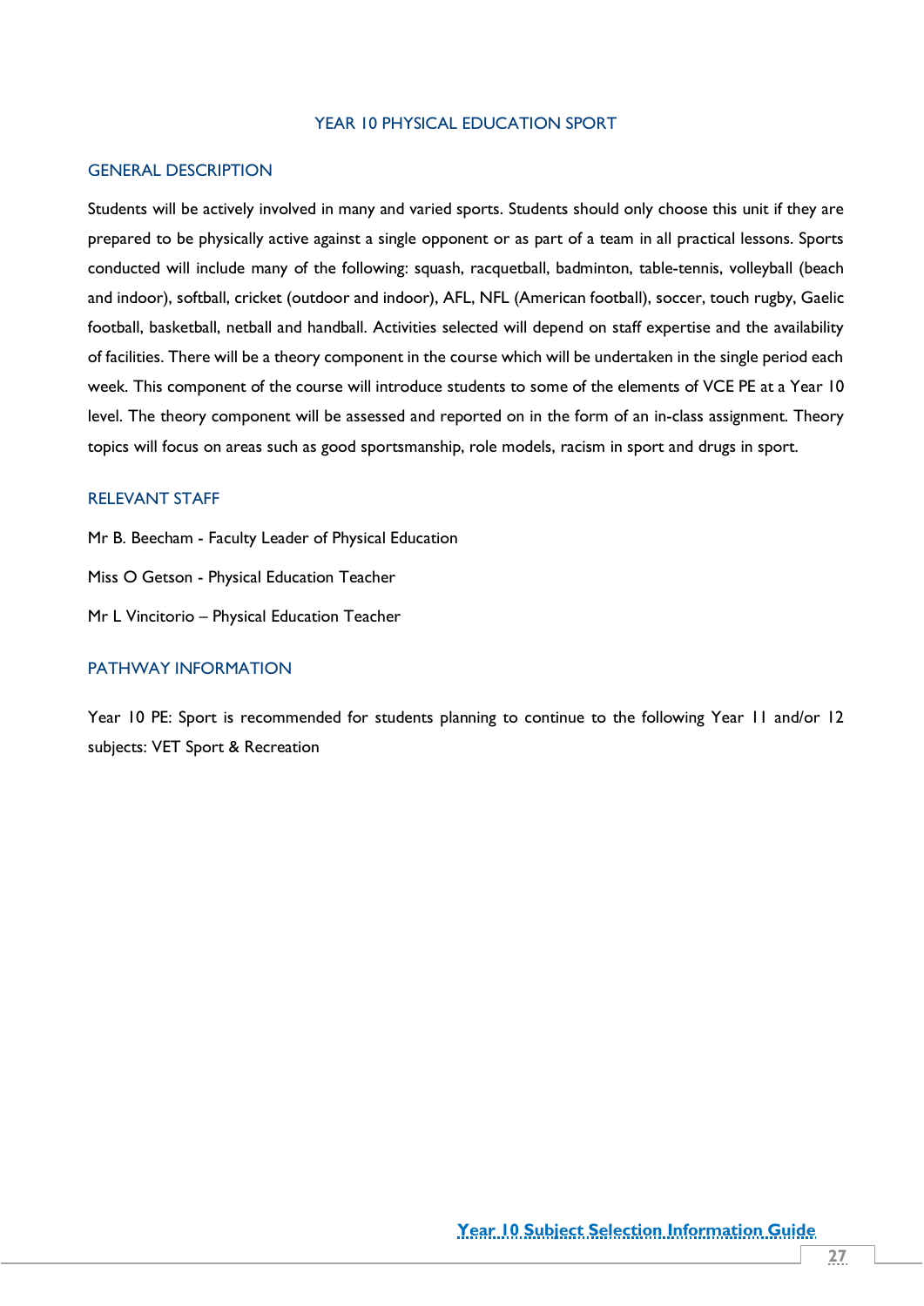# YEAR 10 PHYSICAL EDUCATION SPORT

## GENERAL DESCRIPTION

Students will be actively involved in many and varied sports. Students should only choose this unit if they are prepared to be physically active against a single opponent or as part of a team in all practical lessons. Sports conducted will include many of the following: squash, racquetball, badminton, table-tennis, volleyball (beach and indoor), softball, cricket (outdoor and indoor), AFL, NFL (American football), soccer, touch rugby, Gaelic football, basketball, netball and handball. Activities selected will depend on staff expertise and the availability of facilities. There will be a theory component in the course which will be undertaken in the single period each week. This component of the course will introduce students to some of the elements of VCE PE at a Year 10 level. The theory component will be assessed and reported on in the form of an in-class assignment. Theory topics will focus on areas such as good sportsmanship, role models, racism in sport and drugs in sport.

## RELEVANT STAFF

Mr B. Beecham - Faculty Leader of Physical Education

Miss O Getson - Physical Education Teacher

Mr L Vincitorio – Physical Education Teacher

## PATHWAY INFORMATION

Year 10 PE: Sport is recommended for students planning to continue to the following Year 11 and/or 12 subjects: VET Sport & Recreation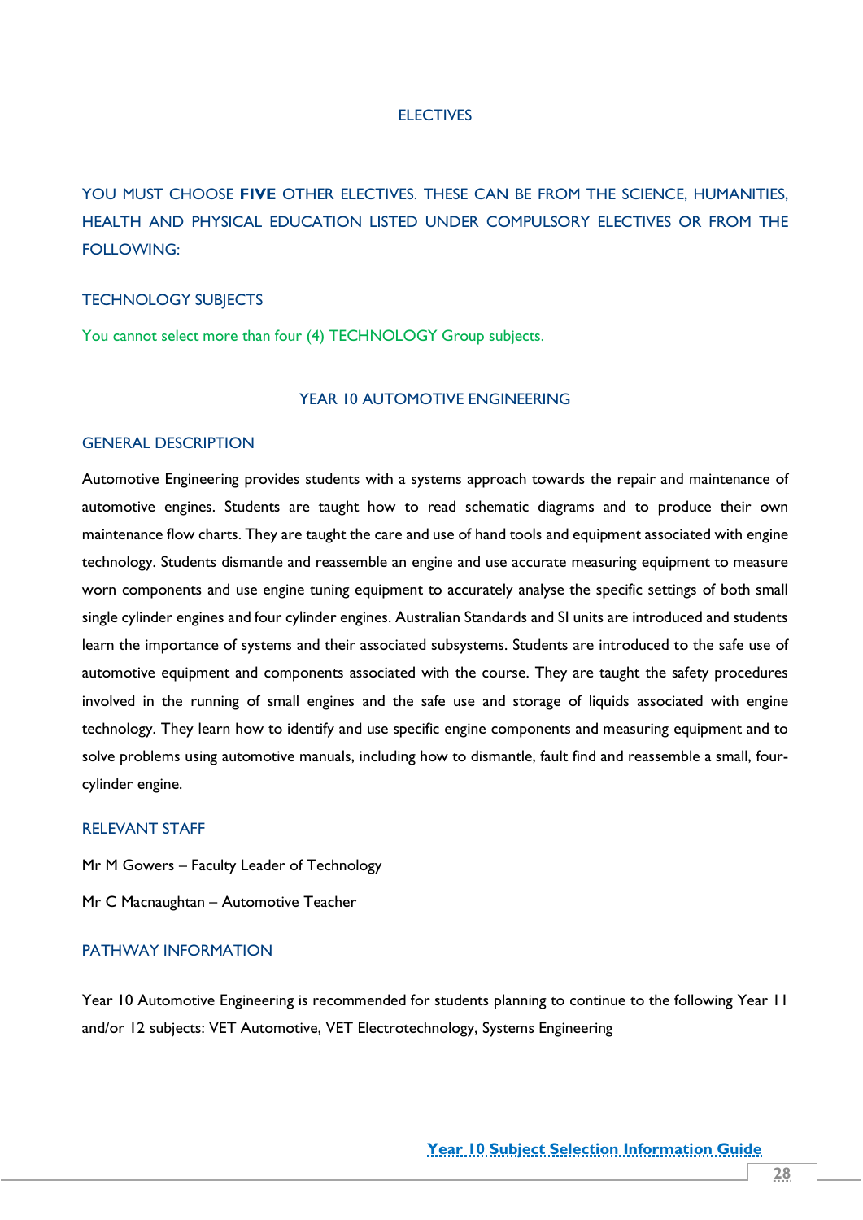# ELECTIVES

YOU MUST CHOOSE **FIVE** OTHER ELECTIVES. THESE CAN BE FROM THE SCIENCE, HUMANITIES, HEALTH AND PHYSICAL EDUCATION LISTED UNDER COMPULSORY ELECTIVES OR FROM THE FOLLOWING:

## TECHNOLOGY SUBJECTS

You cannot select more than four (4) TECHNOLOGY Group subjects.

## YEAR 10 AUTOMOTIVE ENGINEERING

### GENERAL DESCRIPTION

Automotive Engineering provides students with a systems approach towards the repair and maintenance of automotive engines. Students are taught how to read schematic diagrams and to produce their own maintenance flow charts. They are taught the care and use of hand tools and equipment associated with engine technology. Students dismantle and reassemble an engine and use accurate measuring equipment to measure worn components and use engine tuning equipment to accurately analyse the specific settings of both small single cylinder engines and four cylinder engines. Australian Standards and SI units are introduced and students learn the importance of systems and their associated subsystems. Students are introduced to the safe use of automotive equipment and components associated with the course. They are taught the safety procedures involved in the running of small engines and the safe use and storage of liquids associated with engine technology. They learn how to identify and use specific engine components and measuring equipment and to solve problems using automotive manuals, including how to dismantle, fault find and reassemble a small, four-cylinder engine.

### RELEVANT STAFF

Mr M Gowers – Faculty Leader of Technology

Mr C Macnaughtan – Automotive Teacher

### PATHWAY INFORMATION

Year 10 Automotive Engineering is recommended for students planning to continue to the following Year 11 and/or 12 subjects: VET Automotive, VET Electrotechnology, Systems Engineering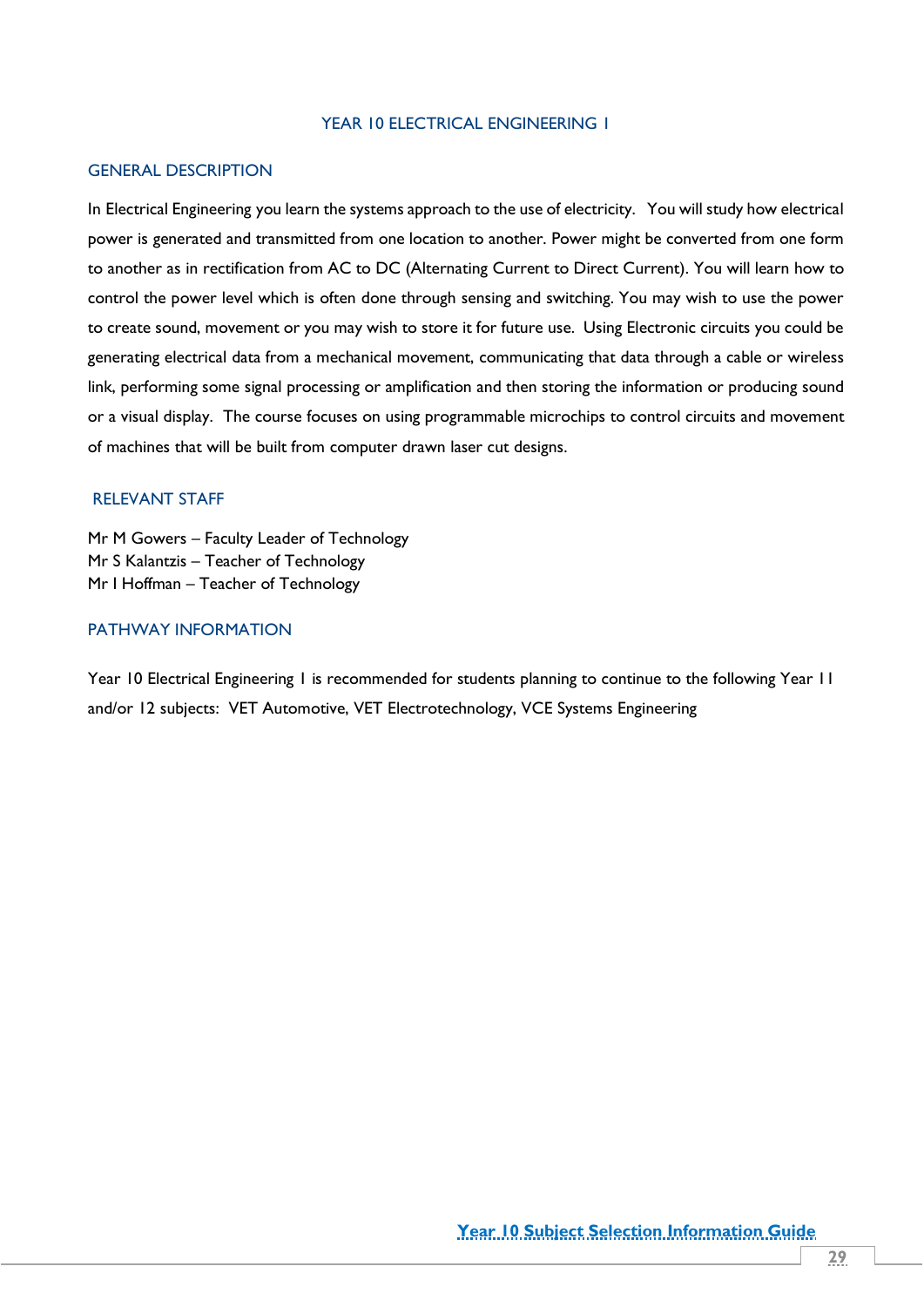# YEAR 10 ELECTRICAL ENGINEERING 1

## GENERAL DESCRIPTION

In Electrical Engineering you learn the systems approach to the use of electricity. You will study how electrical power is generated and transmitted from one location to another. Power might be converted from one form to another as in rectification from AC to DC (Alternating Current to Direct Current). You will learn how to control the power level which is often done through sensing and switching. You may wish to use the power to create sound, movement or you may wish to store it for future use. Using Electronic circuits you could be generating electrical data from a mechanical movement, communicating that data through a cable or wireless link, performing some signal processing or amplification and then storing the information or producing sound or a visual display. The course focuses on using programmable microchips to control circuits and movement of machines that will be built from computer drawn laser cut designs.

## RELEVANT STAFF

Mr M Gowers – Faculty Leader of Technology
Mr S Kalantzis – Teacher of Technology
Mr I Hoffman – Teacher of Technology

## PATHWAY INFORMATION

Year 10 Electrical Engineering 1 is recommended for students planning to continue to the following Year 11 and/or 12 subjects: VET Automotive, VET Electrotechnology, VCE Systems Engineering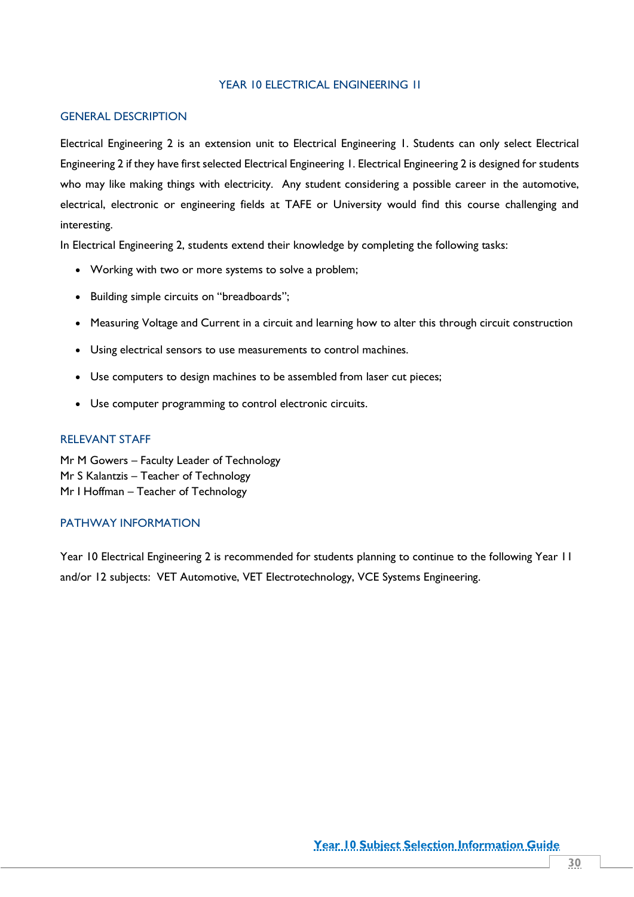# YEAR 10 ELECTRICAL ENGINEERING II

## GENERAL DESCRIPTION

Electrical Engineering 2 is an extension unit to Electrical Engineering 1. Students can only select Electrical Engineering 2 if they have first selected Electrical Engineering 1. Electrical Engineering 2 is designed for students who may like making things with electricity. Any student considering a possible career in the automotive, electrical, electronic or engineering fields at TAFE or University would find this course challenging and interesting.

In Electrical Engineering 2, students extend their knowledge by completing the following tasks:

- Working with two or more systems to solve a problem;
- Building simple circuits on "breadboards";
- Measuring Voltage and Current in a circuit and learning how to alter this through circuit construction
- Using electrical sensors to use measurements to control machines.
- Use computers to design machines to be assembled from laser cut pieces;
- Use computer programming to control electronic circuits.

## RELEVANT STAFF

Mr M Gowers – Faculty Leader of Technology
Mr S Kalantzis – Teacher of Technology
Mr I Hoffman – Teacher of Technology

## PATHWAY INFORMATION

Year 10 Electrical Engineering 2 is recommended for students planning to continue to the following Year 11 and/or 12 subjects: VET Automotive, VET Electrotechnology, VCE Systems Engineering.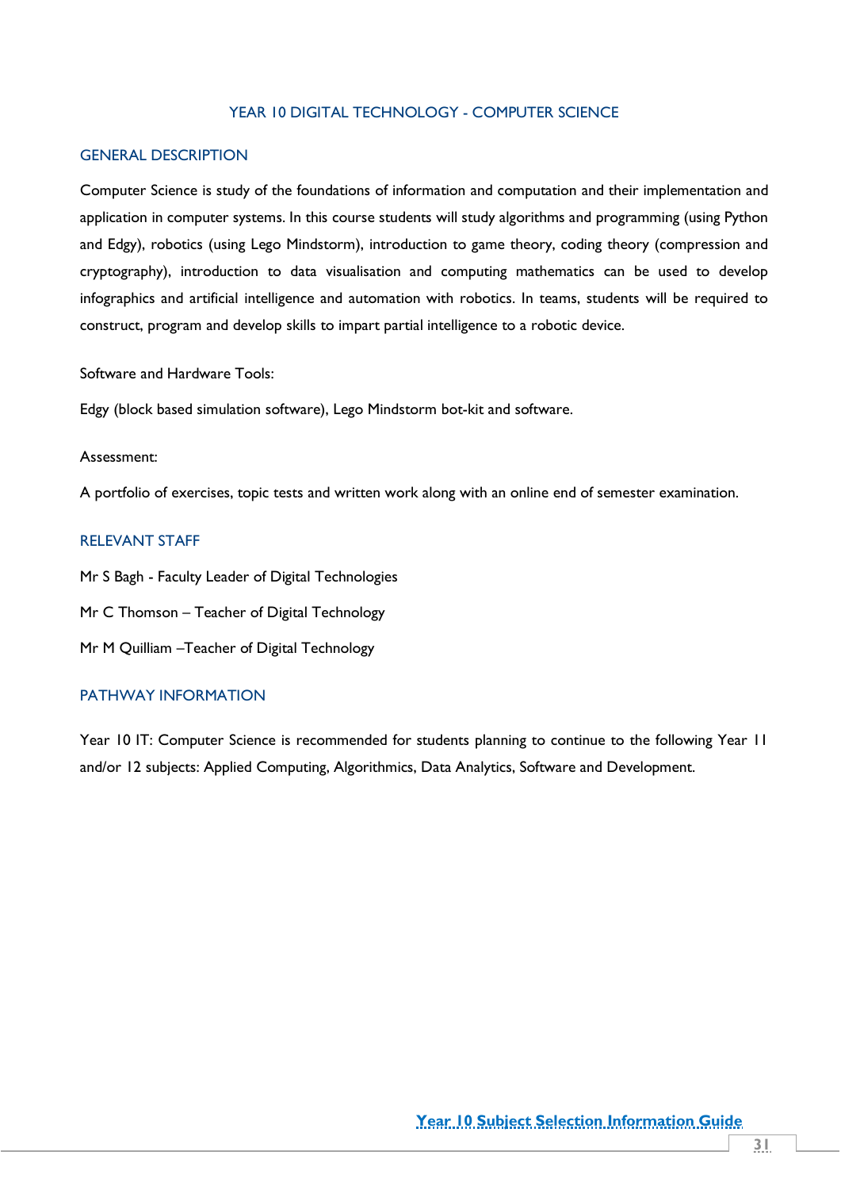# YEAR 10 DIGITAL TECHNOLOGY - COMPUTER SCIENCE

## GENERAL DESCRIPTION

Computer Science is study of the foundations of information and computation and their implementation and application in computer systems. In this course students will study algorithms and programming (using Python and Edgy), robotics (using Lego Mindstorm), introduction to game theory, coding theory (compression and cryptography), introduction to data visualisation and computing mathematics can be used to develop infographics and artificial intelligence and automation with robotics. In teams, students will be required to construct, program and develop skills to impart partial intelligence to a robotic device.

Software and Hardware Tools:

Edgy (block based simulation software), Lego Mindstorm bot-kit and software.

Assessment:

A portfolio of exercises, topic tests and written work along with an online end of semester examination.

## RELEVANT STAFF

Mr S Bagh - Faculty Leader of Digital Technologies

Mr C Thomson – Teacher of Digital Technology

Mr M Quilliam –Teacher of Digital Technology

## PATHWAY INFORMATION

Year 10 IT: Computer Science is recommended for students planning to continue to the following Year 11 and/or 12 subjects: Applied Computing, Algorithmics, Data Analytics, Software and Development.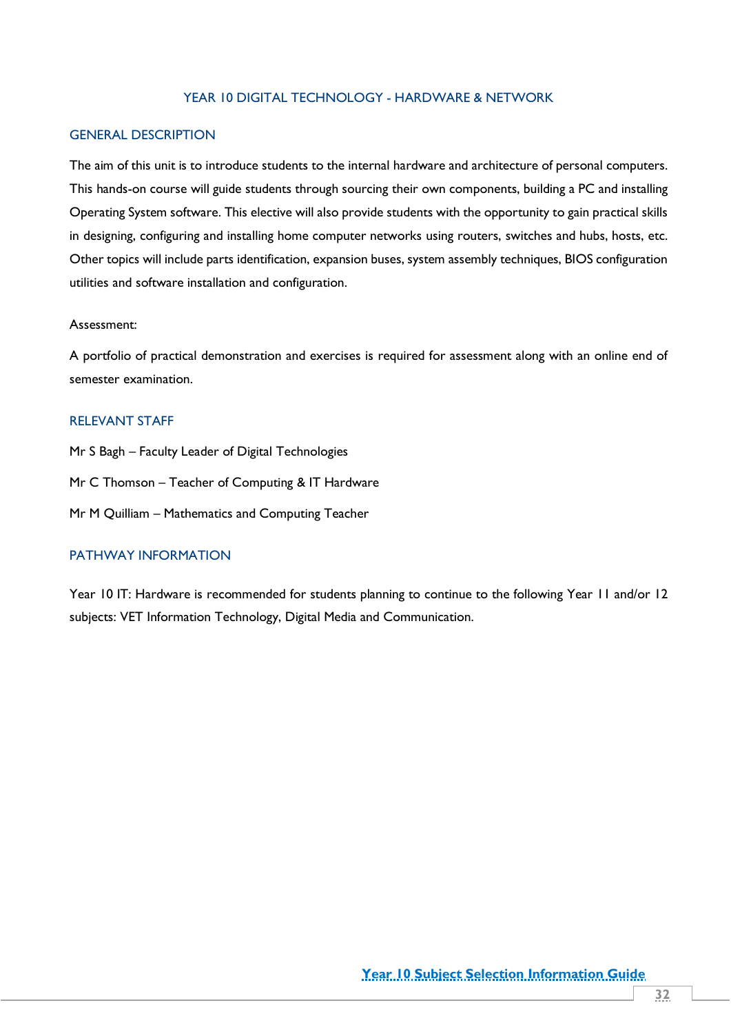# YEAR 10 DIGITAL TECHNOLOGY - HARDWARE & NETWORK

## GENERAL DESCRIPTION

The aim of this unit is to introduce students to the internal hardware and architecture of personal computers. This hands-on course will guide students through sourcing their own components, building a PC and installing Operating System software. This elective will also provide students with the opportunity to gain practical skills in designing, configuring and installing home computer networks using routers, switches and hubs, hosts, etc. Other topics will include parts identification, expansion buses, system assembly techniques, BIOS configuration utilities and software installation and configuration.

Assessment:

A portfolio of practical demonstration and exercises is required for assessment along with an online end of semester examination.

## RELEVANT STAFF

Mr S Bagh – Faculty Leader of Digital Technologies

Mr C Thomson – Teacher of Computing & IT Hardware

Mr M Quilliam – Mathematics and Computing Teacher

## PATHWAY INFORMATION

Year 10 IT: Hardware is recommended for students planning to continue to the following Year 11 and/or 12 subjects: VET Information Technology, Digital Media and Communication.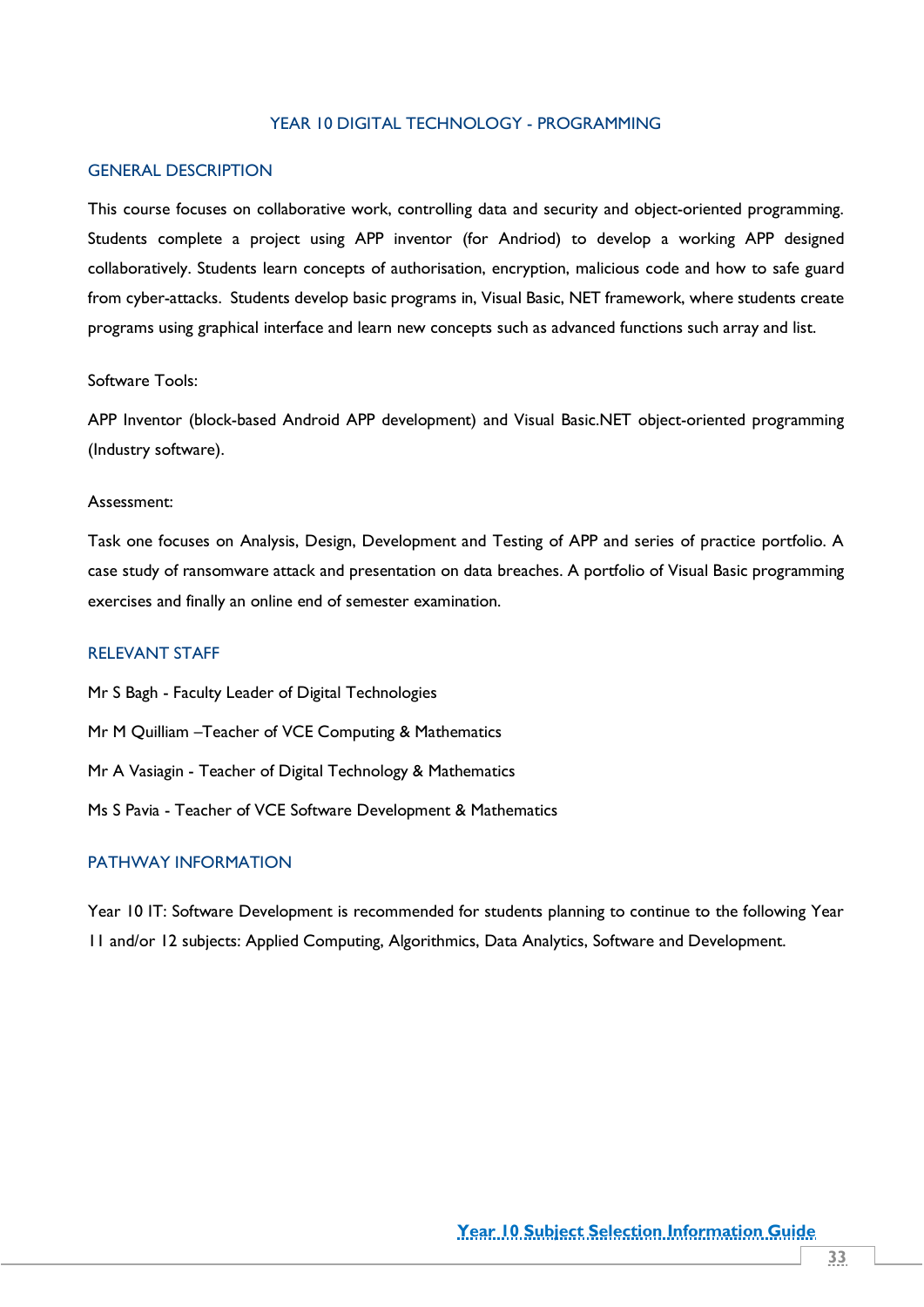# YEAR 10 DIGITAL TECHNOLOGY - PROGRAMMING

## GENERAL DESCRIPTION

This course focuses on collaborative work, controlling data and security and object-oriented programming. Students complete a project using APP inventor (for Andriod) to develop a working APP designed collaboratively. Students learn concepts of authorisation, encryption, malicious code and how to safe guard from cyber-attacks. Students develop basic programs in, Visual Basic, NET framework, where students create programs using graphical interface and learn new concepts such as advanced functions such array and list.

Software Tools:

APP Inventor (block-based Android APP development) and Visual Basic.NET object-oriented programming (Industry software).

Assessment:

Task one focuses on Analysis, Design, Development and Testing of APP and series of practice portfolio. A case study of ransomware attack and presentation on data breaches. A portfolio of Visual Basic programming exercises and finally an online end of semester examination.

## RELEVANT STAFF

Mr S Bagh - Faculty Leader of Digital Technologies

Mr M Quilliam –Teacher of VCE Computing & Mathematics

Mr A Vasiagin - Teacher of Digital Technology & Mathematics

Ms S Pavia - Teacher of VCE Software Development & Mathematics

## PATHWAY INFORMATION

Year 10 IT: Software Development is recommended for students planning to continue to the following Year 11 and/or 12 subjects: Applied Computing, Algorithmics, Data Analytics, Software and Development.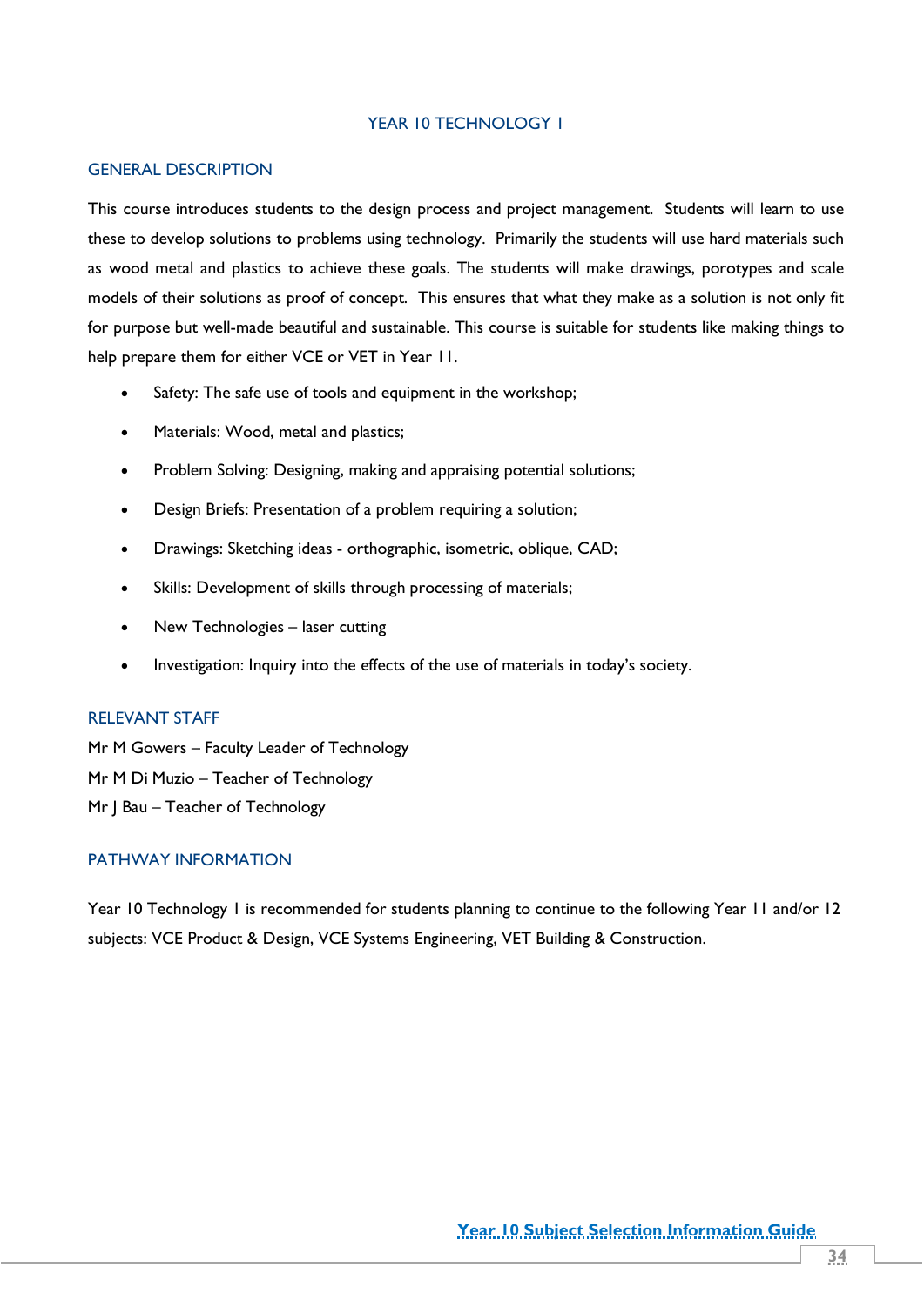# YEAR 10 TECHNOLOGY I

## GENERAL DESCRIPTION

This course introduces students to the design process and project management. Students will learn to use these to develop solutions to problems using technology. Primarily the students will use hard materials such as wood metal and plastics to achieve these goals. The students will make drawings, porotypes and scale models of their solutions as proof of concept. This ensures that what they make as a solution is not only fit for purpose but well-made beautiful and sustainable. This course is suitable for students like making things to help prepare them for either VCE or VET in Year 11.

- Safety: The safe use of tools and equipment in the workshop;
- Materials: Wood, metal and plastics;
- Problem Solving: Designing, making and appraising potential solutions;
- Design Briefs: Presentation of a problem requiring a solution;
- Drawings: Sketching ideas - orthographic, isometric, oblique, CAD;
- Skills: Development of skills through processing of materials;
- New Technologies – laser cutting
- Investigation: Inquiry into the effects of the use of materials in today's society.

## RELEVANT STAFF

Mr M Gowers – Faculty Leader of Technology
Mr M Di Muzio – Teacher of Technology
Mr J Bau – Teacher of Technology

## PATHWAY INFORMATION

Year 10 Technology I is recommended for students planning to continue to the following Year 11 and/or 12 subjects: VCE Product & Design, VCE Systems Engineering, VET Building & Construction.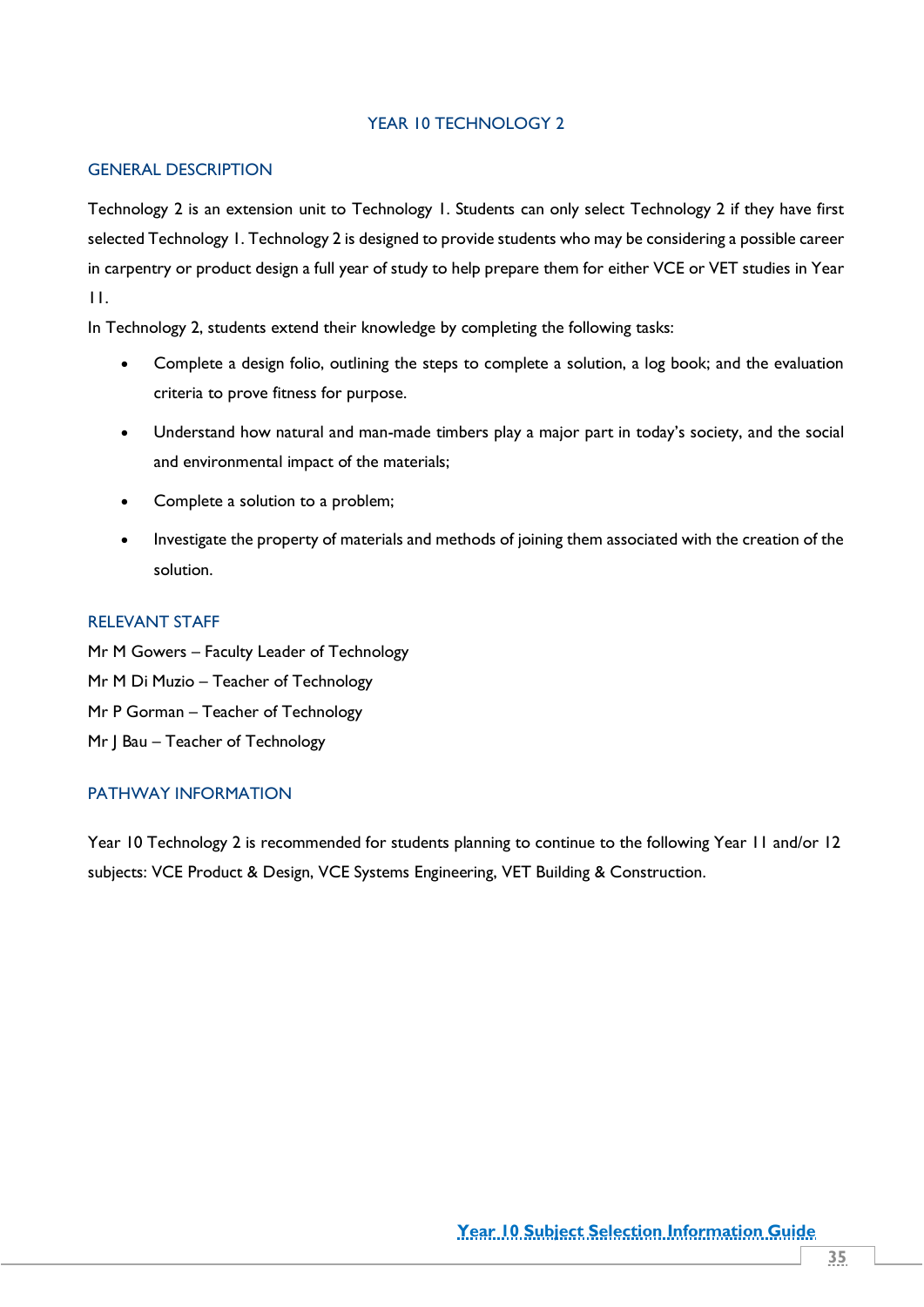# YEAR 10 TECHNOLOGY 2

## GENERAL DESCRIPTION

Technology 2 is an extension unit to Technology 1. Students can only select Technology 2 if they have first selected Technology 1. Technology 2 is designed to provide students who may be considering a possible career in carpentry or product design a full year of study to help prepare them for either VCE or VET studies in Year 11.

In Technology 2, students extend their knowledge by completing the following tasks:

- Complete a design folio, outlining the steps to complete a solution, a log book; and the evaluation criteria to prove fitness for purpose.
- Understand how natural and man-made timbers play a major part in today's society, and the social and environmental impact of the materials;
- Complete a solution to a problem;
- Investigate the property of materials and methods of joining them associated with the creation of the solution.

## RELEVANT STAFF

Mr M Gowers – Faculty Leader of Technology
Mr M Di Muzio – Teacher of Technology
Mr P Gorman – Teacher of Technology
Mr J Bau – Teacher of Technology

## PATHWAY INFORMATION

Year 10 Technology 2 is recommended for students planning to continue to the following Year 11 and/or 12 subjects: VCE Product & Design, VCE Systems Engineering, VET Building & Construction.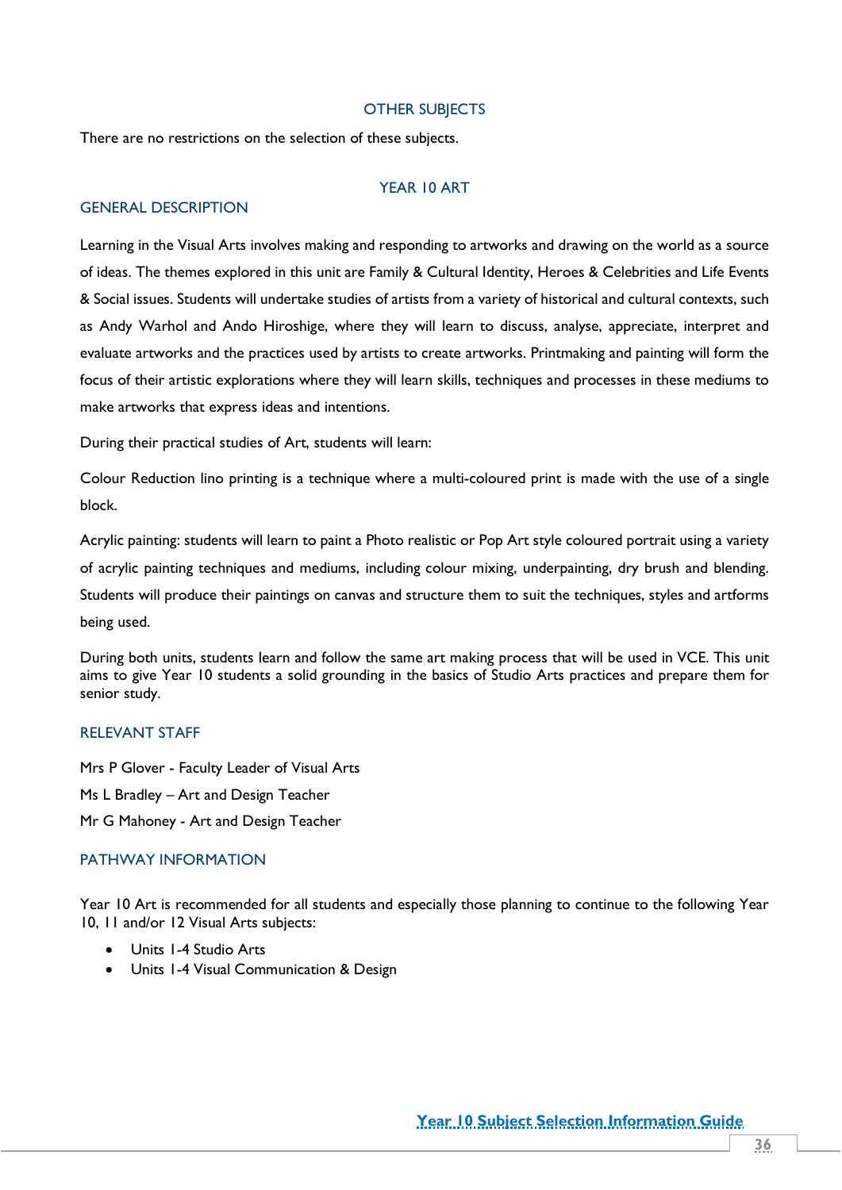## OTHER SUBJECTS

There are no restrictions on the selection of these subjects.

## YEAR 10 ART

### GENERAL DESCRIPTION

Learning in the Visual Arts involves making and responding to artworks and drawing on the world as a source of ideas. The themes explored in this unit are Family & Cultural Identity, Heroes & Celebrities and Life Events & Social issues. Students will undertake studies of artists from a variety of historical and cultural contexts, such as Andy Warhol and Ando Hiroshige, where they will learn to discuss, analyse, appreciate, interpret and evaluate artworks and the practices used by artists to create artworks. Printmaking and painting will form the focus of their artistic explorations where they will learn skills, techniques and processes in these mediums to make artworks that express ideas and intentions.

During their practical studies of Art, students will learn:

Colour Reduction lino printing is a technique where a multi-coloured print is made with the use of a single block.

Acrylic painting: students will learn to paint a Photo realistic or Pop Art style coloured portrait using a variety of acrylic painting techniques and mediums, including colour mixing, underpainting, dry brush and blending. Students will produce their paintings on canvas and structure them to suit the techniques, styles and artforms being used.

During both units, students learn and follow the same art making process that will be used in VCE. This unit aims to give Year 10 students a solid grounding in the basics of Studio Arts practices and prepare them for senior study.

### RELEVANT STAFF

Mrs P Glover - Faculty Leader of Visual Arts

Ms L Bradley – Art and Design Teacher

Mr G Mahoney - Art and Design Teacher

### PATHWAY INFORMATION

Year 10 Art is recommended for all students and especially those planning to continue to the following Year 10, 11 and/or 12 Visual Arts subjects:

- Units 1-4 Studio Arts
- Units 1-4 Visual Communication & Design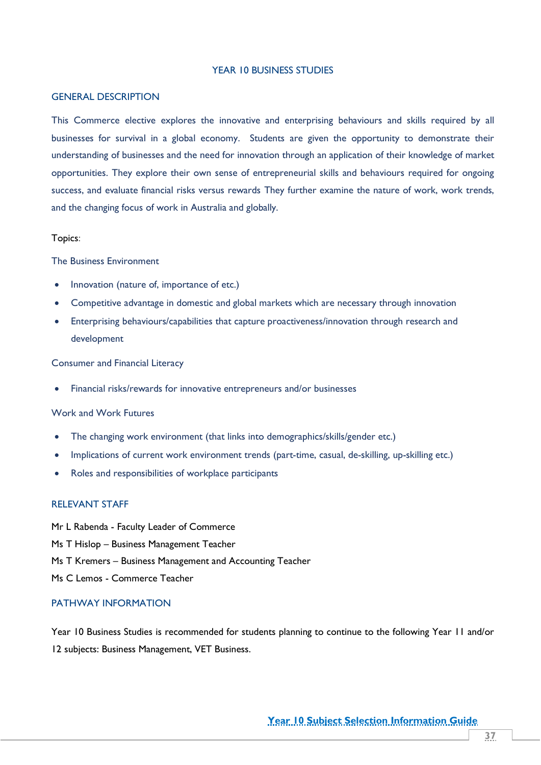# YEAR 10 BUSINESS STUDIES

## GENERAL DESCRIPTION

This Commerce elective explores the innovative and enterprising behaviours and skills required by all businesses for survival in a global economy. Students are given the opportunity to demonstrate their understanding of businesses and the need for innovation through an application of their knowledge of market opportunities. They explore their own sense of entrepreneurial skills and behaviours required for ongoing success, and evaluate financial risks versus rewards They further examine the nature of work, work trends, and the changing focus of work in Australia and globally.

Topics:

The Business Environment

- Innovation (nature of, importance of etc.)
- Competitive advantage in domestic and global markets which are necessary through innovation
- Enterprising behaviours/capabilities that capture proactiveness/innovation through research and development

Consumer and Financial Literacy

- Financial risks/rewards for innovative entrepreneurs and/or businesses

Work and Work Futures

- The changing work environment (that links into demographics/skills/gender etc.)
- Implications of current work environment trends (part-time, casual, de-skilling, up-skilling etc.)
- Roles and responsibilities of workplace participants

## RELEVANT STAFF

Mr L Rabenda - Faculty Leader of Commerce

Ms T Hislop – Business Management Teacher

Ms T Kremers – Business Management and Accounting Teacher

Ms C Lemos - Commerce Teacher

## PATHWAY INFORMATION

Year 10 Business Studies is recommended for students planning to continue to the following Year 11 and/or 12 subjects: Business Management, VET Business.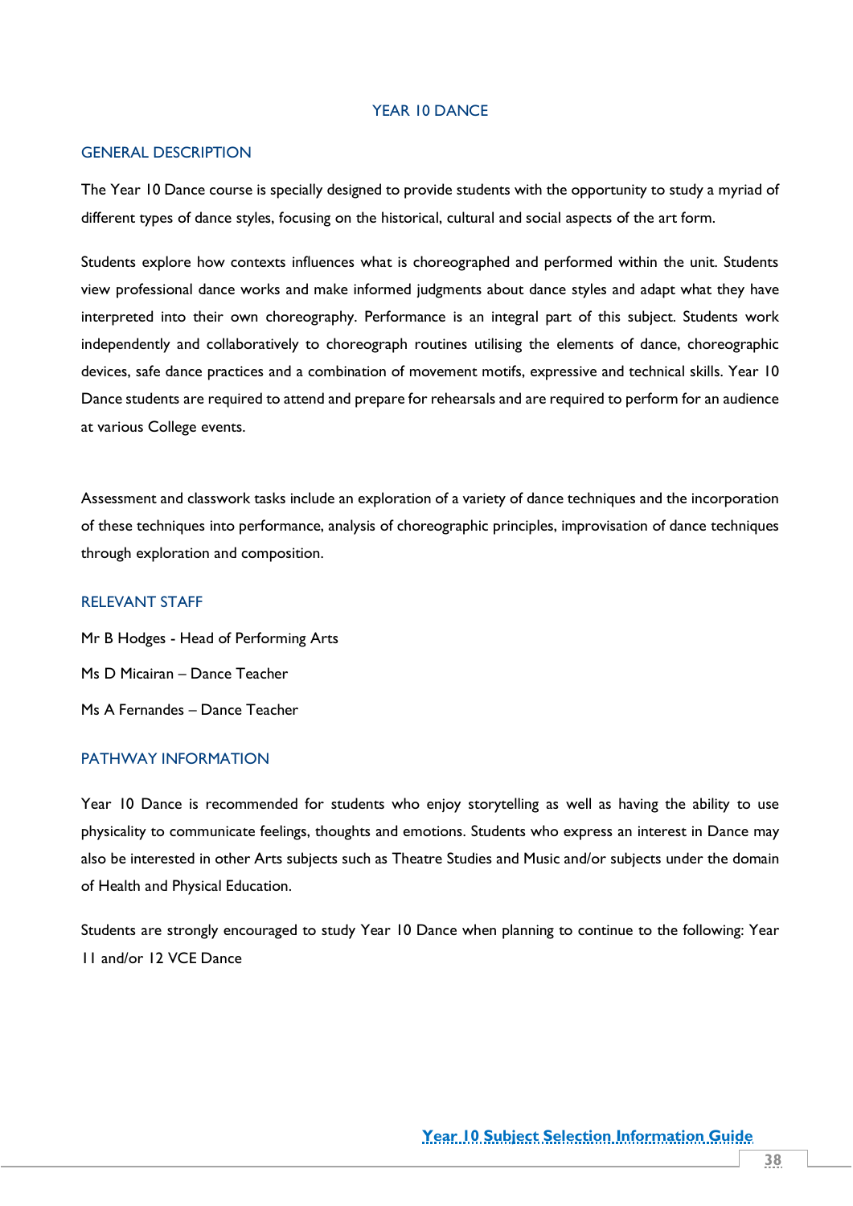# YEAR 10 DANCE

## GENERAL DESCRIPTION

The Year 10 Dance course is specially designed to provide students with the opportunity to study a myriad of different types of dance styles, focusing on the historical, cultural and social aspects of the art form.

Students explore how contexts influences what is choreographed and performed within the unit. Students view professional dance works and make informed judgments about dance styles and adapt what they have interpreted into their own choreography. Performance is an integral part of this subject. Students work independently and collaboratively to choreograph routines utilising the elements of dance, choreographic devices, safe dance practices and a combination of movement motifs, expressive and technical skills. Year 10 Dance students are required to attend and prepare for rehearsals and are required to perform for an audience at various College events.

Assessment and classwork tasks include an exploration of a variety of dance techniques and the incorporation of these techniques into performance, analysis of choreographic principles, improvisation of dance techniques through exploration and composition.

## RELEVANT STAFF

Mr B Hodges - Head of Performing Arts

Ms D Micairan – Dance Teacher

Ms A Fernandes – Dance Teacher

## PATHWAY INFORMATION

Year 10 Dance is recommended for students who enjoy storytelling as well as having the ability to use physicality to communicate feelings, thoughts and emotions. Students who express an interest in Dance may also be interested in other Arts subjects such as Theatre Studies and Music and/or subjects under the domain of Health and Physical Education.

Students are strongly encouraged to study Year 10 Dance when planning to continue to the following: Year 11 and/or 12 VCE Dance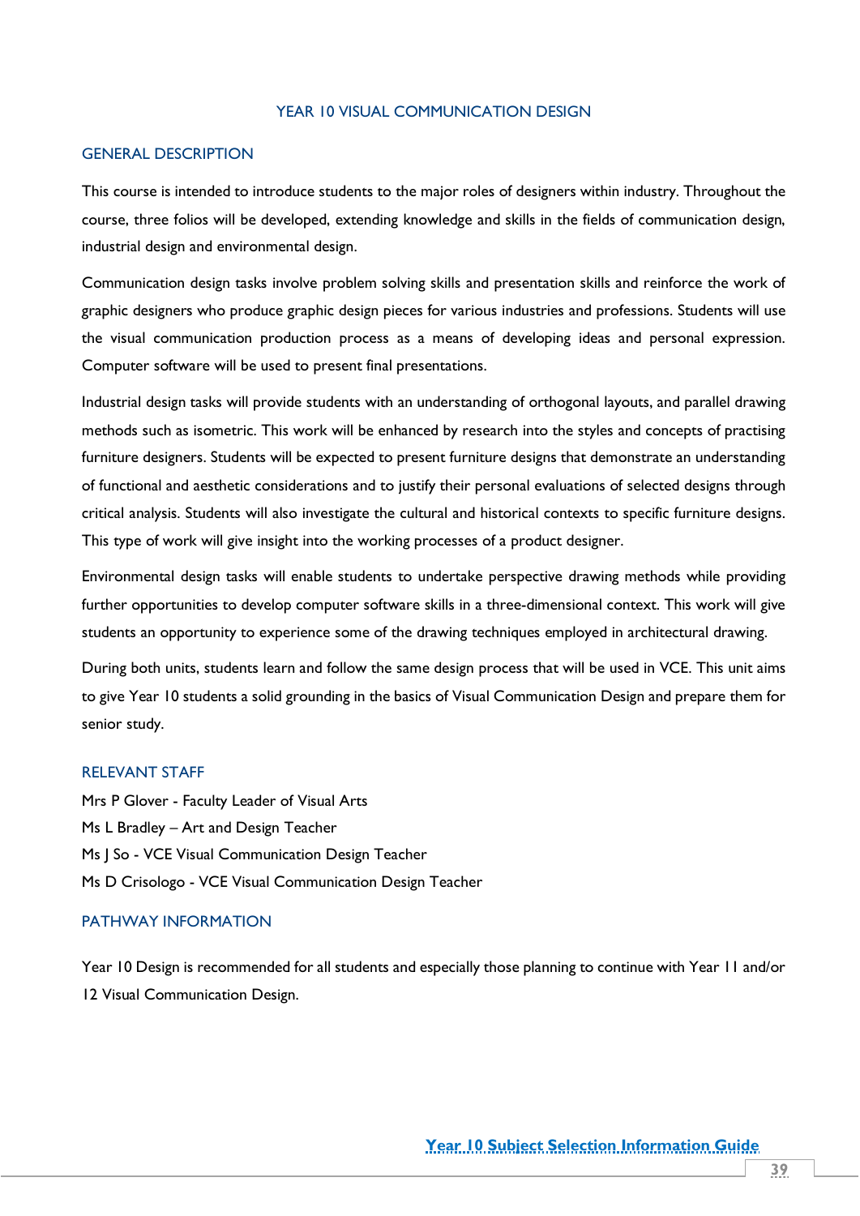# YEAR 10 VISUAL COMMUNICATION DESIGN

## GENERAL DESCRIPTION

This course is intended to introduce students to the major roles of designers within industry. Throughout the course, three folios will be developed, extending knowledge and skills in the fields of communication design, industrial design and environmental design.

Communication design tasks involve problem solving skills and presentation skills and reinforce the work of graphic designers who produce graphic design pieces for various industries and professions. Students will use the visual communication production process as a means of developing ideas and personal expression. Computer software will be used to present final presentations.

Industrial design tasks will provide students with an understanding of orthogonal layouts, and parallel drawing methods such as isometric. This work will be enhanced by research into the styles and concepts of practising furniture designers. Students will be expected to present furniture designs that demonstrate an understanding of functional and aesthetic considerations and to justify their personal evaluations of selected designs through critical analysis. Students will also investigate the cultural and historical contexts to specific furniture designs. This type of work will give insight into the working processes of a product designer.

Environmental design tasks will enable students to undertake perspective drawing methods while providing further opportunities to develop computer software skills in a three-dimensional context. This work will give students an opportunity to experience some of the drawing techniques employed in architectural drawing.

During both units, students learn and follow the same design process that will be used in VCE. This unit aims to give Year 10 students a solid grounding in the basics of Visual Communication Design and prepare them for senior study.

## RELEVANT STAFF

Mrs P Glover - Faculty Leader of Visual Arts
Ms L Bradley – Art and Design Teacher
Ms J So - VCE Visual Communication Design Teacher
Ms D Crisologo - VCE Visual Communication Design Teacher

## PATHWAY INFORMATION

Year 10 Design is recommended for all students and especially those planning to continue with Year 11 and/or 12 Visual Communication Design.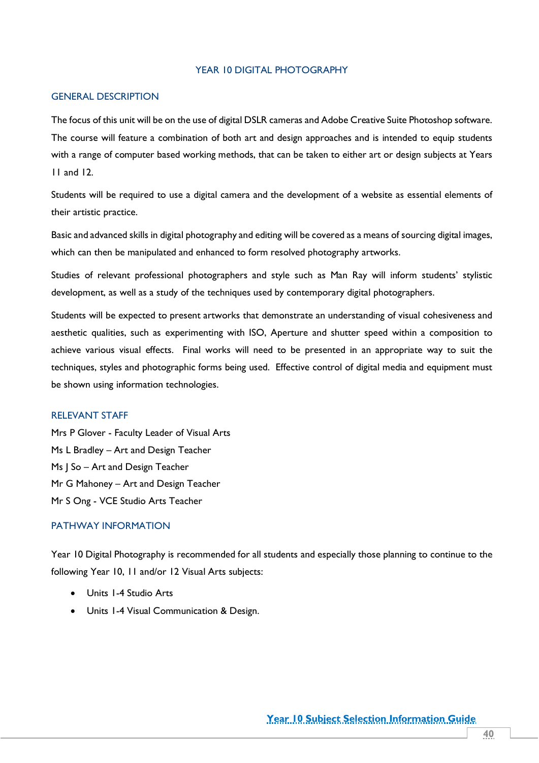# YEAR 10 DIGITAL PHOTOGRAPHY

## GENERAL DESCRIPTION

The focus of this unit will be on the use of digital DSLR cameras and Adobe Creative Suite Photoshop software. The course will feature a combination of both art and design approaches and is intended to equip students with a range of computer based working methods, that can be taken to either art or design subjects at Years 11 and 12.

Students will be required to use a digital camera and the development of a website as essential elements of their artistic practice.

Basic and advanced skills in digital photography and editing will be covered as a means of sourcing digital images, which can then be manipulated and enhanced to form resolved photography artworks.

Studies of relevant professional photographers and style such as Man Ray will inform students' stylistic development, as well as a study of the techniques used by contemporary digital photographers.

Students will be expected to present artworks that demonstrate an understanding of visual cohesiveness and aesthetic qualities, such as experimenting with ISO, Aperture and shutter speed within a composition to achieve various visual effects. Final works will need to be presented in an appropriate way to suit the techniques, styles and photographic forms being used. Effective control of digital media and equipment must be shown using information technologies.

## RELEVANT STAFF

Mrs P Glover - Faculty Leader of Visual Arts
Ms L Bradley – Art and Design Teacher
Ms J So – Art and Design Teacher
Mr G Mahoney – Art and Design Teacher
Mr S Ong - VCE Studio Arts Teacher

## PATHWAY INFORMATION

Year 10 Digital Photography is recommended for all students and especially those planning to continue to the following Year 10, 11 and/or 12 Visual Arts subjects:

- Units 1-4 Studio Arts
- Units 1-4 Visual Communication & Design.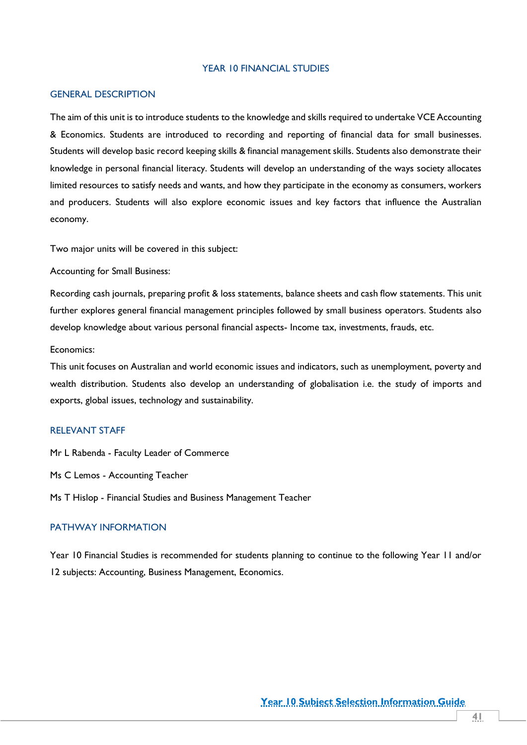# YEAR 10 FINANCIAL STUDIES

## GENERAL DESCRIPTION

The aim of this unit is to introduce students to the knowledge and skills required to undertake VCE Accounting & Economics. Students are introduced to recording and reporting of financial data for small businesses. Students will develop basic record keeping skills & financial management skills. Students also demonstrate their knowledge in personal financial literacy. Students will develop an understanding of the ways society allocates limited resources to satisfy needs and wants, and how they participate in the economy as consumers, workers and producers. Students will also explore economic issues and key factors that influence the Australian economy.

Two major units will be covered in this subject:

Accounting for Small Business:

Recording cash journals, preparing profit & loss statements, balance sheets and cash flow statements. This unit further explores general financial management principles followed by small business operators. Students also develop knowledge about various personal financial aspects- Income tax, investments, frauds, etc.

Economics:

This unit focuses on Australian and world economic issues and indicators, such as unemployment, poverty and wealth distribution. Students also develop an understanding of globalisation i.e. the study of imports and exports, global issues, technology and sustainability.

## RELEVANT STAFF

Mr L Rabenda - Faculty Leader of Commerce

Ms C Lemos - Accounting Teacher

Ms T Hislop - Financial Studies and Business Management Teacher

## PATHWAY INFORMATION

Year 10 Financial Studies is recommended for students planning to continue to the following Year 11 and/or 12 subjects: Accounting, Business Management, Economics.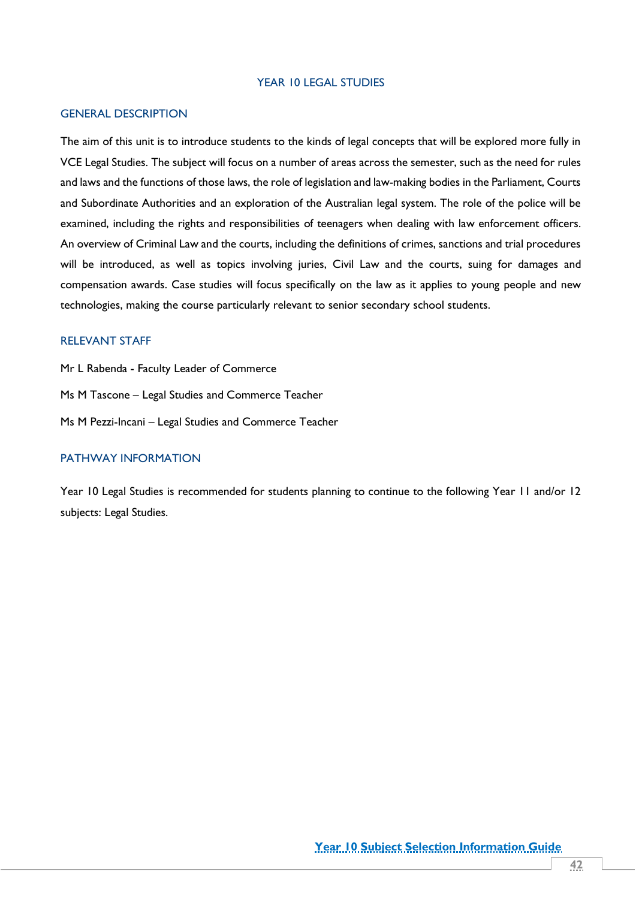# YEAR 10 LEGAL STUDIES

## GENERAL DESCRIPTION

The aim of this unit is to introduce students to the kinds of legal concepts that will be explored more fully in VCE Legal Studies. The subject will focus on a number of areas across the semester, such as the need for rules and laws and the functions of those laws, the role of legislation and law-making bodies in the Parliament, Courts and Subordinate Authorities and an exploration of the Australian legal system. The role of the police will be examined, including the rights and responsibilities of teenagers when dealing with law enforcement officers. An overview of Criminal Law and the courts, including the definitions of crimes, sanctions and trial procedures will be introduced, as well as topics involving juries, Civil Law and the courts, suing for damages and compensation awards. Case studies will focus specifically on the law as it applies to young people and new technologies, making the course particularly relevant to senior secondary school students.

## RELEVANT STAFF

Mr L Rabenda - Faculty Leader of Commerce

Ms M Tascone – Legal Studies and Commerce Teacher

Ms M Pezzi-Incani – Legal Studies and Commerce Teacher

## PATHWAY INFORMATION

Year 10 Legal Studies is recommended for students planning to continue to the following Year 11 and/or 12 subjects: Legal Studies.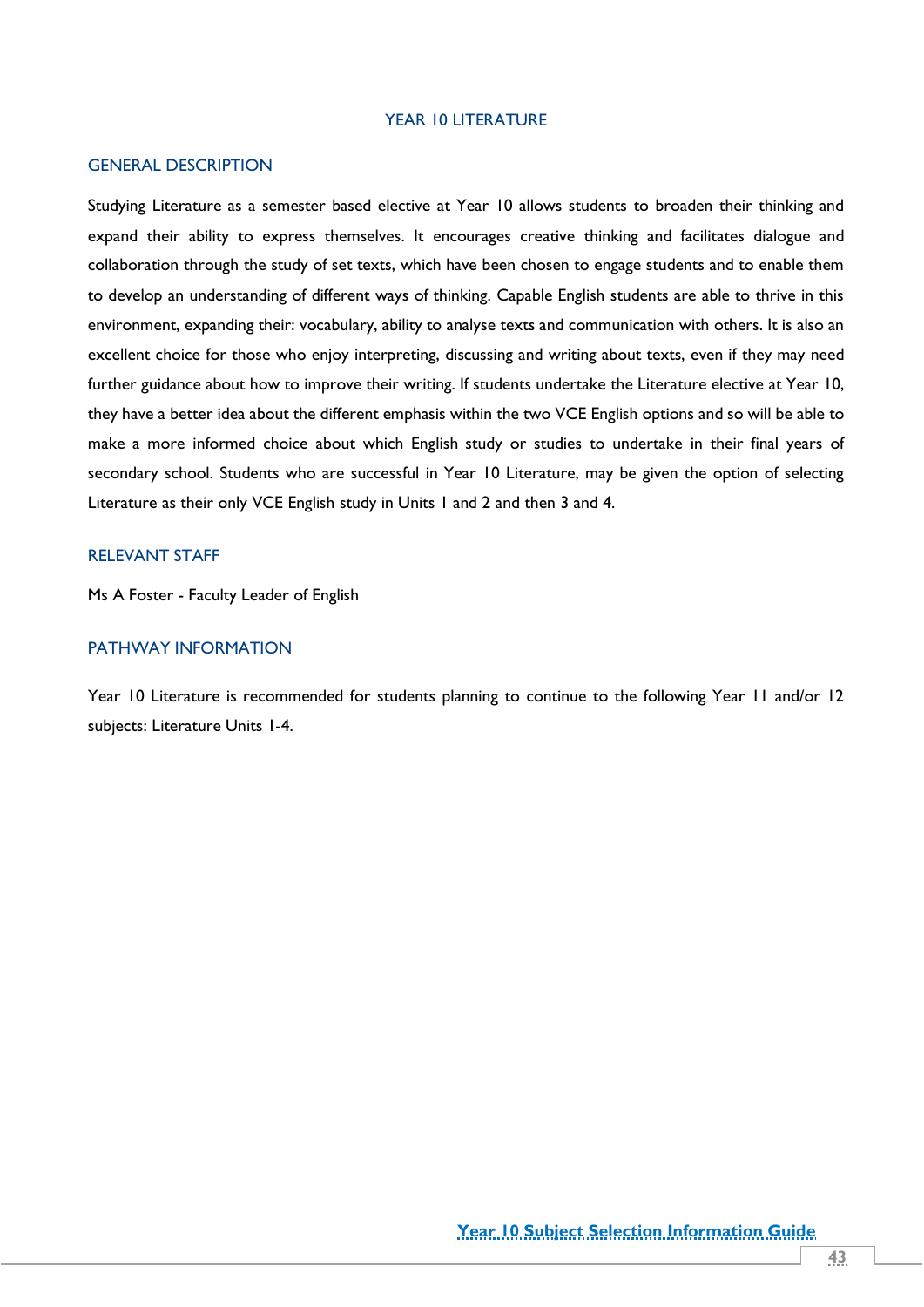# YEAR 10 LITERATURE

## GENERAL DESCRIPTION

Studying Literature as a semester based elective at Year 10 allows students to broaden their thinking and expand their ability to express themselves. It encourages creative thinking and facilitates dialogue and collaboration through the study of set texts, which have been chosen to engage students and to enable them to develop an understanding of different ways of thinking. Capable English students are able to thrive in this environment, expanding their: vocabulary, ability to analyse texts and communication with others. It is also an excellent choice for those who enjoy interpreting, discussing and writing about texts, even if they may need further guidance about how to improve their writing. If students undertake the Literature elective at Year 10, they have a better idea about the different emphasis within the two VCE English options and so will be able to make a more informed choice about which English study or studies to undertake in their final years of secondary school. Students who are successful in Year 10 Literature, may be given the option of selecting Literature as their only VCE English study in Units 1 and 2 and then 3 and 4.

## RELEVANT STAFF

Ms A Foster - Faculty Leader of English

## PATHWAY INFORMATION

Year 10 Literature is recommended for students planning to continue to the following Year 11 and/or 12 subjects: Literature Units 1-4.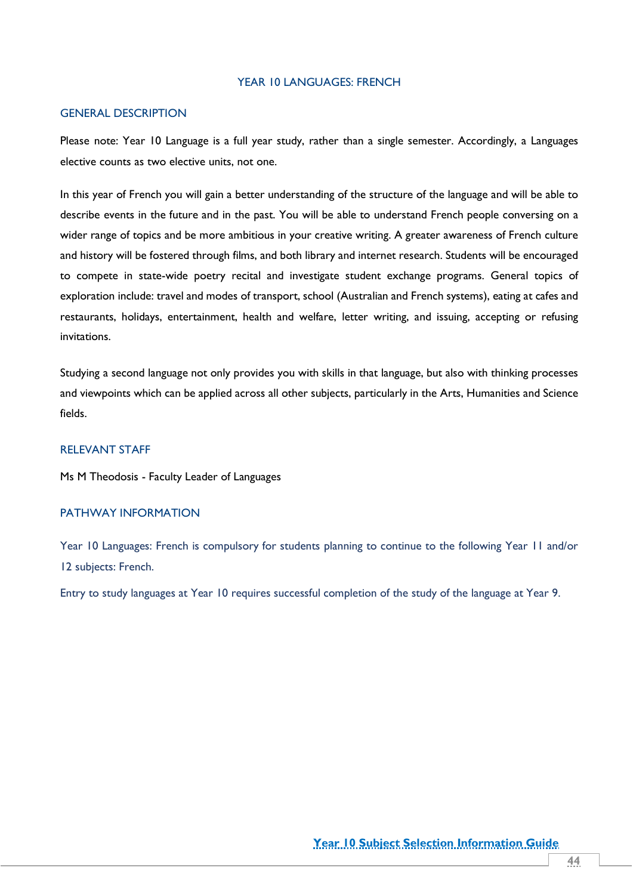# YEAR 10 LANGUAGES: FRENCH

## GENERAL DESCRIPTION

Please note: Year 10 Language is a full year study, rather than a single semester. Accordingly, a Languages elective counts as two elective units, not one.

In this year of French you will gain a better understanding of the structure of the language and will be able to describe events in the future and in the past. You will be able to understand French people conversing on a wider range of topics and be more ambitious in your creative writing. A greater awareness of French culture and history will be fostered through films, and both library and internet research. Students will be encouraged to compete in state-wide poetry recital and investigate student exchange programs. General topics of exploration include: travel and modes of transport, school (Australian and French systems), eating at cafes and restaurants, holidays, entertainment, health and welfare, letter writing, and issuing, accepting or refusing invitations.

Studying a second language not only provides you with skills in that language, but also with thinking processes and viewpoints which can be applied across all other subjects, particularly in the Arts, Humanities and Science fields.

## RELEVANT STAFF

Ms M Theodosis - Faculty Leader of Languages

## PATHWAY INFORMATION

Year 10 Languages: French is compulsory for students planning to continue to the following Year 11 and/or 12 subjects: French.

Entry to study languages at Year 10 requires successful completion of the study of the language at Year 9.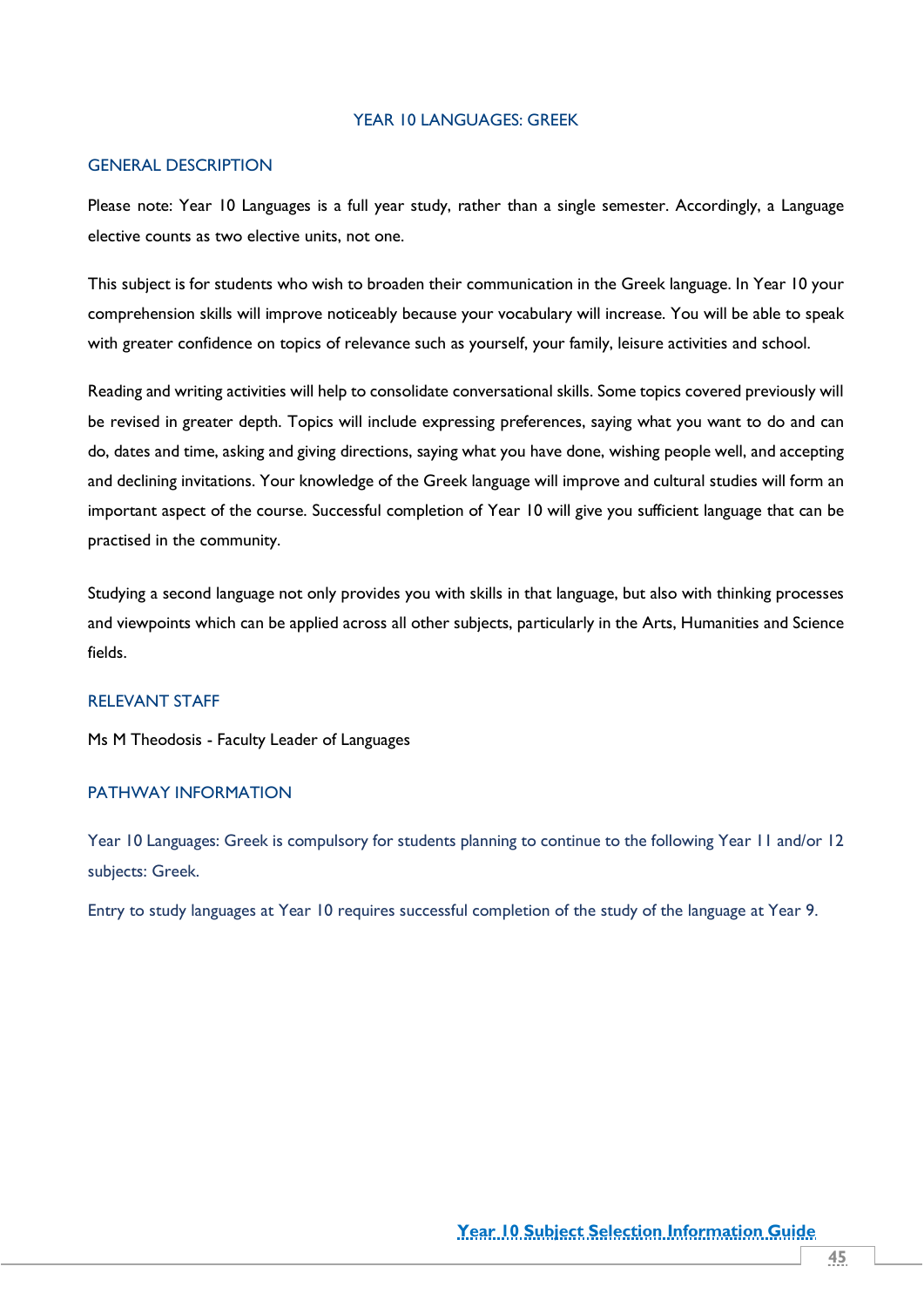# YEAR 10 LANGUAGES: GREEK

## GENERAL DESCRIPTION

Please note: Year 10 Languages is a full year study, rather than a single semester. Accordingly, a Language elective counts as two elective units, not one.

This subject is for students who wish to broaden their communication in the Greek language. In Year 10 your comprehension skills will improve noticeably because your vocabulary will increase. You will be able to speak with greater confidence on topics of relevance such as yourself, your family, leisure activities and school.

Reading and writing activities will help to consolidate conversational skills. Some topics covered previously will be revised in greater depth. Topics will include expressing preferences, saying what you want to do and can do, dates and time, asking and giving directions, saying what you have done, wishing people well, and accepting and declining invitations. Your knowledge of the Greek language will improve and cultural studies will form an important aspect of the course. Successful completion of Year 10 will give you sufficient language that can be practised in the community.

Studying a second language not only provides you with skills in that language, but also with thinking processes and viewpoints which can be applied across all other subjects, particularly in the Arts, Humanities and Science fields.

## RELEVANT STAFF

Ms M Theodosis - Faculty Leader of Languages

## PATHWAY INFORMATION

Year 10 Languages: Greek is compulsory for students planning to continue to the following Year 11 and/or 12 subjects: Greek.

Entry to study languages at Year 10 requires successful completion of the study of the language at Year 9.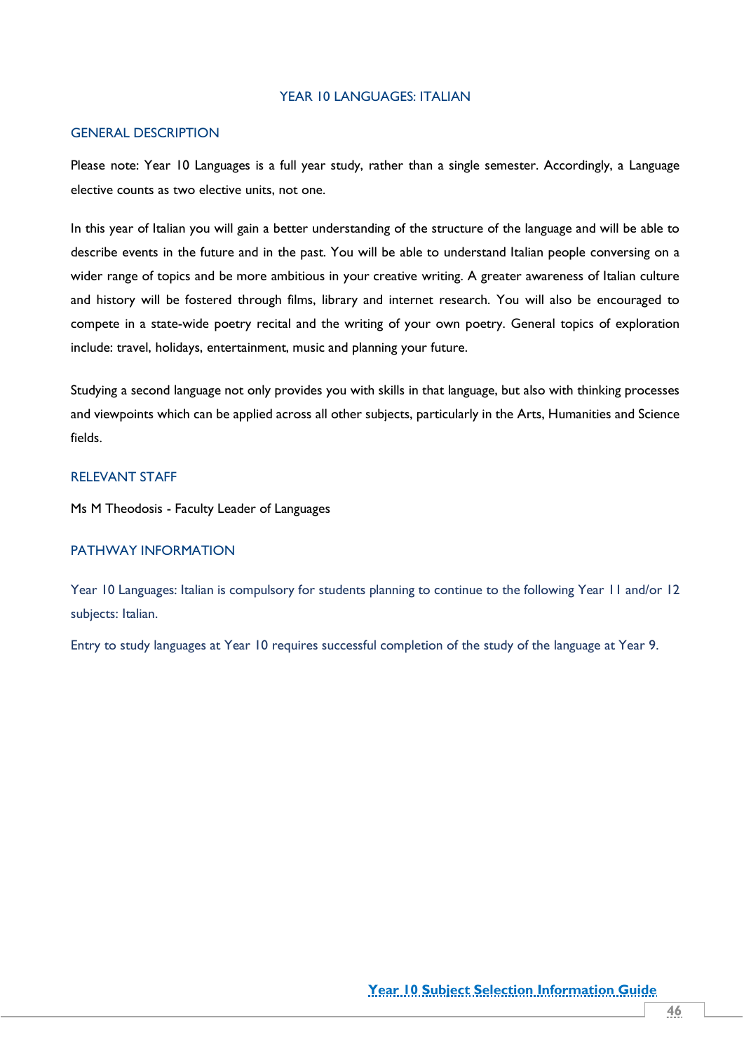# YEAR 10 LANGUAGES: ITALIAN

## GENERAL DESCRIPTION

Please note: Year 10 Languages is a full year study, rather than a single semester. Accordingly, a Language elective counts as two elective units, not one.

In this year of Italian you will gain a better understanding of the structure of the language and will be able to describe events in the future and in the past. You will be able to understand Italian people conversing on a wider range of topics and be more ambitious in your creative writing. A greater awareness of Italian culture and history will be fostered through films, library and internet research. You will also be encouraged to compete in a state-wide poetry recital and the writing of your own poetry. General topics of exploration include: travel, holidays, entertainment, music and planning your future.

Studying a second language not only provides you with skills in that language, but also with thinking processes and viewpoints which can be applied across all other subjects, particularly in the Arts, Humanities and Science fields.

## RELEVANT STAFF

Ms M Theodosis - Faculty Leader of Languages

## PATHWAY INFORMATION

Year 10 Languages: Italian is compulsory for students planning to continue to the following Year 11 and/or 12 subjects: Italian.

Entry to study languages at Year 10 requires successful completion of the study of the language at Year 9.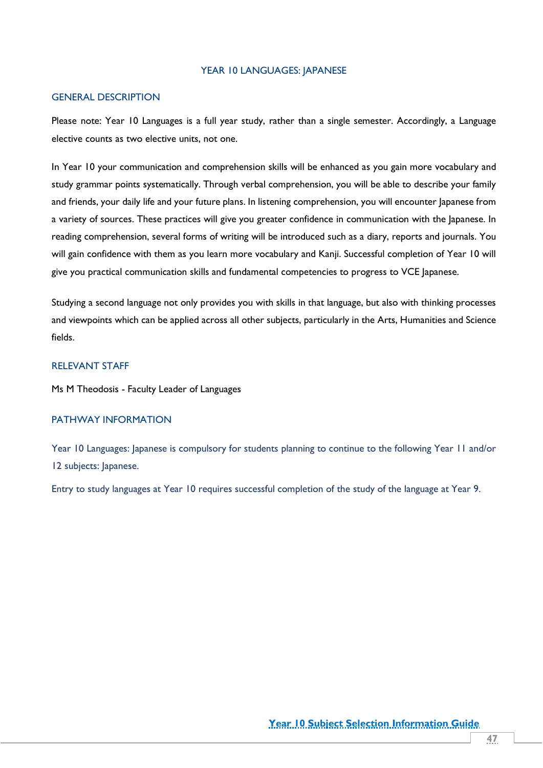# YEAR 10 LANGUAGES: JAPANESE

## GENERAL DESCRIPTION

Please note: Year 10 Languages is a full year study, rather than a single semester. Accordingly, a Language elective counts as two elective units, not one.

In Year 10 your communication and comprehension skills will be enhanced as you gain more vocabulary and study grammar points systematically. Through verbal comprehension, you will be able to describe your family and friends, your daily life and your future plans. In listening comprehension, you will encounter Japanese from a variety of sources. These practices will give you greater confidence in communication with the Japanese. In reading comprehension, several forms of writing will be introduced such as a diary, reports and journals. You will gain confidence with them as you learn more vocabulary and Kanji. Successful completion of Year 10 will give you practical communication skills and fundamental competencies to progress to VCE Japanese.

Studying a second language not only provides you with skills in that language, but also with thinking processes and viewpoints which can be applied across all other subjects, particularly in the Arts, Humanities and Science fields.

## RELEVANT STAFF

Ms M Theodosis - Faculty Leader of Languages

## PATHWAY INFORMATION

Year 10 Languages: Japanese is compulsory for students planning to continue to the following Year 11 and/or 12 subjects: Japanese.

Entry to study languages at Year 10 requires successful completion of the study of the language at Year 9.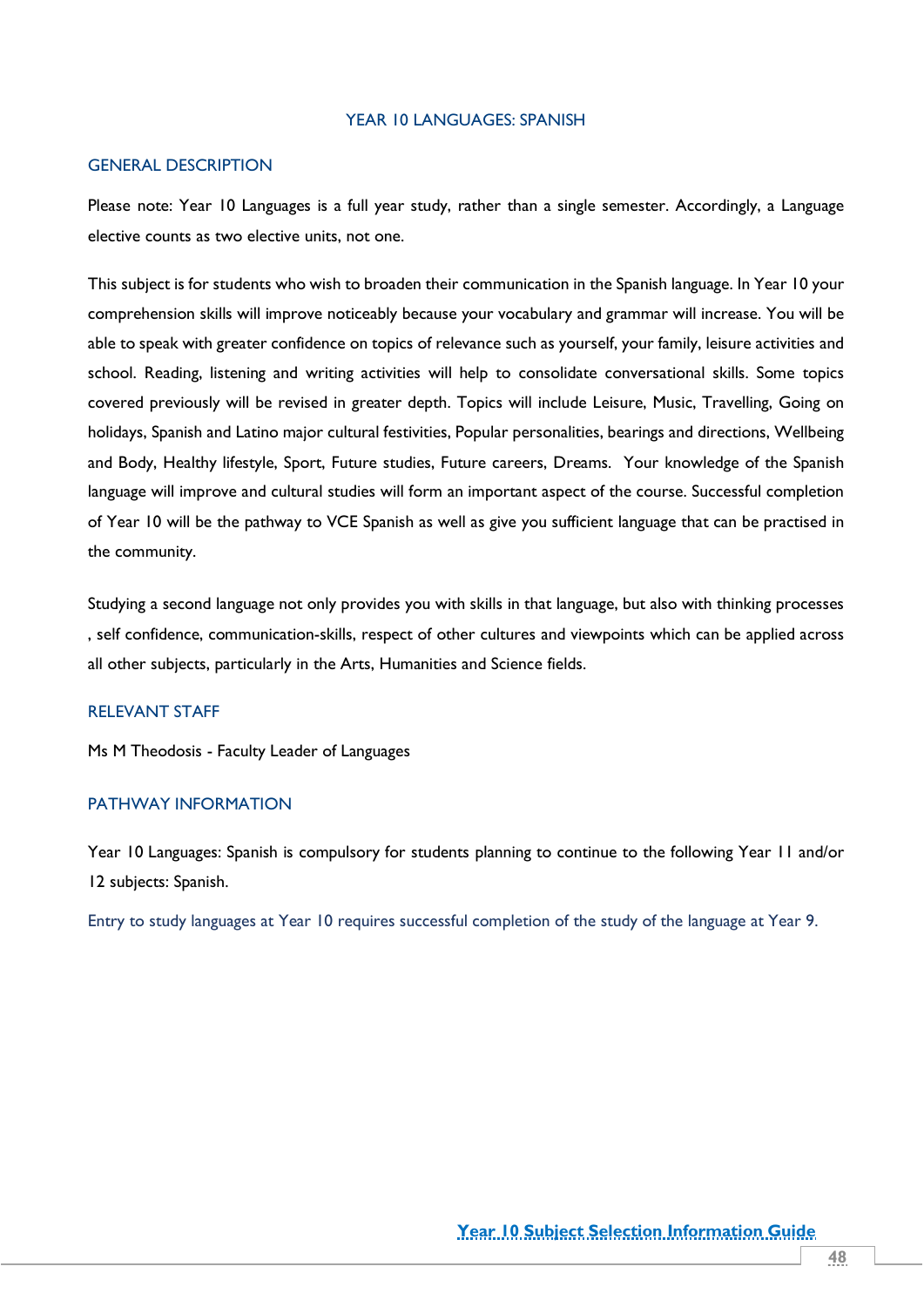# YEAR 10 LANGUAGES: SPANISH

## GENERAL DESCRIPTION

Please note: Year 10 Languages is a full year study, rather than a single semester. Accordingly, a Language elective counts as two elective units, not one.

This subject is for students who wish to broaden their communication in the Spanish language. In Year 10 your comprehension skills will improve noticeably because your vocabulary and grammar will increase. You will be able to speak with greater confidence on topics of relevance such as yourself, your family, leisure activities and school. Reading, listening and writing activities will help to consolidate conversational skills. Some topics covered previously will be revised in greater depth. Topics will include Leisure, Music, Travelling, Going on holidays, Spanish and Latino major cultural festivities, Popular personalities, bearings and directions, Wellbeing and Body, Healthy lifestyle, Sport, Future studies, Future careers, Dreams. Your knowledge of the Spanish language will improve and cultural studies will form an important aspect of the course. Successful completion of Year 10 will be the pathway to VCE Spanish as well as give you sufficient language that can be practised in the community.

Studying a second language not only provides you with skills in that language, but also with thinking processes , self confidence, communication-skills, respect of other cultures and viewpoints which can be applied across all other subjects, particularly in the Arts, Humanities and Science fields.

## RELEVANT STAFF

Ms M Theodosis - Faculty Leader of Languages

## PATHWAY INFORMATION

Year 10 Languages: Spanish is compulsory for students planning to continue to the following Year 11 and/or 12 subjects: Spanish.

Entry to study languages at Year 10 requires successful completion of the study of the language at Year 9.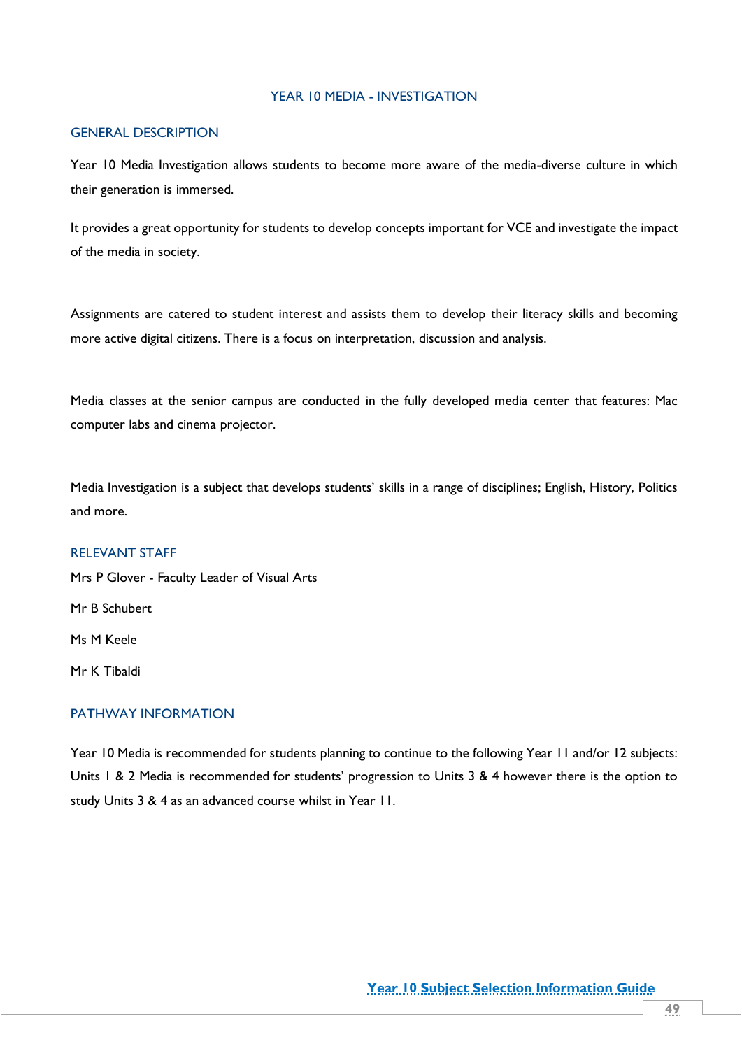# YEAR 10 MEDIA - INVESTIGATION

## GENERAL DESCRIPTION

Year 10 Media Investigation allows students to become more aware of the media-diverse culture in which their generation is immersed.

It provides a great opportunity for students to develop concepts important for VCE and investigate the impact of the media in society.

Assignments are catered to student interest and assists them to develop their literacy skills and becoming more active digital citizens. There is a focus on interpretation, discussion and analysis.

Media classes at the senior campus are conducted in the fully developed media center that features: Mac computer labs and cinema projector.

Media Investigation is a subject that develops students' skills in a range of disciplines; English, History, Politics and more.

## RELEVANT STAFF

Mrs P Glover - Faculty Leader of Visual Arts

Mr B Schubert

Ms M Keele

Mr K Tibaldi

## PATHWAY INFORMATION

Year 10 Media is recommended for students planning to continue to the following Year 11 and/or 12 subjects: Units 1 & 2 Media is recommended for students' progression to Units 3 & 4 however there is the option to study Units 3 & 4 as an advanced course whilst in Year 11.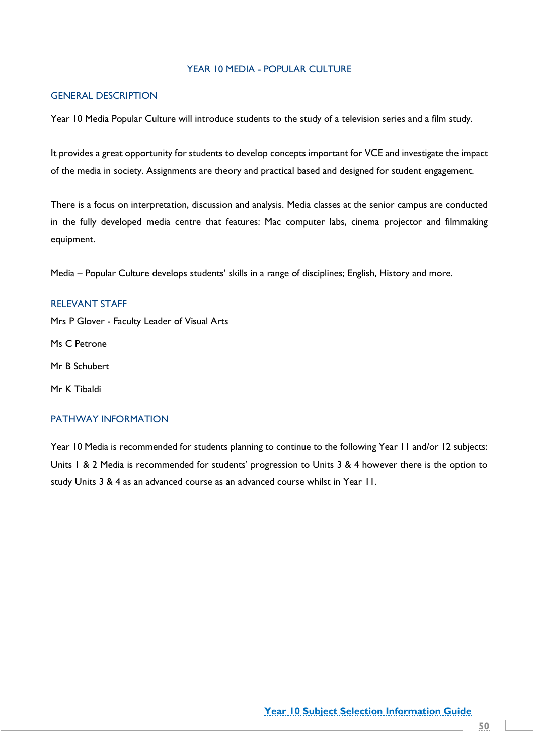# YEAR 10 MEDIA - POPULAR CULTURE

## GENERAL DESCRIPTION

Year 10 Media Popular Culture will introduce students to the study of a television series and a film study.

It provides a great opportunity for students to develop concepts important for VCE and investigate the impact of the media in society. Assignments are theory and practical based and designed for student engagement.

There is a focus on interpretation, discussion and analysis. Media classes at the senior campus are conducted in the fully developed media centre that features: Mac computer labs, cinema projector and filmmaking equipment.

Media – Popular Culture develops students' skills in a range of disciplines; English, History and more.

## RELEVANT STAFF

Mrs P Glover - Faculty Leader of Visual Arts

Ms C Petrone

Mr B Schubert

Mr K Tibaldi

## PATHWAY INFORMATION

Year 10 Media is recommended for students planning to continue to the following Year 11 and/or 12 subjects: Units 1 & 2 Media is recommended for students' progression to Units 3 & 4 however there is the option to study Units 3 & 4 as an advanced course as an advanced course whilst in Year 11.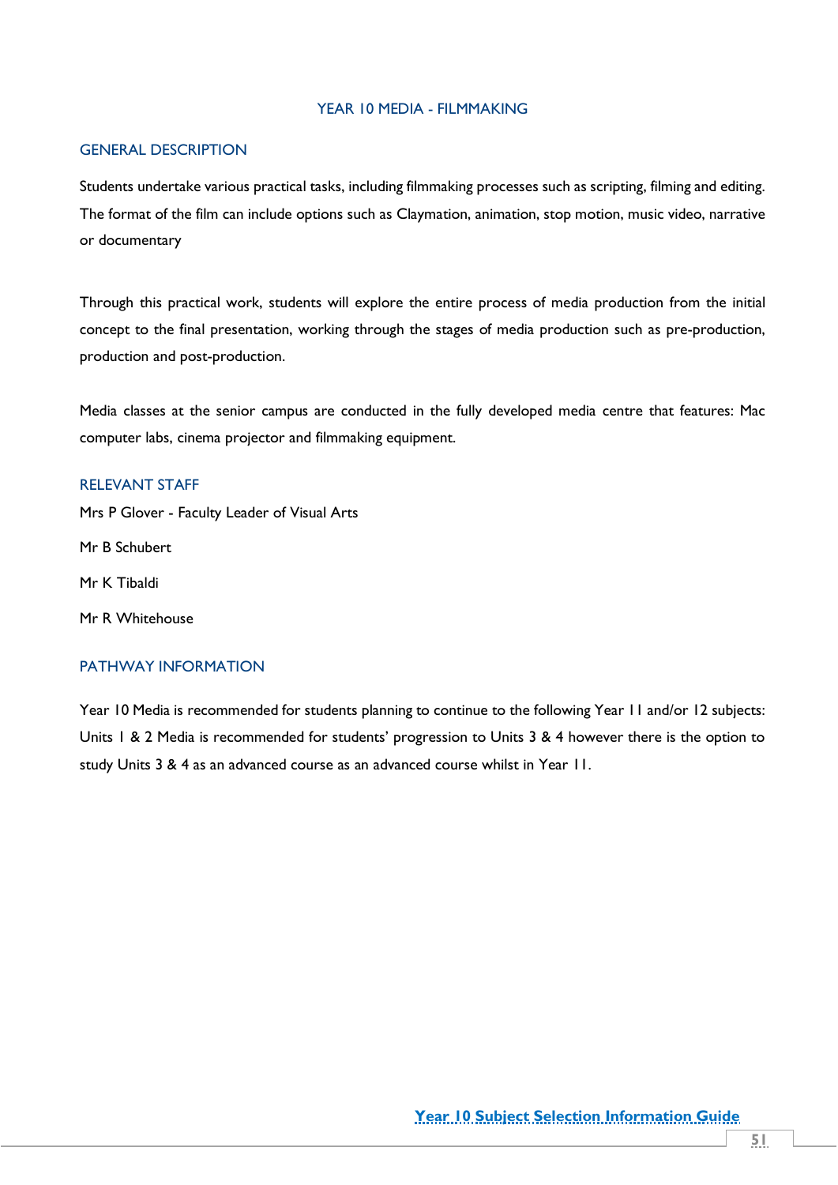# YEAR 10 MEDIA - FILMMAKING

## GENERAL DESCRIPTION

Students undertake various practical tasks, including filmmaking processes such as scripting, filming and editing. The format of the film can include options such as Claymation, animation, stop motion, music video, narrative or documentary

Through this practical work, students will explore the entire process of media production from the initial concept to the final presentation, working through the stages of media production such as pre-production, production and post-production.

Media classes at the senior campus are conducted in the fully developed media centre that features: Mac computer labs, cinema projector and filmmaking equipment.

## RELEVANT STAFF

Mrs P Glover - Faculty Leader of Visual Arts

Mr B Schubert

Mr K Tibaldi

Mr R Whitehouse

## PATHWAY INFORMATION

Year 10 Media is recommended for students planning to continue to the following Year 11 and/or 12 subjects: Units 1 & 2 Media is recommended for students' progression to Units 3 & 4 however there is the option to study Units 3 & 4 as an advanced course as an advanced course whilst in Year 11.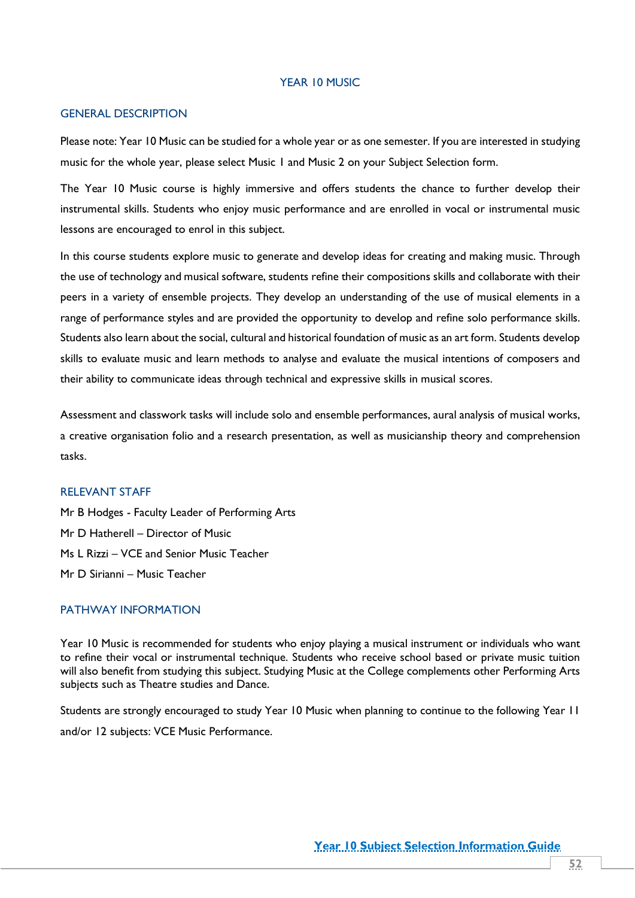# YEAR 10 MUSIC

## GENERAL DESCRIPTION

Please note: Year 10 Music can be studied for a whole year or as one semester. If you are interested in studying music for the whole year, please select Music 1 and Music 2 on your Subject Selection form.

The Year 10 Music course is highly immersive and offers students the chance to further develop their instrumental skills. Students who enjoy music performance and are enrolled in vocal or instrumental music lessons are encouraged to enrol in this subject.

In this course students explore music to generate and develop ideas for creating and making music. Through the use of technology and musical software, students refine their compositions skills and collaborate with their peers in a variety of ensemble projects. They develop an understanding of the use of musical elements in a range of performance styles and are provided the opportunity to develop and refine solo performance skills. Students also learn about the social, cultural and historical foundation of music as an art form. Students develop skills to evaluate music and learn methods to analyse and evaluate the musical intentions of composers and their ability to communicate ideas through technical and expressive skills in musical scores.

Assessment and classwork tasks will include solo and ensemble performances, aural analysis of musical works, a creative organisation folio and a research presentation, as well as musicianship theory and comprehension tasks.

## RELEVANT STAFF

Mr B Hodges - Faculty Leader of Performing Arts
Mr D Hatherell – Director of Music
Ms L Rizzi – VCE and Senior Music Teacher
Mr D Sirianni – Music Teacher

## PATHWAY INFORMATION

Year 10 Music is recommended for students who enjoy playing a musical instrument or individuals who want to refine their vocal or instrumental technique. Students who receive school based or private music tuition will also benefit from studying this subject. Studying Music at the College complements other Performing Arts subjects such as Theatre studies and Dance.

Students are strongly encouraged to study Year 10 Music when planning to continue to the following Year 11 and/or 12 subjects: VCE Music Performance.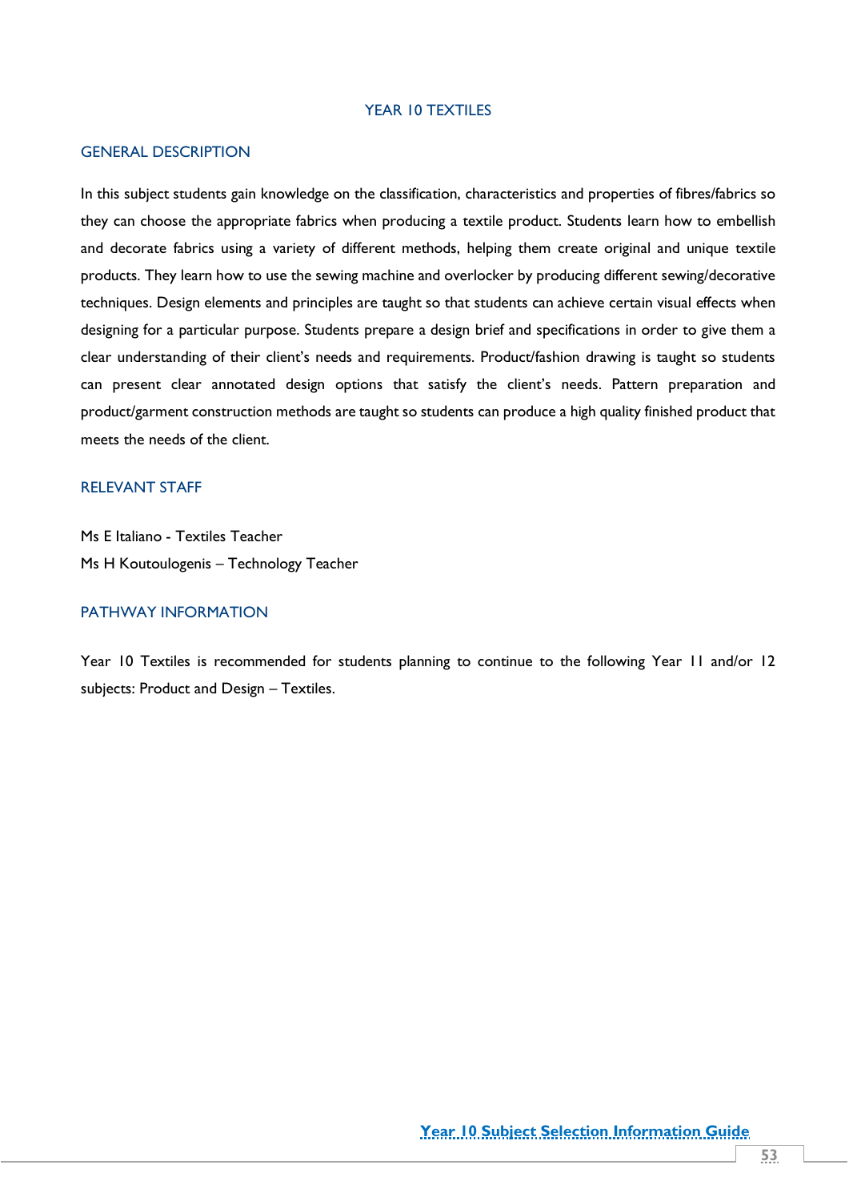# YEAR 10 TEXTILES

## GENERAL DESCRIPTION

In this subject students gain knowledge on the classification, characteristics and properties of fibres/fabrics so they can choose the appropriate fabrics when producing a textile product. Students learn how to embellish and decorate fabrics using a variety of different methods, helping them create original and unique textile products. They learn how to use the sewing machine and overlocker by producing different sewing/decorative techniques. Design elements and principles are taught so that students can achieve certain visual effects when designing for a particular purpose. Students prepare a design brief and specifications in order to give them a clear understanding of their client's needs and requirements. Product/fashion drawing is taught so students can present clear annotated design options that satisfy the client's needs. Pattern preparation and product/garment construction methods are taught so students can produce a high quality finished product that meets the needs of the client.

## RELEVANT STAFF

Ms E Italiano - Textiles Teacher
Ms H Koutoulogenis – Technology Teacher

## PATHWAY INFORMATION

Year 10 Textiles is recommended for students planning to continue to the following Year 11 and/or 12 subjects: Product and Design – Textiles.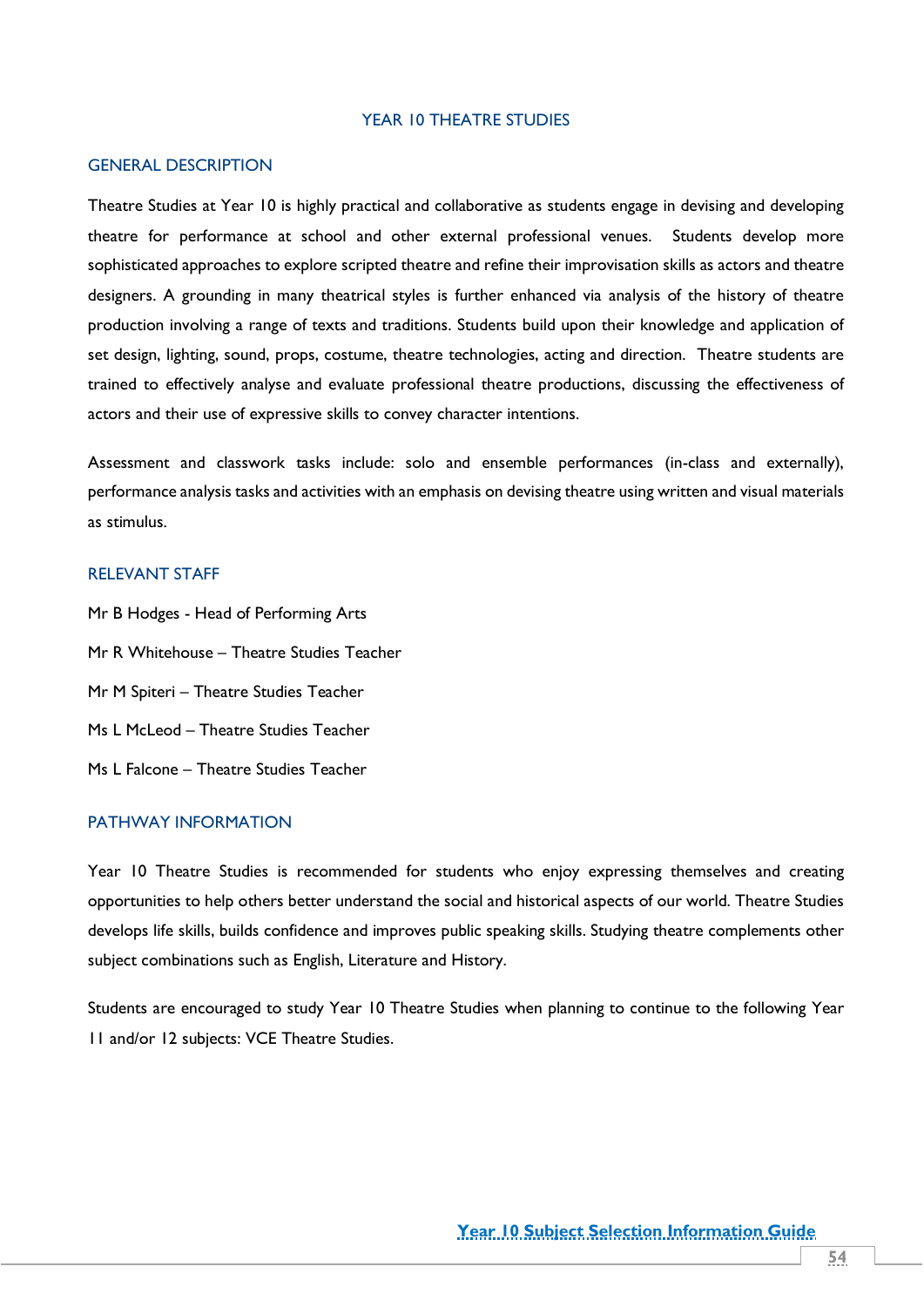# YEAR 10 THEATRE STUDIES

## GENERAL DESCRIPTION

Theatre Studies at Year 10 is highly practical and collaborative as students engage in devising and developing theatre for performance at school and other external professional venues. Students develop more sophisticated approaches to explore scripted theatre and refine their improvisation skills as actors and theatre designers. A grounding in many theatrical styles is further enhanced via analysis of the history of theatre production involving a range of texts and traditions. Students build upon their knowledge and application of set design, lighting, sound, props, costume, theatre technologies, acting and direction. Theatre students are trained to effectively analyse and evaluate professional theatre productions, discussing the effectiveness of actors and their use of expressive skills to convey character intentions.

Assessment and classwork tasks include: solo and ensemble performances (in-class and externally), performance analysis tasks and activities with an emphasis on devising theatre using written and visual materials as stimulus.

## RELEVANT STAFF

Mr B Hodges - Head of Performing Arts

Mr R Whitehouse – Theatre Studies Teacher

Mr M Spiteri – Theatre Studies Teacher

Ms L McLeod – Theatre Studies Teacher

Ms L Falcone – Theatre Studies Teacher

## PATHWAY INFORMATION

Year 10 Theatre Studies is recommended for students who enjoy expressing themselves and creating opportunities to help others better understand the social and historical aspects of our world. Theatre Studies develops life skills, builds confidence and improves public speaking skills. Studying theatre complements other subject combinations such as English, Literature and History.

Students are encouraged to study Year 10 Theatre Studies when planning to continue to the following Year 11 and/or 12 subjects: VCE Theatre Studies.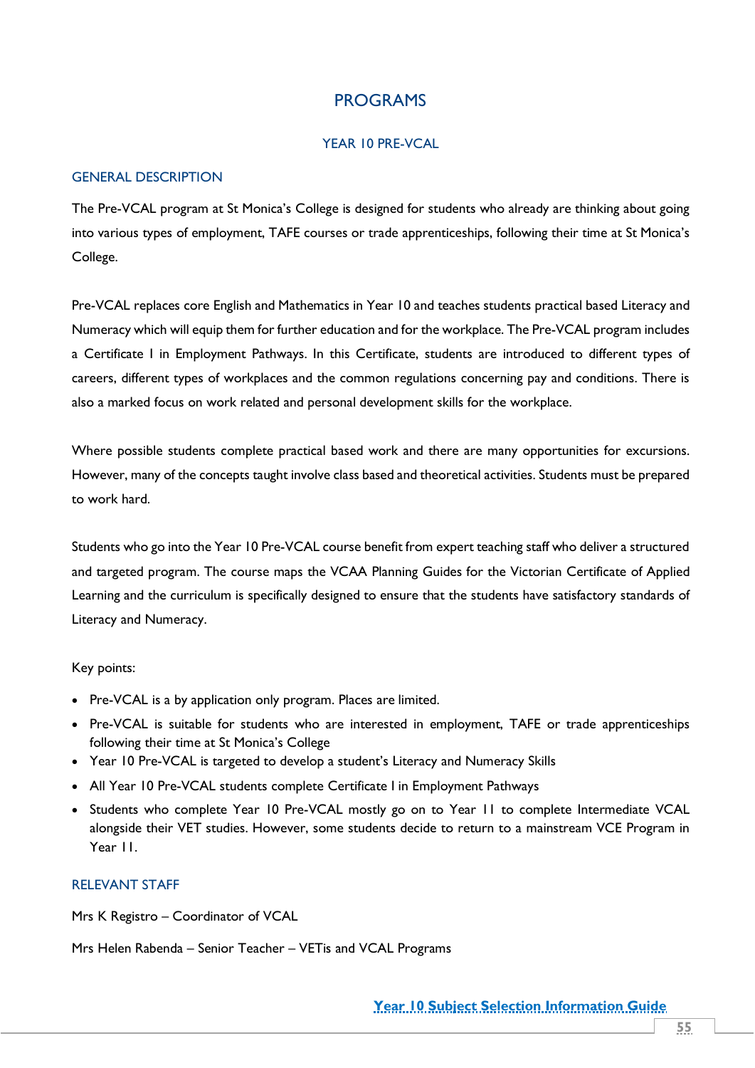# PROGRAMS

## YEAR 10 PRE-VCAL

### GENERAL DESCRIPTION

The Pre-VCAL program at St Monica's College is designed for students who already are thinking about going into various types of employment, TAFE courses or trade apprenticeships, following their time at St Monica's College.

Pre-VCAL replaces core English and Mathematics in Year 10 and teaches students practical based Literacy and Numeracy which will equip them for further education and for the workplace. The Pre-VCAL program includes a Certificate I in Employment Pathways. In this Certificate, students are introduced to different types of careers, different types of workplaces and the common regulations concerning pay and conditions. There is also a marked focus on work related and personal development skills for the workplace.

Where possible students complete practical based work and there are many opportunities for excursions. However, many of the concepts taught involve class based and theoretical activities. Students must be prepared to work hard.

Students who go into the Year 10 Pre-VCAL course benefit from expert teaching staff who deliver a structured and targeted program. The course maps the VCAA Planning Guides for the Victorian Certificate of Applied Learning and the curriculum is specifically designed to ensure that the students have satisfactory standards of Literacy and Numeracy.

Key points:

- Pre-VCAL is a by application only program. Places are limited.
- Pre-VCAL is suitable for students who are interested in employment, TAFE or trade apprenticeships following their time at St Monica's College
- Year 10 Pre-VCAL is targeted to develop a student's Literacy and Numeracy Skills
- All Year 10 Pre-VCAL students complete Certificate I in Employment Pathways
- Students who complete Year 10 Pre-VCAL mostly go on to Year 11 to complete Intermediate VCAL alongside their VET studies. However, some students decide to return to a mainstream VCE Program in Year 11.

### RELEVANT STAFF

Mrs K Registro – Coordinator of VCAL

Mrs Helen Rabenda – Senior Teacher – VETis and VCAL Programs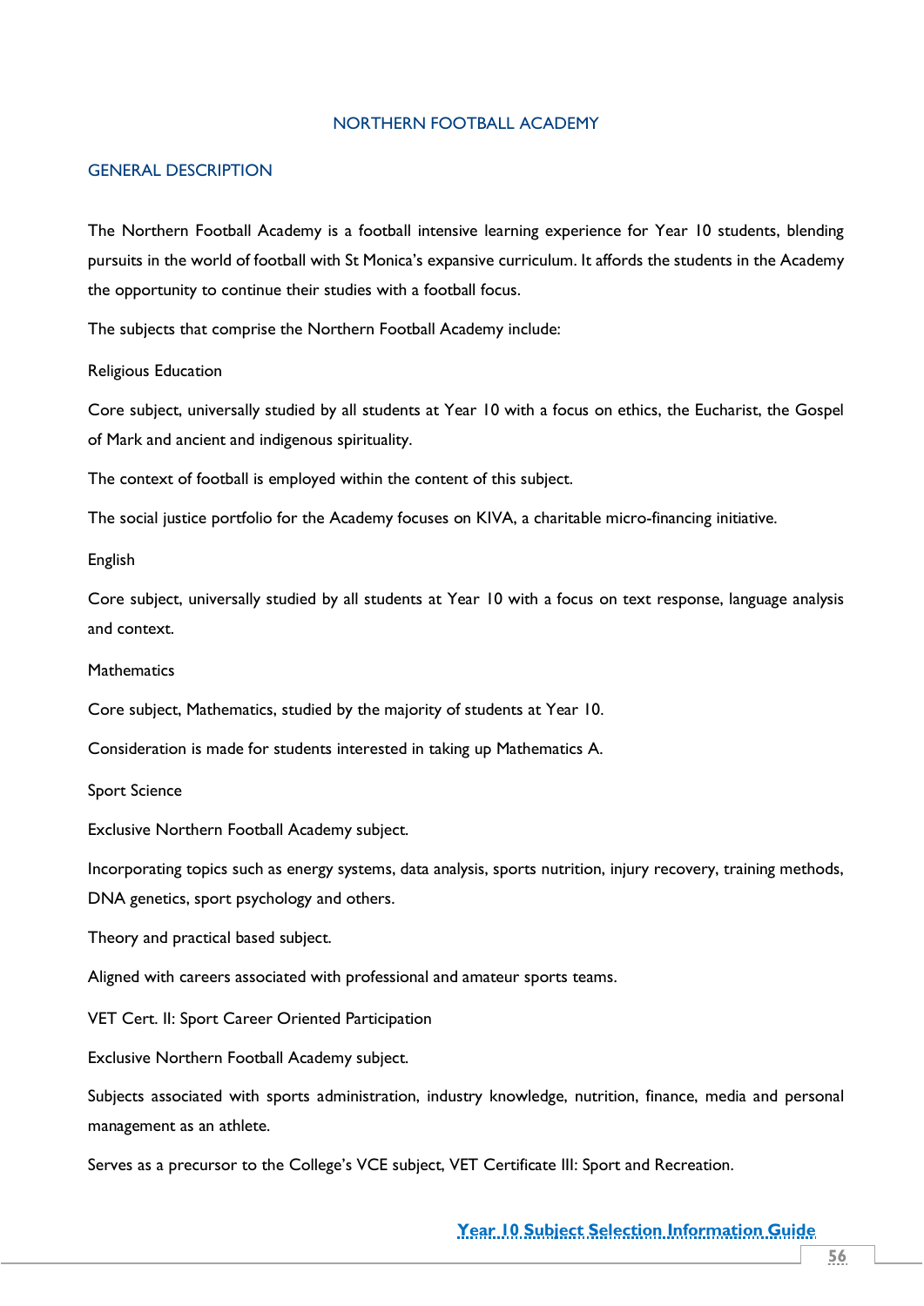# NORTHERN FOOTBALL ACADEMY

## GENERAL DESCRIPTION

The Northern Football Academy is a football intensive learning experience for Year 10 students, blending pursuits in the world of football with St Monica's expansive curriculum. It affords the students in the Academy the opportunity to continue their studies with a football focus.

The subjects that comprise the Northern Football Academy include:

Religious Education

Core subject, universally studied by all students at Year 10 with a focus on ethics, the Eucharist, the Gospel of Mark and ancient and indigenous spirituality.

The context of football is employed within the content of this subject.

The social justice portfolio for the Academy focuses on KIVA, a charitable micro-financing initiative.

English

Core subject, universally studied by all students at Year 10 with a focus on text response, language analysis and context.

Mathematics

Core subject, Mathematics, studied by the majority of students at Year 10.

Consideration is made for students interested in taking up Mathematics A.

Sport Science

Exclusive Northern Football Academy subject.

Incorporating topics such as energy systems, data analysis, sports nutrition, injury recovery, training methods, DNA genetics, sport psychology and others.

Theory and practical based subject.

Aligned with careers associated with professional and amateur sports teams.

VET Cert. II: Sport Career Oriented Participation

Exclusive Northern Football Academy subject.

Subjects associated with sports administration, industry knowledge, nutrition, finance, media and personal management as an athlete.

Serves as a precursor to the College's VCE subject, VET Certificate III: Sport and Recreation.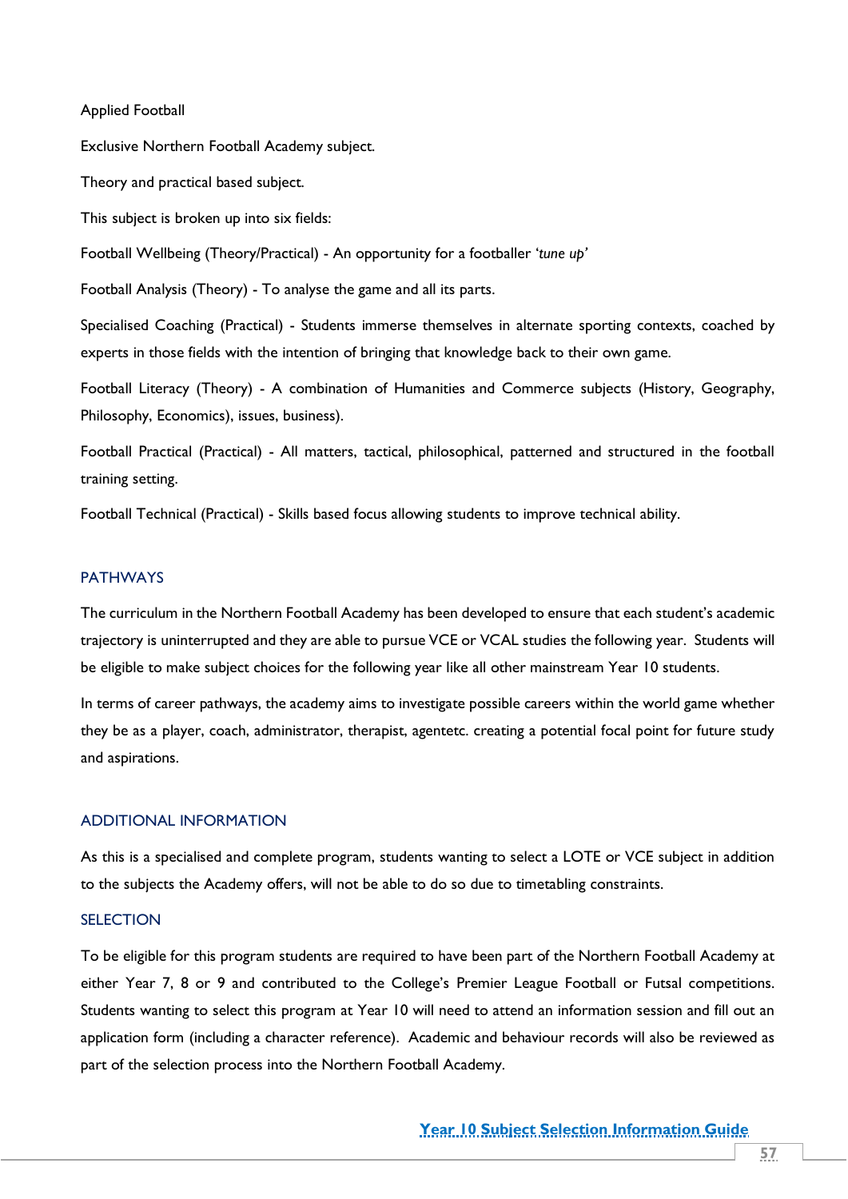Applied Football

Exclusive Northern Football Academy subject.

Theory and practical based subject.

This subject is broken up into six fields:

Football Wellbeing (Theory/Practical) - An opportunity for a footballer *'tune up'*

Football Analysis (Theory) - To analyse the game and all its parts.

Specialised Coaching (Practical) - Students immerse themselves in alternate sporting contexts, coached by experts in those fields with the intention of bringing that knowledge back to their own game.

Football Literacy (Theory) - A combination of Humanities and Commerce subjects (History, Geography, Philosophy, Economics), issues, business).

Football Practical (Practical) - All matters, tactical, philosophical, patterned and structured in the football training setting.

Football Technical (Practical) - Skills based focus allowing students to improve technical ability.

## PATHWAYS

The curriculum in the Northern Football Academy has been developed to ensure that each student's academic trajectory is uninterrupted and they are able to pursue VCE or VCAL studies the following year. Students will be eligible to make subject choices for the following year like all other mainstream Year 10 students.

In terms of career pathways, the academy aims to investigate possible careers within the world game whether they be as a player, coach, administrator, therapist, agentetc. creating a potential focal point for future study and aspirations.

## ADDITIONAL INFORMATION

As this is a specialised and complete program, students wanting to select a LOTE or VCE subject in addition to the subjects the Academy offers, will not be able to do so due to timetabling constraints.

## SELECTION

To be eligible for this program students are required to have been part of the Northern Football Academy at either Year 7, 8 or 9 and contributed to the College's Premier League Football or Futsal competitions. Students wanting to select this program at Year 10 will need to attend an information session and fill out an application form (including a character reference). Academic and behaviour records will also be reviewed as part of the selection process into the Northern Football Academy.